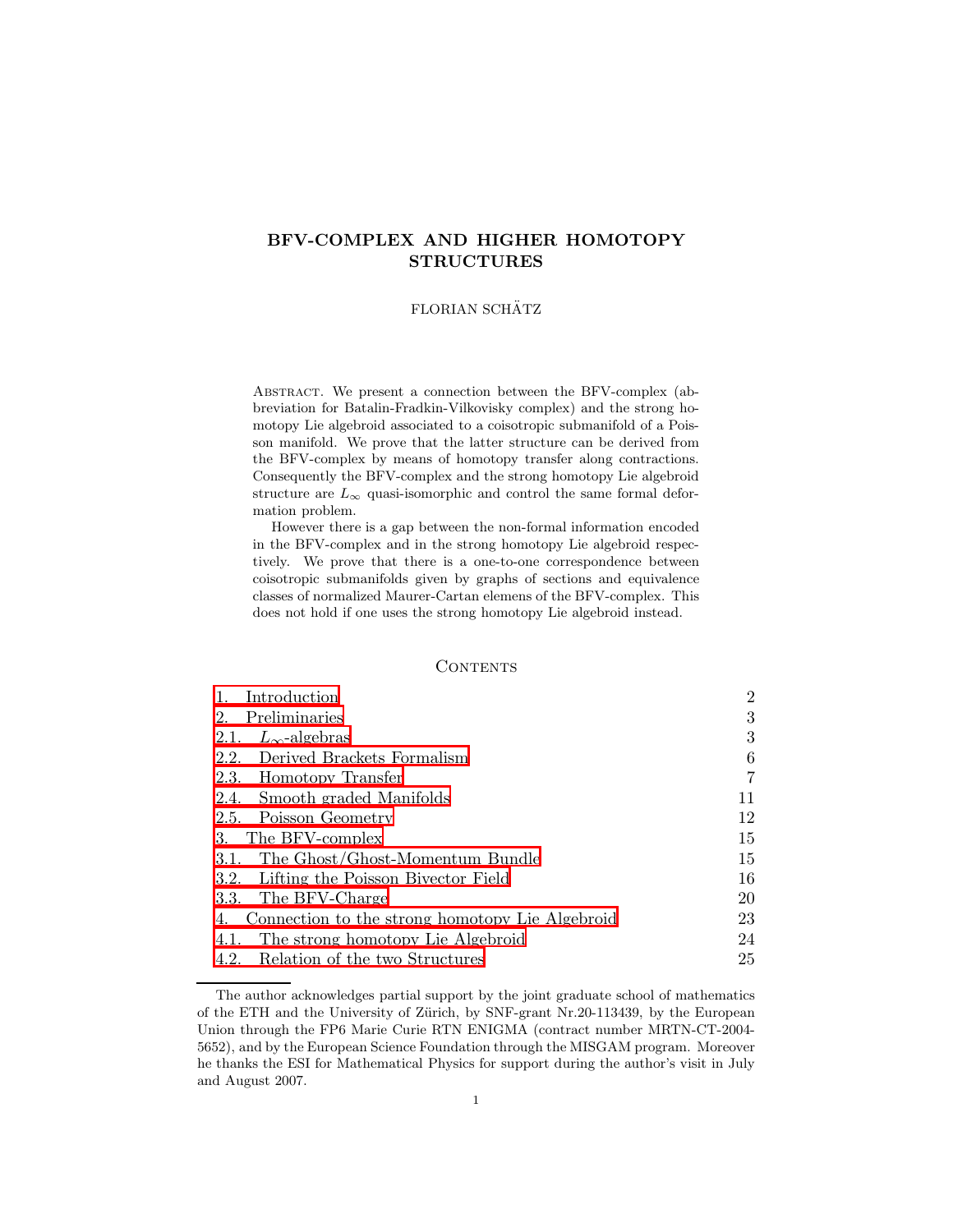# BFV-COMPLEX AND HIGHER HOMOTOPY STRUCTURES

FLORIAN SCHÄTZ

ABSTRACT. We present a connection between the BFV-complex (abbreviation for Batalin-Fradkin-Vilkovisky complex) and the strong homotopy Lie algebroid associated to a coisotropic submanifold of a Poisson manifold. We prove that the latter structure can be derived from the BFV-complex by means of homotopy transfer along contractions. Consequently the BFV-complex and the strong homotopy Lie algebroid structure are $L_\infty$ quasi-isomorphic and control the same formal deformation problem.

However there is a gap between the non-formal information encoded in the BFV-complex and in the strong homotopy Lie algebroid respectively. We prove that there is a one-to-one correspondence between coisotropic submanifolds given by graphs of sections and equivalence classes of normalized Maurer-Cartan elemens of the BFV-complex. This does not hold if one uses the strong homotopy Lie algebroid instead.

## CONTENTS

| | |
|---|---|
| 1. Introduction | 2 |
| 2. Preliminaries | 3 |
| 2.1. $L_\infty$-algebras | 3 |
| 2.2. Derived Brackets Formalism | 6 |
| 2.3. Homotopy Transfer | 7 |
| 2.4. Smooth graded Manifolds | 11 |
| 2.5. Poisson Geometry | 12 |
| 3. The BFV-complex | 15 |
| 3.1. The Ghost/Ghost-Momentum Bundle | 15 |
| 3.2. Lifting the Poisson Bivector Field | 16 |
| 3.3. The BFV-Charge | 20 |
| 4. Connection to the strong homotopy Lie Algebroid | 23 |
| 4.1. The strong homotopy Lie Algebroid | 24 |
| 4.2. Relation of the two Structures | 25 |

The author acknowledges partial support by the joint graduate school of mathematics of the ETH and the University of Zürich, by SNF-grant Nr.20-113439, by the European Union through the FP6 Marie Curie RTN ENIGMA (contract number MRTN-CT-2004-5652), and by the European Science Foundation through the MISGAM program. Moreover he thanks the ESI for Mathematical Physics for support during the author's visit in July and August 2007.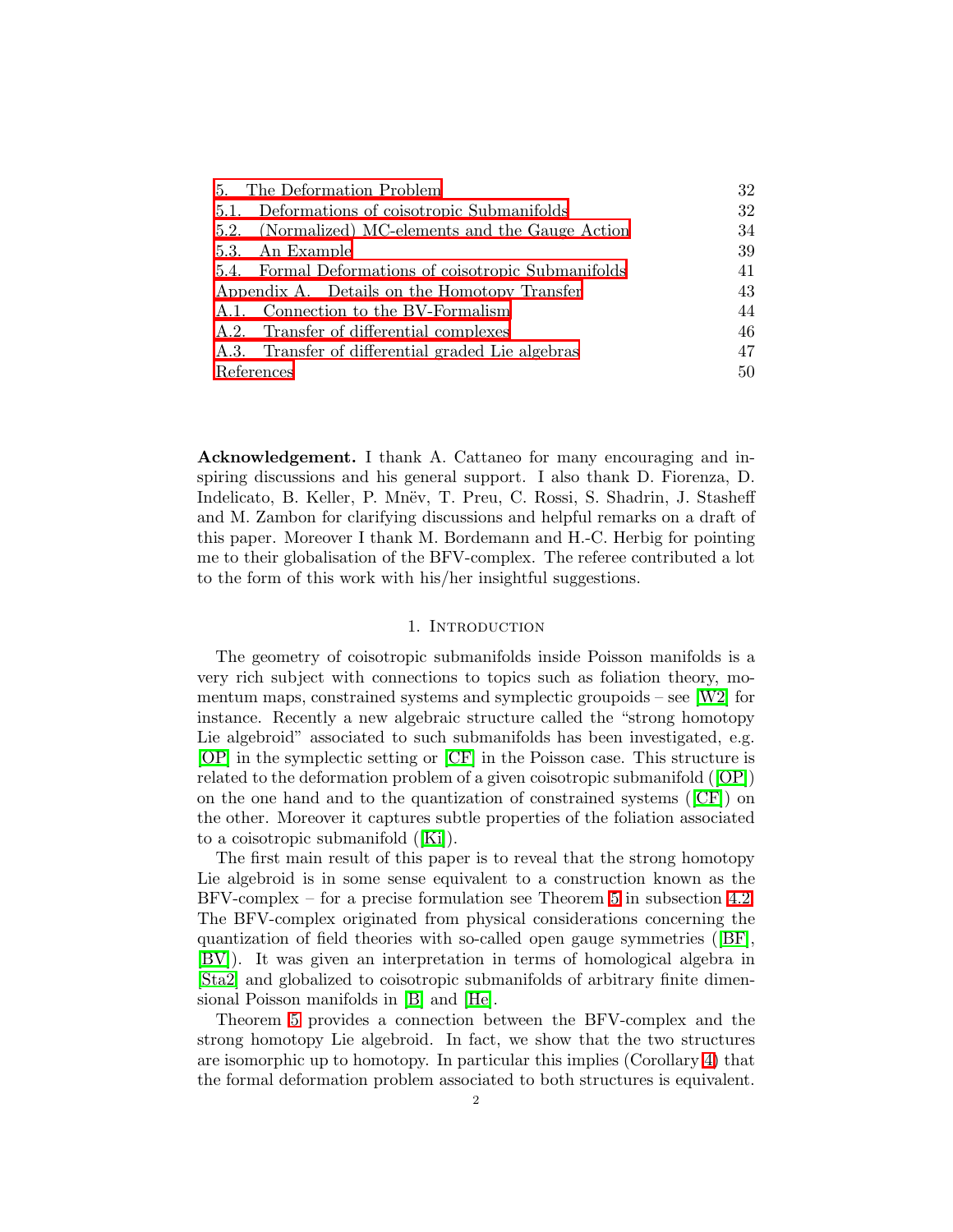| | |
|---|---|
| 5. The Deformation Problem | 32 |
| 5.1. Deformations of coisotropic Submanifolds | 32 |
| 5.2. (Normalized) MC-elements and the Gauge Action | 34 |
| 5.3. An Example | 39 |
| 5.4. Formal Deformations of coisotropic Submanifolds | 41 |
| Appendix A. Details on the Homotopy Transfer | 43 |
| A.1. Connection to the BV-Formalism | 44 |
| A.2. Transfer of differential complexes | 46 |
| A.3. Transfer of differential graded Lie algebras | 47 |
| References | 50 |

**Acknowledgement.** I thank A. Cattaneo for many encouraging and inspiring discussions and his general support. I also thank D. Fiorenza, D. Indelicato, B. Keller, P. Mnëv, T. Preu, C. Rossi, S. Shadrin, J. Stasheff and M. Zambon for clarifying discussions and helpful remarks on a draft of this paper. Moreover I thank M. Bordemann and H.-C. Herbig for pointing me to their globalisation of the BFV-complex. The referee contributed a lot to the form of this work with his/her insightful suggestions.

## 1. Introduction

The geometry of coisotropic submanifolds inside Poisson manifolds is a very rich subject with connections to topics such as foliation theory, momentum maps, constrained systems and symplectic groupoids – see [W2] for instance. Recently a new algebraic structure called the "strong homotopy Lie algebroid" associated to such submanifolds has been investigated, e.g. [OP] in the symplectic setting or [CF] in the Poisson case. This structure is related to the deformation problem of a given coisotropic submanifold ([OP]) on the one hand and to the quantization of constrained systems ([CF]) on the other. Moreover it captures subtle properties of the foliation associated to a coisotropic submanifold ([Ki]).

The first main result of this paper is to reveal that the strong homotopy Lie algebroid is in some sense equivalent to a construction known as the BFV-complex – for a precise formulation see Theorem 5 in subsection 4.2. The BFV-complex originated from physical considerations concerning the quantization of field theories with so-called open gauge symmetries ([BF], [BV]). It was given an interpretation in terms of homological algebra in [Sta2] and globalized to coisotropic submanifolds of arbitrary finite dimensional Poisson manifolds in [B] and [He].

Theorem 5 provides a connection between the BFV-complex and the strong homotopy Lie algebroid. In fact, we show that the two structures are isomorphic up to homotopy. In particular this implies (Corollary 4) that the formal deformation problem associated to both structures is equivalent.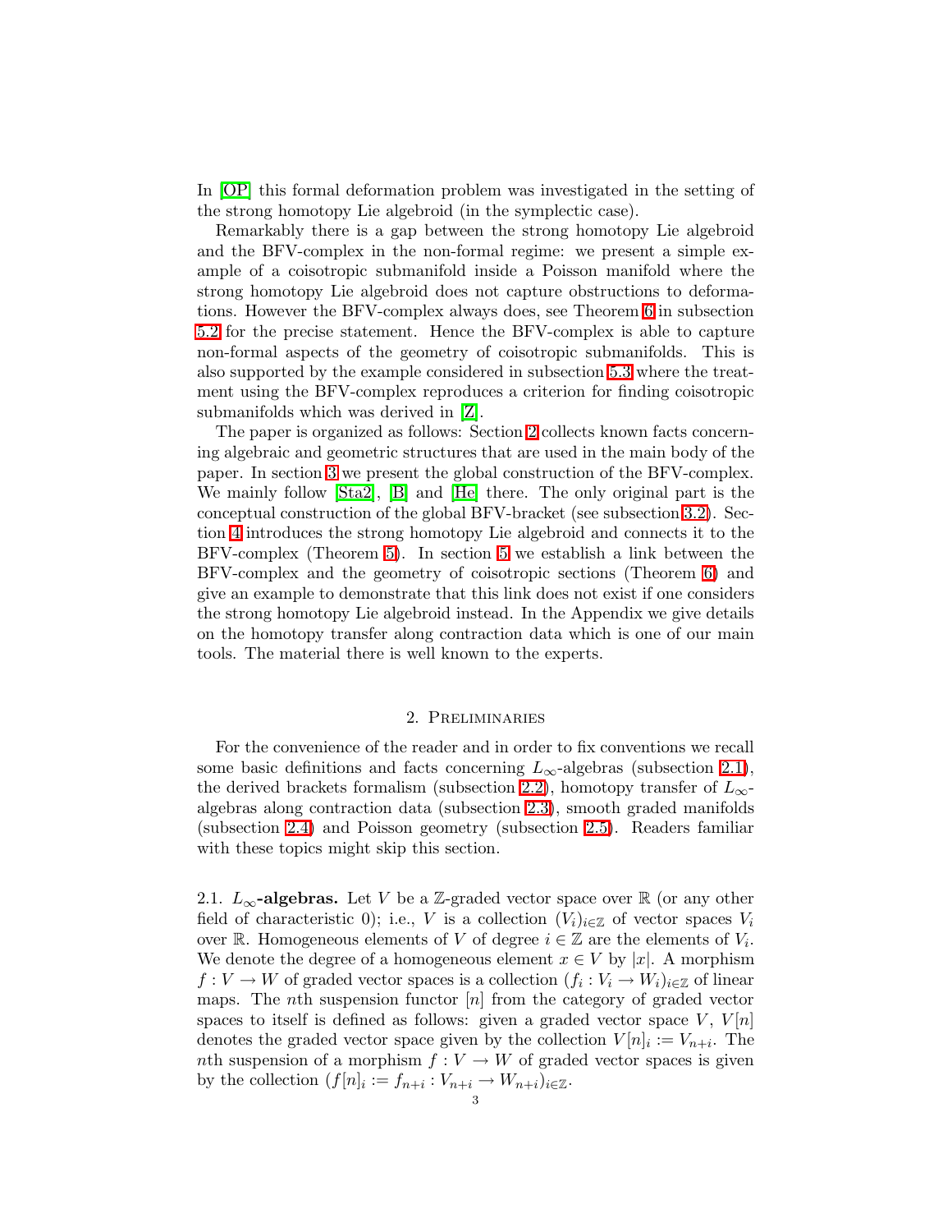In [OP] this formal deformation problem was investigated in the setting of the strong homotopy Lie algebroid (in the symplectic case).

Remarkably there is a gap between the strong homotopy Lie algebroid and the BFV-complex in the non-formal regime: we present a simple example of a coisotropic submanifold inside a Poisson manifold where the strong homotopy Lie algebroid does not capture obstructions to deformations. However the BFV-complex always does, see Theorem 6 in subsection 5.2 for the precise statement. Hence the BFV-complex is able to capture non-formal aspects of the geometry of coisotropic submanifolds. This is also supported by the example considered in subsection 5.3 where the treatment using the BFV-complex reproduces a criterion for finding coisotropic submanifolds which was derived in [Z].

The paper is organized as follows: Section 2 collects known facts concerning algebraic and geometric structures that are used in the main body of the paper. In section 3 we present the global construction of the BFV-complex. We mainly follow [Sta2], [B] and [He] there. The only original part is the conceptual construction of the global BFV-bracket (see subsection 3.2). Section 4 introduces the strong homotopy Lie algebroid and connects it to the BFV-complex (Theorem 5). In section 5 we establish a link between the BFV-complex and the geometry of coisotropic sections (Theorem 6) and give an example to demonstrate that this link does not exist if one considers the strong homotopy Lie algebroid instead. In the Appendix we give details on the homotopy transfer along contraction data which is one of our main tools. The material there is well known to the experts.

## 2. Preliminaries

For the convenience of the reader and in order to fix conventions we recall some basic definitions and facts concerning $L_\infty$-algebras (subsection 2.1), the derived brackets formalism (subsection 2.2), homotopy transfer of $L_\infty$-algebras along contraction data (subsection 2.3), smooth graded manifolds (subsection 2.4) and Poisson geometry (subsection 2.5). Readers familiar with these topics might skip this section.

### 2.1. $L_\infty$-algebras.

Let $V$ be a $\mathbb{Z}$-graded vector space over $\mathbb{R}$ (or any other field of characteristic 0); i.e., $V$ is a collection $(V_i)_{i\in\mathbb{Z}}$ of vector spaces $V_i$ over $\mathbb{R}$. Homogeneous elements of $V$ of degree $i \in \mathbb{Z}$ are the elements of $V_i$. We denote the degree of a homogeneous element $x \in V$ by $|x|$. A morphism $f : V \to W$ of graded vector spaces is a collection $(f_i : V_i \to W_i)_{i\in\mathbb{Z}}$ of linear maps. The $n$th suspension functor $[n]$ from the category of graded vector spaces to itself is defined as follows: given a graded vector space $V$, $V[n]$ denotes the graded vector space given by the collection $V[n]_i := V_{n+i}$. The $n$th suspension of a morphism $f : V \to W$ of graded vector spaces is given by the collection $(f[n]_i := f_{n+i} : V_{n+i} \to W_{n+i})_{i\in\mathbb{Z}}$.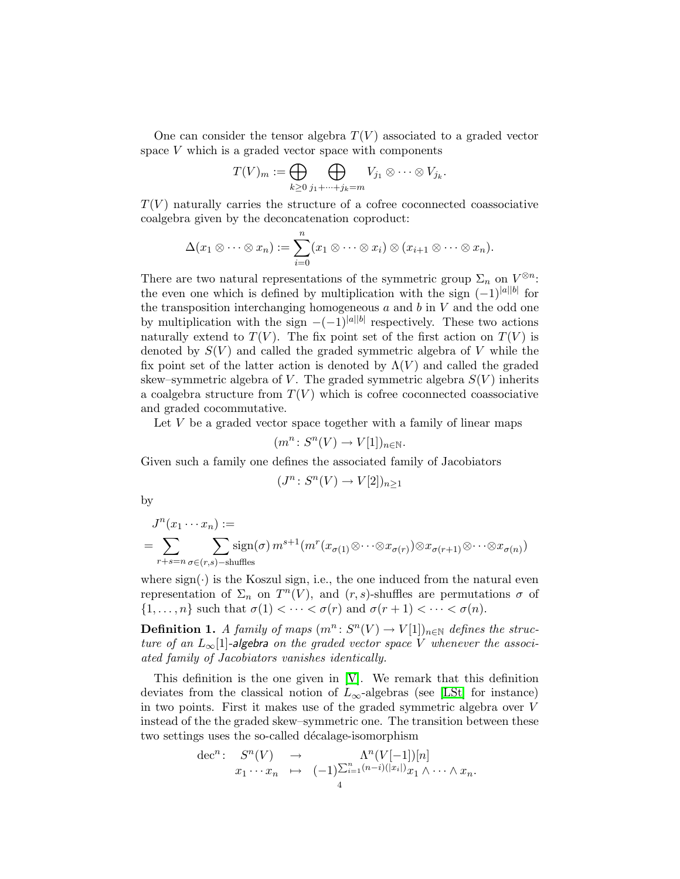One can consider the tensor algebra $T(V)$ associated to a graded vector space $V$ which is a graded vector space with components

$$T(V)_m := \bigoplus_{k\geq 0} \bigoplus_{j_1+\cdots+j_k=m} V_{j_1} \otimes \cdots \otimes V_{j_k}.$$

$T(V)$ naturally carries the structure of a cofree coconnected coassociative coalgebra given by the deconcatenation coproduct:

$$\Delta(x_1 \otimes \cdots \otimes x_n) := \sum_{i=0}^{n} (x_1 \otimes \cdots \otimes x_i) \otimes (x_{i+1} \otimes \cdots \otimes x_n).$$

There are two natural representations of the symmetric group $\Sigma_n$ on $V^{\otimes n}$: the even one which is defined by multiplication with the sign $(-1)^{|a||b|}$ for the transposition interchanging homogeneous $a$ and $b$ in $V$ and the odd one by multiplication with the sign $-(-1)^{|a||b|}$ respectively. These two actions naturally extend to $T(V)$. The fix point set of the first action on $T(V)$ is denoted by $S(V)$ and called the graded symmetric algebra of $V$ while the fix point set of the latter action is denoted by $\Lambda(V)$ and called the graded skew–symmetric algebra of $V$. The graded symmetric algebra $S(V)$ inherits a coalgebra structure from $T(V)$ which is cofree coconnected coassociative and graded cocommutative.

Let $V$ be a graded vector space together with a family of linear maps

$$(m^n \colon S^n(V) \to V[1])_{n\in\mathbb{N}}.$$

Given such a family one defines the associated family of Jacobiators

$$(J^n \colon S^n(V) \to V[2])_{n\geq 1}$$

by

$$J^n(x_1 \cdots x_n) := \\ = \sum_{r+s=n} \sum_{\sigma\in(r,s)-\text{shuffles}} \text{sign}(\sigma)\, m^{s+1}(m^r(x_{\sigma(1)}\otimes\cdots\otimes x_{\sigma(r)})\otimes x_{\sigma(r+1)}\otimes\cdots\otimes x_{\sigma(n)})$$

where $\text{sign}(\cdot)$ is the Koszul sign, i.e., the one induced from the natural even representation of $\Sigma_n$ on $T^n(V)$, and $(r,s)$-shuffles are permutations $\sigma$ of $\{1,\ldots,n\}$ such that $\sigma(1) < \cdots < \sigma(r)$ and $\sigma(r+1) < \cdots < \sigma(n)$.

**Definition 1.** *A family of maps $(m^n \colon S^n(V) \to V[1])_{n\in\mathbb{N}}$ defines the structure of an $L_\infty[1]$-**algebra** on the graded vector space $V$ whenever the associated family of Jacobiators vanishes identically.*

This definition is the one given in [V]. We remark that this definition deviates from the classical notion of $L_\infty$-algebras (see [LSt] for instance) in two points. First it makes use of the graded symmetric algebra over $V$ instead of the the graded skew–symmetric one. The transition between these two settings uses the so-called décalage-isomorphism

$$\begin{array}{rccc} \text{dec}^n\colon & S^n(V) & \to & \Lambda^n(V[-1])[n] \\ & x_1\cdots x_n & \mapsto & (-1)^{\sum_{i=1}^{n}(n-i)(|x_i|)} x_1\wedge\cdots\wedge x_n. \end{array}$$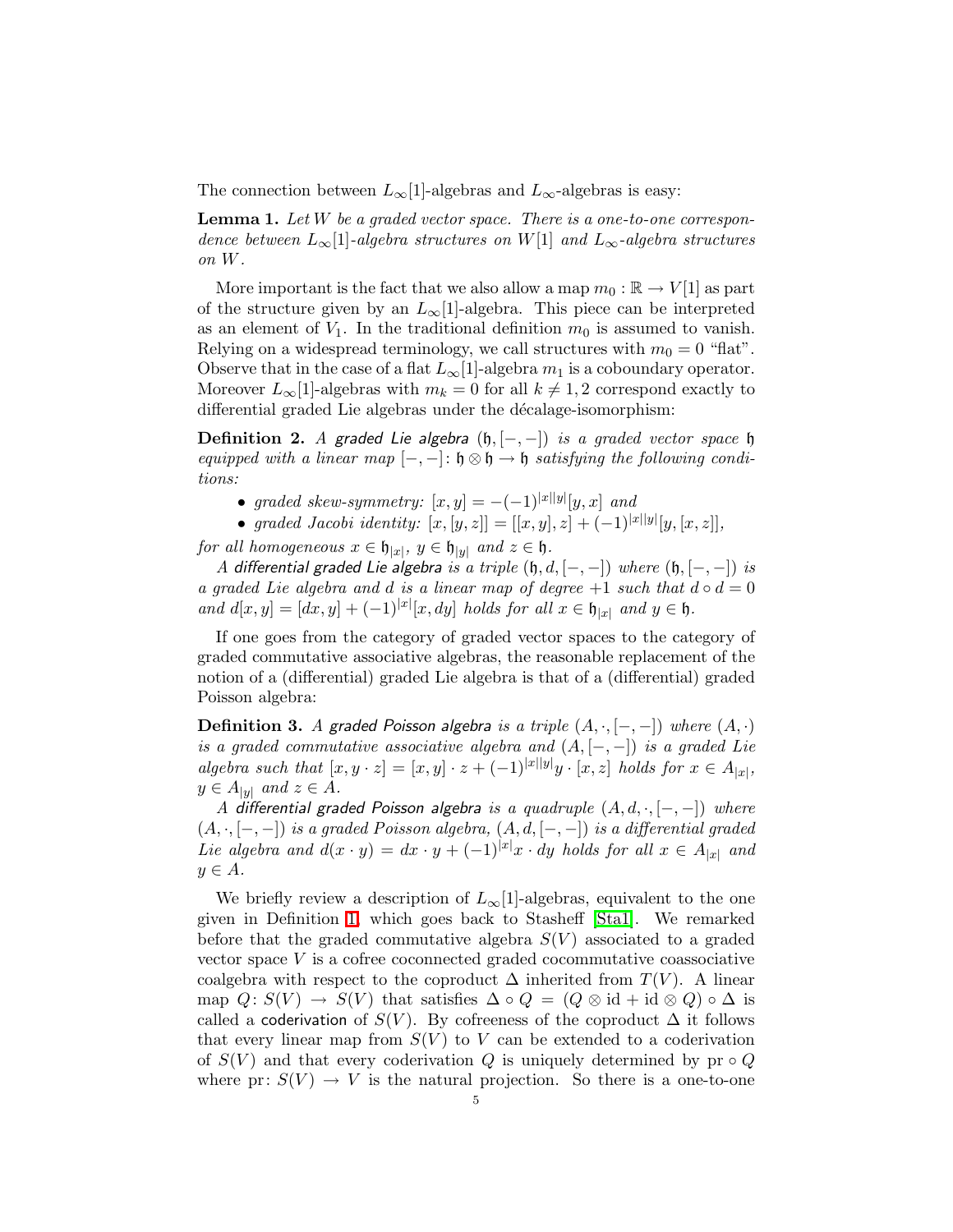The connection between $L_\infty[1]$-algebras and $L_\infty$-algebras is easy:

**Lemma 1.** *Let $W$ be a graded vector space. There is a one-to-one correspondence between $L_\infty[1]$-algebra structures on $W[1]$ and $L_\infty$-algebra structures on $W$.*

More important is the fact that we also allow a map $m_0 : \mathbb{R} \to V[1]$ as part of the structure given by an $L_\infty[1]$-algebra. This piece can be interpreted as an element of $V_1$. In the traditional definition $m_0$ is assumed to vanish. Relying on a widespread terminology, we call structures with $m_0 = 0$ "flat". Observe that in the case of a flat $L_\infty[1]$-algebra $m_1$ is a coboundary operator. Moreover $L_\infty[1]$-algebras with $m_k = 0$ for all $k \neq 1, 2$ correspond exactly to differential graded Lie algebras under the décalage-isomorphism:

**Definition 2.** *A graded Lie algebra $(\mathfrak{h}, [-,-])$ is a graded vector space $\mathfrak{h}$ equipped with a linear map $[-,-]\colon \mathfrak{h} \otimes \mathfrak{h} \to \mathfrak{h}$ satisfying the following conditions:*

- *graded skew-symmetry: $[x, y] = -(-1)^{|x||y|}[y, x]$ and*
- *graded Jacobi identity: $[x, [y, z]] = [[x, y], z] + (-1)^{|x||y|}[y, [x, z]]$,*

*for all homogeneous $x \in \mathfrak{h}_{|x|}$, $y \in \mathfrak{h}_{|y|}$ and $z \in \mathfrak{h}$.*

*A differential graded Lie algebra is a triple $(\mathfrak{h}, d, [-,-])$ where $(\mathfrak{h}, [-,-])$ is a graded Lie algebra and $d$ is a linear map of degree $+1$ such that $d \circ d = 0$ and $d[x, y] = [dx, y] + (-1)^{|x|}[x, dy]$ holds for all $x \in \mathfrak{h}_{|x|}$ and $y \in \mathfrak{h}$.*

If one goes from the category of graded vector spaces to the category of graded commutative associative algebras, the reasonable replacement of the notion of a (differential) graded Lie algebra is that of a (differential) graded Poisson algebra:

**Definition 3.** *A graded Poisson algebra is a triple $(A, \cdot, [-,-])$ where $(A, \cdot)$ is a graded commutative associative algebra and $(A, [-,-])$ is a graded Lie algebra such that $[x, y \cdot z] = [x, y] \cdot z + (-1)^{|x||y|} y \cdot [x, z]$ holds for $x \in A_{|x|}$, $y \in A_{|y|}$ and $z \in A$.*

*A differential graded Poisson algebra is a quadruple $(A, d, \cdot, [-,-])$ where $(A, \cdot, [-,-])$ is a graded Poisson algebra, $(A, d, [-,-])$ is a differential graded Lie algebra and $d(x \cdot y) = dx \cdot y + (-1)^{|x|} x \cdot dy$ holds for all $x \in A_{|x|}$ and $y \in A$.*

We briefly review a description of $L_\infty[1]$-algebras, equivalent to the one given in Definition 1, which goes back to Stasheff [Sta1]. We remarked before that the graded commutative algebra $S(V)$ associated to a graded vector space $V$ is a cofree coconnected graded cocommutative coassociative coalgebra with respect to the coproduct $\Delta$ inherited from $T(V)$. A linear map $Q\colon S(V) \to S(V)$ that satisfies $\Delta \circ Q = (Q \otimes \mathrm{id} + \mathrm{id} \otimes Q) \circ \Delta$ is called a coderivation of $S(V)$. By cofreeness of the coproduct $\Delta$ it follows that every linear map from $S(V)$ to $V$ can be extended to a coderivation of $S(V)$ and that every coderivation $Q$ is uniquely determined by $\mathrm{pr} \circ Q$ where $\mathrm{pr}\colon S(V) \to V$ is the natural projection. So there is a one-to-one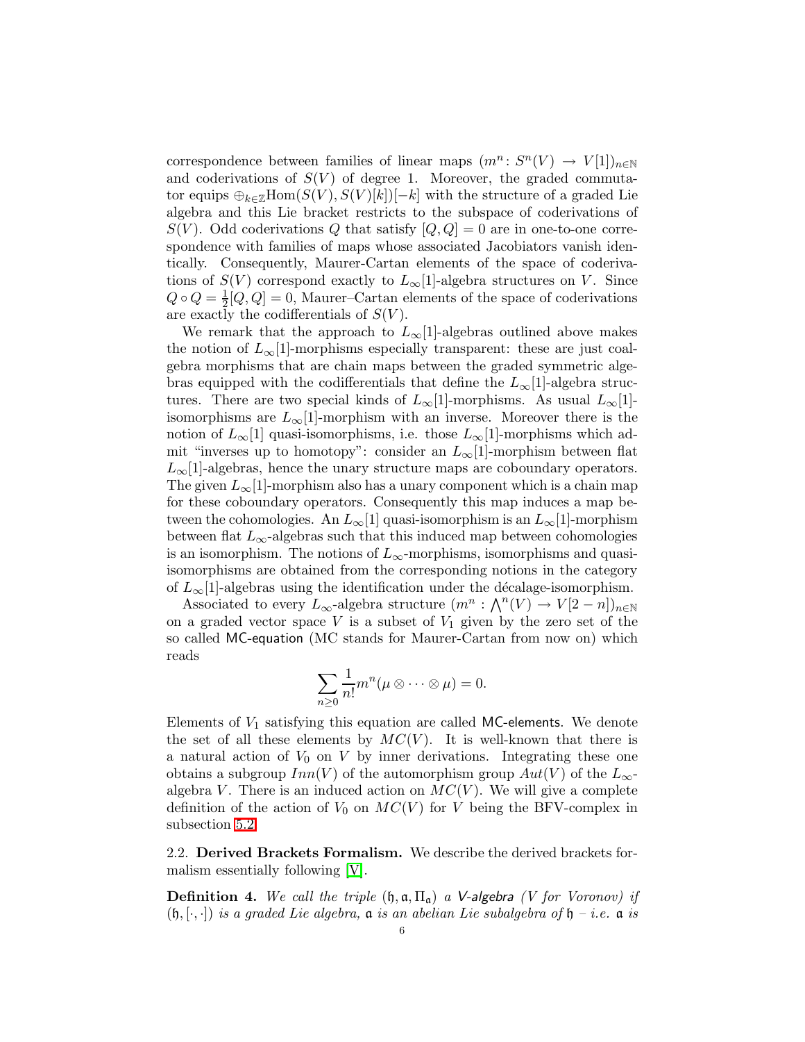correspondence between families of linear maps $(m^n\colon S^n(V) \to V[1])_{n\in\mathbb{N}}$ and coderivations of $S(V)$ of degree 1. Moreover, the graded commutator equips $\oplus_{k\in\mathbb{Z}}\mathrm{Hom}(S(V), S(V)[k])[-k]$ with the structure of a graded Lie algebra and this Lie bracket restricts to the subspace of coderivations of $S(V)$. Odd coderivations $Q$ that satisfy $[Q,Q] = 0$ are in one-to-one correspondence with families of maps whose associated Jacobiators vanish identically. Consequently, Maurer-Cartan elements of the space of coderivations of $S(V)$ correspond exactly to $L_\infty[1]$-algebra structures on $V$. Since $Q \circ Q = \frac{1}{2}[Q,Q] = 0$, Maurer–Cartan elements of the space of coderivations are exactly the codifferentials of $S(V)$.

We remark that the approach to $L_\infty[1]$-algebras outlined above makes the notion of $L_\infty[1]$-morphisms especially transparent: these are just coalgebra morphisms that are chain maps between the graded symmetric algebras equipped with the codifferentials that define the $L_\infty[1]$-algebra structures. There are two special kinds of $L_\infty[1]$-morphisms. As usual $L_\infty[1]$-isomorphisms are $L_\infty[1]$-morphism with an inverse. Moreover there is the notion of $L_\infty[1]$ quasi-isomorphisms, i.e. those $L_\infty[1]$-morphisms which admit "inverses up to homotopy": consider an $L_\infty[1]$-morphism between flat $L_\infty[1]$-algebras, hence the unary structure maps are coboundary operators. The given $L_\infty[1]$-morphism also has a unary component which is a chain map for these coboundary operators. Consequently this map induces a map between the cohomologies. An $L_\infty[1]$ quasi-isomorphism is an $L_\infty[1]$-morphism between flat $L_\infty$-algebras such that this induced map between cohomologies is an isomorphism. The notions of $L_\infty$-morphisms, isomorphisms and quasi-isomorphisms are obtained from the corresponding notions in the category of $L_\infty[1]$-algebras using the identification under the décalage-isomorphism.

Associated to every $L_\infty$-algebra structure $(m^n : \bigwedge^n(V) \to V[2-n])_{n\in\mathbb{N}}$ on a graded vector space $V$ is a subset of $V_1$ given by the zero set of the so called MC-equation (MC stands for Maurer-Cartan from now on) which reads

$$\sum_{n\geq 0} \frac{1}{n!} m^n(\mu \otimes \cdots \otimes \mu) = 0.$$

Elements of $V_1$ satisfying this equation are called MC-elements. We denote the set of all these elements by $MC(V)$. It is well-known that there is a natural action of $V_0$ on $V$ by inner derivations. Integrating these one obtains a subgroup $Inn(V)$ of the automorphism group $Aut(V)$ of the $L_\infty$-algebra $V$. There is an induced action on $MC(V)$. We will give a complete definition of the action of $V_0$ on $MC(V)$ for $V$ being the BFV-complex in subsection 5.2.

### 2.2. Derived Brackets Formalism.

We describe the derived brackets formalism essentially following [V].

**Definition 4.** *We call the triple $(\mathfrak{h}, \mathfrak{a}, \Pi_\mathfrak{a})$ a V-algebra (V for Voronov) if $(\mathfrak{h}, [\cdot,\cdot])$ is a graded Lie algebra, $\mathfrak{a}$ is an abelian Lie subalgebra of $\mathfrak{h}$ – i.e. $\mathfrak{a}$ is*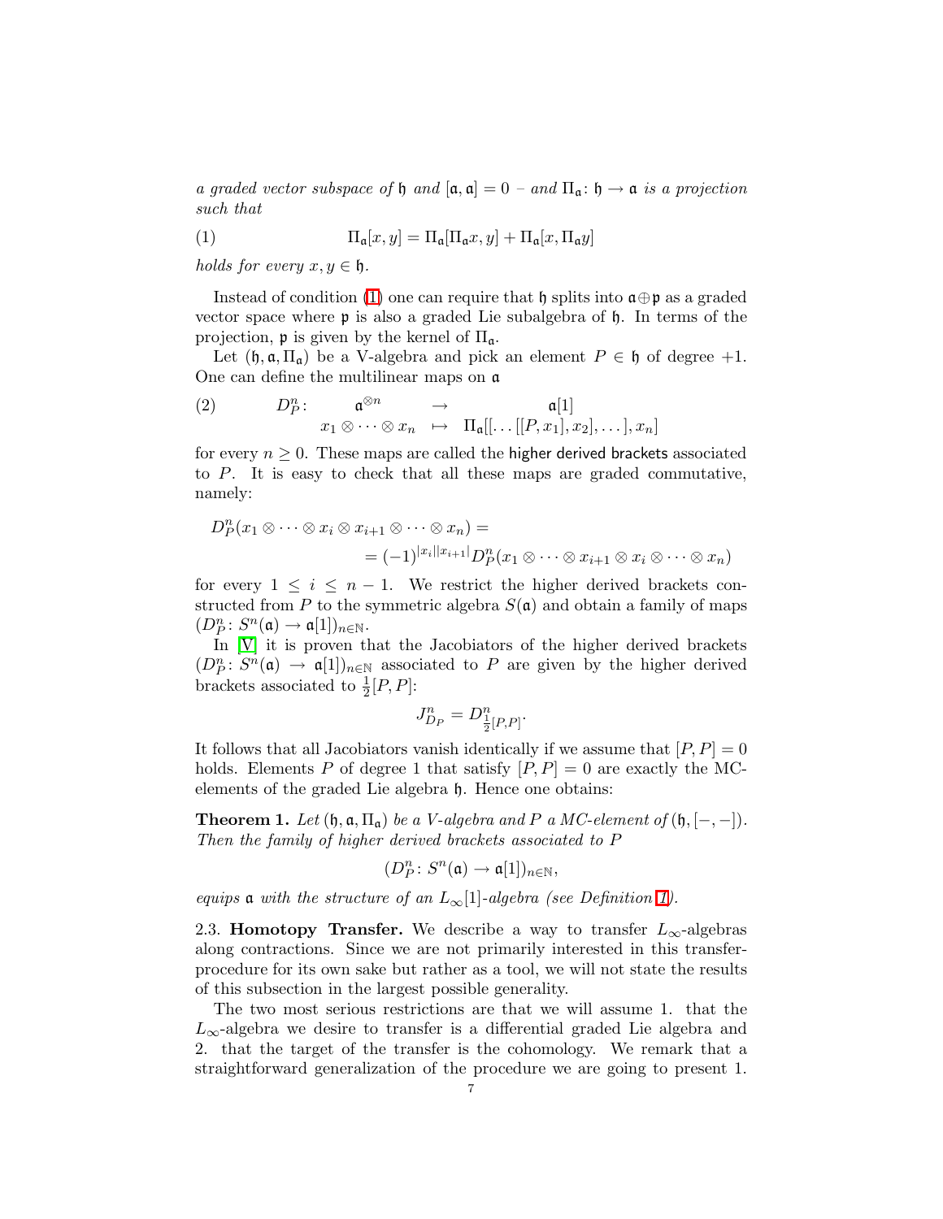*a graded vector subspace of $\mathfrak{h}$ and $[\mathfrak{a},\mathfrak{a}] = 0$ – and $\Pi_\mathfrak{a}\colon \mathfrak{h} \to \mathfrak{a}$ is a projection such that*

$$\Pi_\mathfrak{a}[x,y] = \Pi_\mathfrak{a}[\Pi_\mathfrak{a} x, y] + \Pi_\mathfrak{a}[x, \Pi_\mathfrak{a} y] \tag{1}$$

*holds for every $x, y \in \mathfrak{h}$.*

Instead of condition (1) one can require that $\mathfrak{h}$ splits into $\mathfrak{a} \oplus \mathfrak{p}$ as a graded vector space where $\mathfrak{p}$ is also a graded Lie subalgebra of $\mathfrak{h}$. In terms of the projection, $\mathfrak{p}$ is given by the kernel of $\Pi_\mathfrak{a}$.

Let $(\mathfrak{h}, \mathfrak{a}, \Pi_\mathfrak{a})$ be a V-algebra and pick an element $P \in \mathfrak{h}$ of degree $+1$. One can define the multilinear maps on $\mathfrak{a}$

$$\begin{array}{rccc} D_P^n\colon & \mathfrak{a}^{\otimes n} & \to & \mathfrak{a}[1] \\ & x_1 \otimes \cdots \otimes x_n & \mapsto & \Pi_\mathfrak{a}[[\dots[[P,x_1],x_2],\dots],x_n] \end{array} \tag{2}$$

for every $n \geq 0$. These maps are called the higher derived brackets associated to $P$. It is easy to check that all these maps are graded commutative, namely:

$$\begin{aligned} D_P^n(x_1 \otimes \cdots \otimes x_i \otimes x_{i+1} \otimes \cdots \otimes x_n) &= \\ &= (-1)^{|x_i||x_{i+1}|} D_P^n(x_1 \otimes \cdots \otimes x_{i+1} \otimes x_i \otimes \cdots \otimes x_n) \end{aligned}$$

for every $1 \leq i \leq n-1$. We restrict the higher derived brackets constructed from $P$ to the symmetric algebra $S(\mathfrak{a})$ and obtain a family of maps $(D_P^n\colon S^n(\mathfrak{a}) \to \mathfrak{a}[1])_{n\in\mathbb{N}}$.

In [V] it is proven that the Jacobiators of the higher derived brackets $(D_P^n\colon S^n(\mathfrak{a}) \to \mathfrak{a}[1])_{n\in\mathbb{N}}$ associated to $P$ are given by the higher derived brackets associated to $\frac{1}{2}[P,P]$:

$$J_{D_P}^n = D^n_{\frac{1}{2}[P,P]}.$$

It follows that all Jacobiators vanish identically if we assume that $[P,P] = 0$ holds. Elements $P$ of degree 1 that satisfy $[P,P] = 0$ are exactly the MC-elements of the graded Lie algebra $\mathfrak{h}$. Hence one obtains:

**Theorem 1.** *Let $(\mathfrak{h}, \mathfrak{a}, \Pi_\mathfrak{a})$ be a V-algebra and $P$ a MC-element of $(\mathfrak{h}, [-,-])$. Then the family of higher derived brackets associated to $P$*

$$(D_P^n\colon S^n(\mathfrak{a}) \to \mathfrak{a}[1])_{n\in\mathbb{N}},$$

*equips $\mathfrak{a}$ with the structure of an $L_\infty[1]$-algebra (see Definition 1).*

2.3. **Homotopy Transfer.** We describe a way to transfer $L_\infty$-algebras along contractions. Since we are not primarily interested in this transfer-procedure for its own sake but rather as a tool, we will not state the results of this subsection in the largest possible generality.

The two most serious restrictions are that we will assume 1. that the $L_\infty$-algebra we desire to transfer is a differential graded Lie algebra and 2. that the target of the transfer is the cohomology. We remark that a straightforward generalization of the procedure we are going to present 1.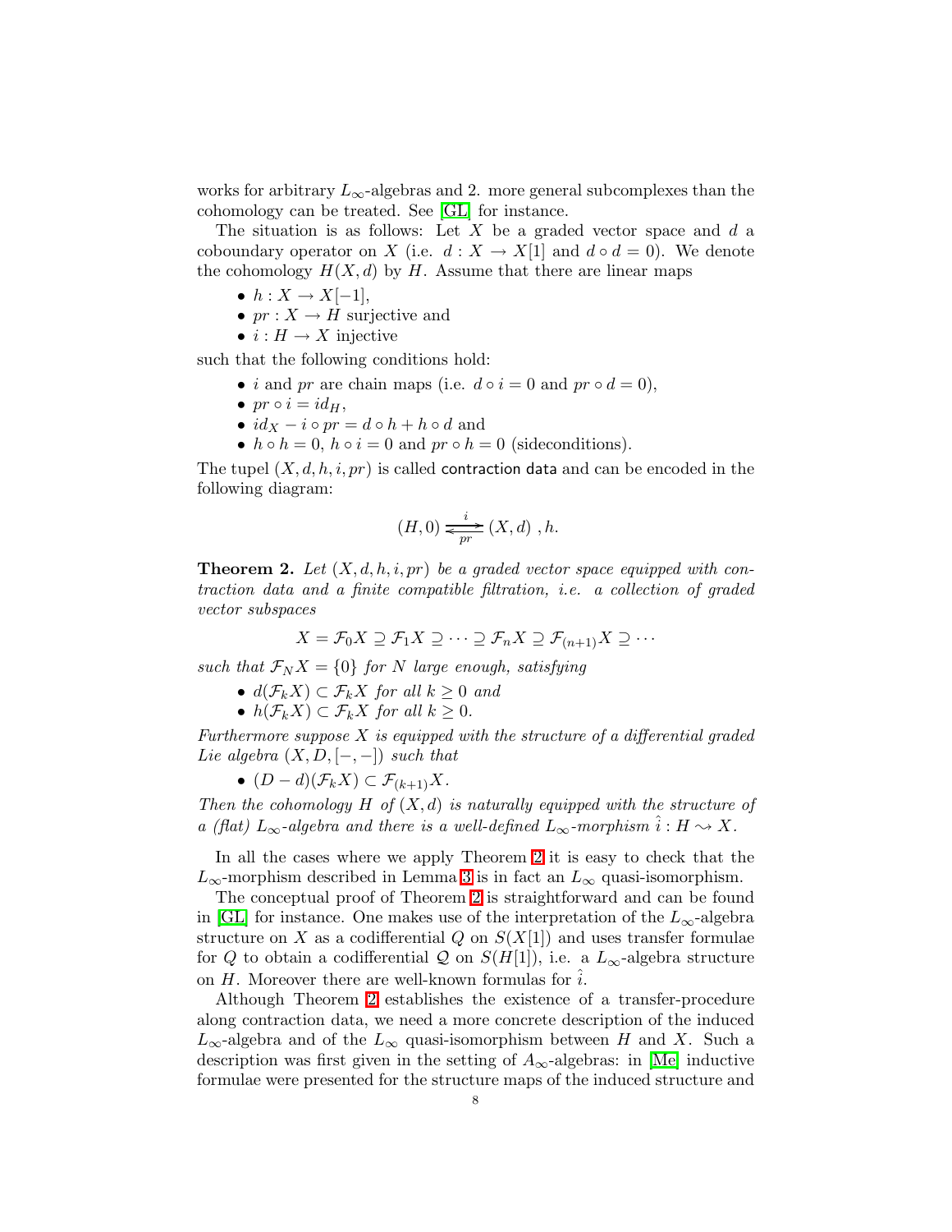works for arbitrary $L_\infty$-algebras and 2. more general subcomplexes than the cohomology can be treated. See [GL] for instance.

The situation is as follows: Let $X$ be a graded vector space and $d$ a coboundary operator on $X$ (i.e. $d : X \to X[1]$ and $d \circ d = 0$). We denote the cohomology $H(X, d)$ by $H$. Assume that there are linear maps

- $h : X \to X[-1]$,
- $pr : X \to H$ surjective and
- $i : H \to X$ injective

such that the following conditions hold:

- $i$ and $pr$ are chain maps (i.e. $d \circ i = 0$ and $pr \circ d = 0$),
- $pr \circ i = id_H$,
- $id_X - i \circ pr = d \circ h + h \circ d$ and
- $h \circ h = 0$, $h \circ i = 0$ and $pr \circ h = 0$ (sideconditions).

The tupel $(X, d, h, i, pr)$ is called contraction data and can be encoded in the following diagram:

$$(H, 0) \underset{pr}{\overset{i}{\rightleftarrows}} (X, d)\ , h.$$

**Theorem 2.** *Let $(X, d, h, i, pr)$ be a graded vector space equipped with contraction data and a finite compatible filtration, i.e. a collection of graded vector subspaces*

$$X = \mathcal{F}_0 X \supseteq \mathcal{F}_1 X \supseteq \cdots \supseteq \mathcal{F}_n X \supseteq \mathcal{F}_{(n+1)} X \supseteq \cdots$$

*such that $\mathcal{F}_N X = \{0\}$ for $N$ large enough, satisfying*

- *$d(\mathcal{F}_k X) \subset \mathcal{F}_k X$ for all $k \geq 0$ and*
- *$h(\mathcal{F}_k X) \subset \mathcal{F}_k X$ for all $k \geq 0$.*

*Furthermore suppose $X$ is equipped with the structure of a differential graded Lie algebra $(X, D, [-,-])$ such that*

- *$(D - d)(\mathcal{F}_k X) \subset \mathcal{F}_{(k+1)} X$.*

*Then the cohomology $H$ of $(X, d)$ is naturally equipped with the structure of a (flat) $L_\infty$-algebra and there is a well-defined $L_\infty$-morphism $\hat{i} : H \rightsquigarrow X$.*

In all the cases where we apply Theorem 2 it is easy to check that the $L_\infty$-morphism described in Lemma 3 is in fact an $L_\infty$ quasi-isomorphism.

The conceptual proof of Theorem 2 is straightforward and can be found in [GL] for instance. One makes use of the interpretation of the $L_\infty$-algebra structure on $X$ as a codifferential $Q$ on $S(X[1])$ and uses transfer formulae for $Q$ to obtain a codifferential $\mathcal{Q}$ on $S(H[1])$, i.e. a $L_\infty$-algebra structure on $H$. Moreover there are well-known formulas for $\hat{i}$.

Although Theorem 2 establishes the existence of a transfer-procedure along contraction data, we need a more concrete description of the induced $L_\infty$-algebra and of the $L_\infty$ quasi-isomorphism between $H$ and $X$. Such a description was first given in the setting of $A_\infty$-algebras: in [Me] inductive formulae were presented for the structure maps of the induced structure and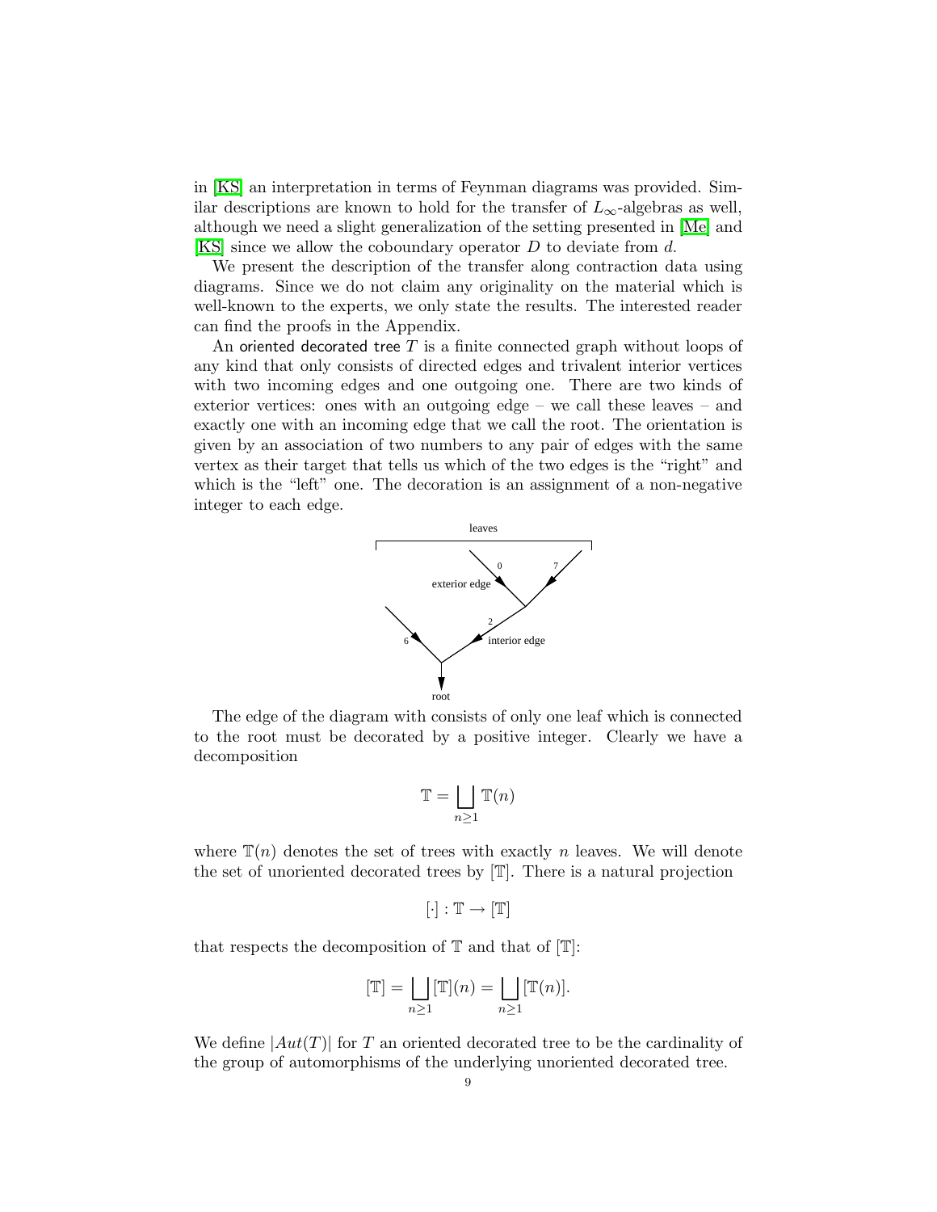in [KS] an interpretation in terms of Feynman diagrams was provided. Similar descriptions are known to hold for the transfer of $L_\infty$-algebras as well, although we need a slight generalization of the setting presented in [Me] and [KS] since we allow the coboundary operator $D$ to deviate from $d$.

We present the description of the transfer along contraction data using diagrams. Since we do not claim any originality on the material which is well-known to the experts, we only state the results. The interested reader can find the proofs in the Appendix.

An oriented decorated tree $T$ is a finite connected graph without loops of any kind that only consists of directed edges and trivalent interior vertices with two incoming edges and one outgoing one. There are two kinds of exterior vertices: ones with an outgoing edge – we call these leaves – and exactly one with an incoming edge that we call the root. The orientation is given by an association of two numbers to any pair of edges with the same vertex as their target that tells us which of the two edges is the "right" and which is the "left" one. The decoration is an assignment of a non-negative integer to each edge.

The edge of the diagram with consists of only one leaf which is connected to the root must be decorated by a positive integer. Clearly we have a decomposition

$$\mathbb{T} = \bigsqcup_{n \geq 1} \mathbb{T}(n)$$

where $\mathbb{T}(n)$ denotes the set of trees with exactly $n$ leaves. We will denote the set of unoriented decorated trees by $[\mathbb{T}]$. There is a natural projection

$$[\cdot] : \mathbb{T} \to [\mathbb{T}]$$

that respects the decomposition of $\mathbb{T}$ and that of $[\mathbb{T}]$:

$$[\mathbb{T}] = \bigsqcup_{n \geq 1} [\mathbb{T}](n) = \bigsqcup_{n \geq 1} [\mathbb{T}(n)].$$

We define $|Aut(T)|$ for $T$ an oriented decorated tree to be the cardinality of the group of automorphisms of the underlying unoriented decorated tree.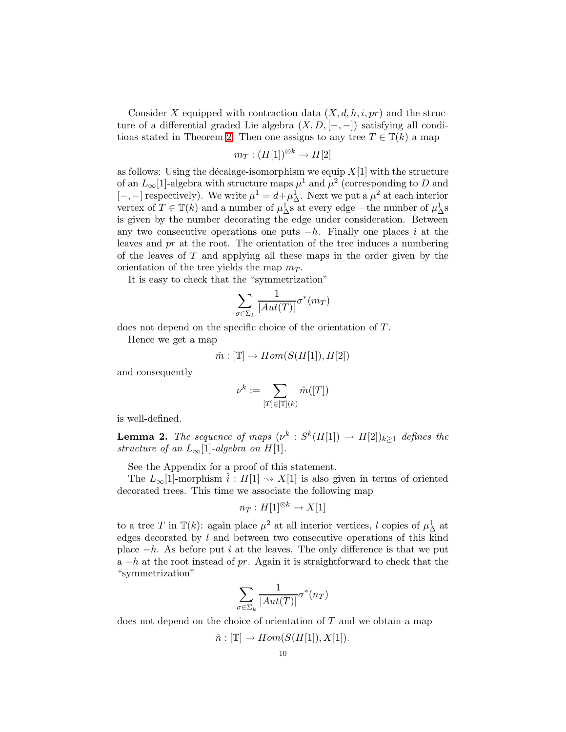Consider $X$ equipped with contraction data $(X, d, h, i, pr)$ and the structure of a differential graded Lie algebra $(X, D, [-,-])$ satisfying all conditions stated in Theorem 2. Then one assigns to any tree $T \in \mathbb{T}(k)$ a map

$$m_T : (H[1])^{\otimes k} \to H[2]$$

as follows: Using the décalage-isomorphism we equip $X[1]$ with the structure of an $L_\infty[1]$-algebra with structure maps $\mu^1$ and $\mu^2$ (corresponding to $D$ and $[-,-]$ respectively). We write $\mu^1 = d + \mu^1_\Delta$. Next we put a $\mu^2$ at each interior vertex of $T \in \mathbb{T}(k)$ and a number of $\mu^1_\Delta$s at every edge – the number of $\mu^1_\Delta$s is given by the number decorating the edge under consideration. Between any two consecutive operations one puts $-h$. Finally one places $i$ at the leaves and $pr$ at the root. The orientation of the tree induces a numbering of the leaves of $T$ and applying all these maps in the order given by the orientation of the tree yields the map $m_T$.

It is easy to check that the "symmetrization"

$$\sum_{\sigma \in \Sigma_k} \frac{1}{|Aut(T)|} \sigma^*(m_T)$$

does not depend on the specific choice of the orientation of $T$.

Hence we get a map

$$\hat{m} : [\mathbb{T}] \to Hom(S(H[1]), H[2])$$

and consequently

$$\nu^k := \sum_{[T] \in [\mathbb{T}](k)} \hat{m}([T])$$

is well-defined.

**Lemma 2.** *The sequence of maps $(\nu^k : S^k(H[1]) \to H[2])_{k \geq 1}$ defines the structure of an $L_\infty[1]$-algebra on $H[1]$.*

See the Appendix for a proof of this statement.

The $L_\infty[1]$-morphism $\hat{i} : H[1] \rightsquigarrow X[1]$ is also given in terms of oriented decorated trees. This time we associate the following map

$$n_T : H[1]^{\otimes k} \to X[1]$$

to a tree $T$ in $\mathbb{T}(k)$: again place $\mu^2$ at all interior vertices, $l$ copies of $\mu^1_\Delta$ at edges decorated by $l$ and between two consecutive operations of this kind place $-h$. As before put $i$ at the leaves. The only difference is that we put a $-h$ at the root instead of $pr$. Again it is straightforward to check that the "symmetrization"

$$\sum_{\sigma \in \Sigma_k} \frac{1}{|Aut(T)|} \sigma^*(n_T)$$

does not depend on the choice of orientation of $T$ and we obtain a map

$$\hat{n} : [\mathbb{T}] \to Hom(S(H[1]), X[1]).$$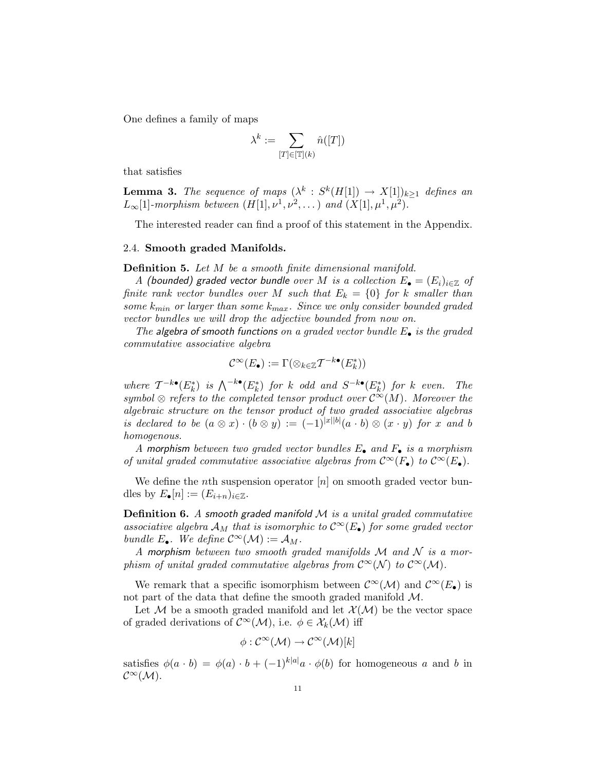One defines a family of maps

$$\lambda^k := \sum_{[T]\in[\mathbb{T}](k)} \hat{n}([T])$$

that satisfies

**Lemma 3.** *The sequence of maps $(\lambda^k : S^k(H[1]) \to X[1])_{k\geq 1}$ defines an $L_\infty[1]$-morphism between $(H[1], \nu^1, \nu^2, \dots)$ and $(X[1], \mu^1, \mu^2)$.*

The interested reader can find a proof of this statement in the Appendix.

### 2.4. Smooth graded Manifolds.

**Definition 5.** *Let $M$ be a smooth finite dimensional manifold.*

*A (bounded) graded vector bundle over $M$ is a collection $E_\bullet = (E_i)_{i\in\mathbb{Z}}$ of finite rank vector bundles over $M$ such that $E_k = \{0\}$ for $k$ smaller than some $k_{min}$ or larger than some $k_{max}$. Since we only consider bounded graded vector bundles we will drop the adjective bounded from now on.*

*The algebra of smooth functions on a graded vector bundle $E_\bullet$ is the graded commutative associative algebra*

$$\mathcal{C}^\infty(E_\bullet) := \Gamma(\otimes_{k\in\mathbb{Z}}\mathcal{T}^{-k\bullet}(E_k^*))$$

*where $\mathcal{T}^{-k\bullet}(E_k^*)$ is $\bigwedge^{-k\bullet}(E_k^*)$ for $k$ odd and $S^{-k\bullet}(E_k^*)$ for $k$ even. The symbol $\otimes$ refers to the completed tensor product over $\mathcal{C}^\infty(M)$. Moreover the algebraic structure on the tensor product of two graded associative algebras is declared to be $(a\otimes x)\cdot(b\otimes y) := (-1)^{|x||b|}(a\cdot b)\otimes(x\cdot y)$ for $x$ and $b$ homogenous.*

*A morphism between two graded vector bundles $E_\bullet$ and $F_\bullet$ is a morphism of unital graded commutative associative algebras from $\mathcal{C}^\infty(F_\bullet)$ to $\mathcal{C}^\infty(E_\bullet)$.*

We define the $n$th suspension operator $[n]$ on smooth graded vector bundles by $E_\bullet[n] := (E_{i+n})_{i\in\mathbb{Z}}$.

**Definition 6.** *A smooth graded manifold $\mathcal{M}$ is a unital graded commutative associative algebra $\mathcal{A}_M$ that is isomorphic to $\mathcal{C}^\infty(E_\bullet)$ for some graded vector bundle $E_\bullet$. We define $\mathcal{C}^\infty(\mathcal{M}) := \mathcal{A}_M$.*

*A morphism between two smooth graded manifolds $\mathcal{M}$ and $\mathcal{N}$ is a morphism of unital graded commutative algebras from $\mathcal{C}^\infty(\mathcal{N})$ to $\mathcal{C}^\infty(\mathcal{M})$.*

We remark that a specific isomorphism between $\mathcal{C}^\infty(\mathcal{M})$ and $\mathcal{C}^\infty(E_\bullet)$ is not part of the data that define the smooth graded manifold $\mathcal{M}$.

Let $\mathcal{M}$ be a smooth graded manifold and let $\mathcal{X}(\mathcal{M})$ be the vector space of graded derivations of $\mathcal{C}^\infty(\mathcal{M})$, i.e. $\phi \in \mathcal{X}_k(\mathcal{M})$ iff

$$\phi : \mathcal{C}^\infty(\mathcal{M}) \to \mathcal{C}^\infty(\mathcal{M})[k]$$

satisfies $\phi(a\cdot b) = \phi(a)\cdot b + (-1)^{k|a|}a\cdot\phi(b)$ for homogeneous $a$ and $b$ in $\mathcal{C}^\infty(\mathcal{M})$.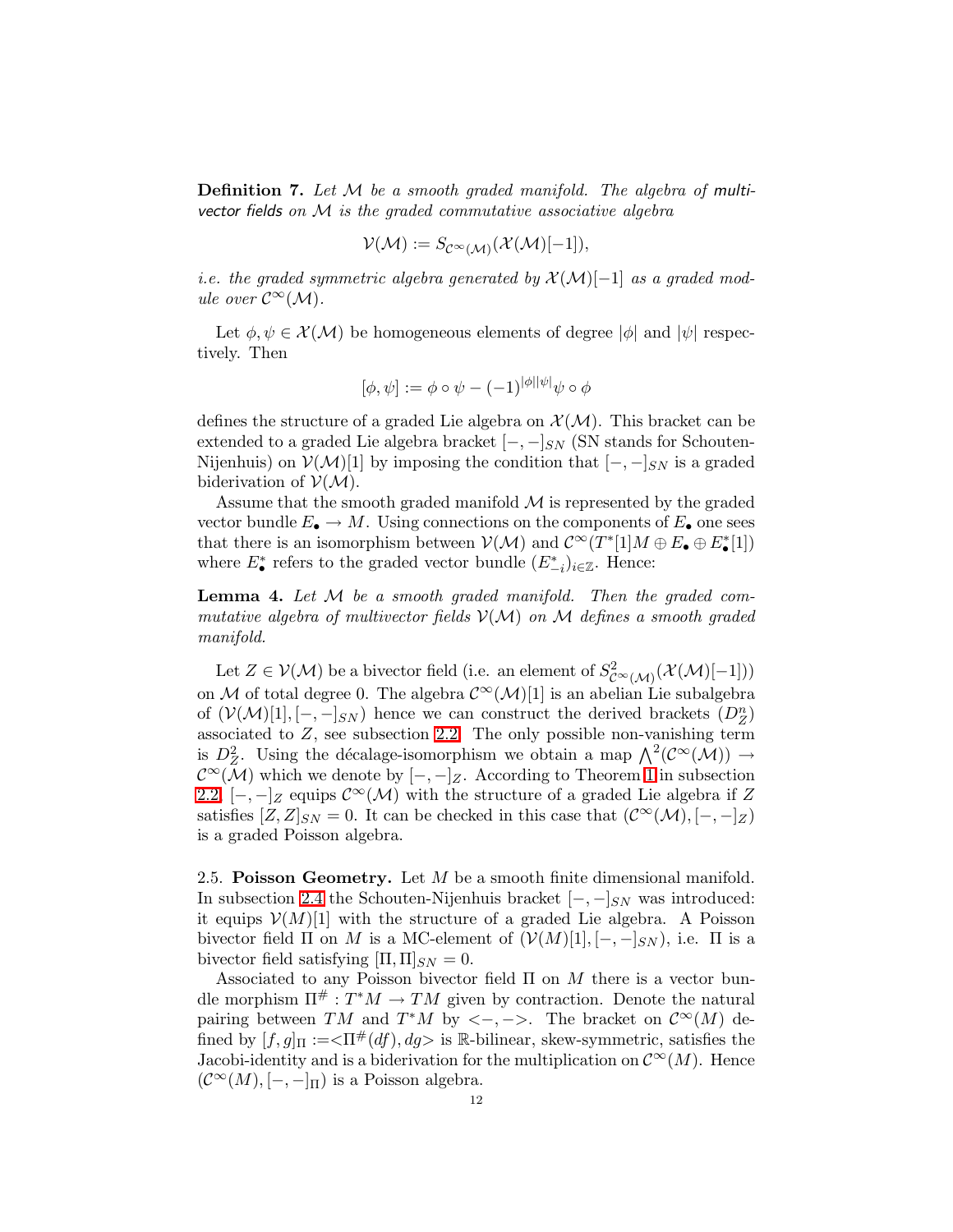**Definition 7.** *Let $\mathcal{M}$ be a smooth graded manifold. The algebra of* multi-vector fields *on $\mathcal{M}$ is the graded commutative associative algebra*

$$\mathcal{V}(\mathcal{M}) := S_{\mathcal{C}^\infty(\mathcal{M})}(\mathcal{X}(\mathcal{M})[-1]),$$

*i.e. the graded symmetric algebra generated by $\mathcal{X}(\mathcal{M})[-1]$ as a graded module over $\mathcal{C}^\infty(\mathcal{M})$.*

Let $\phi, \psi \in \mathcal{X}(\mathcal{M})$ be homogeneous elements of degree $|\phi|$ and $|\psi|$ respectively. Then

$$[\phi, \psi] := \phi \circ \psi - (-1)^{|\phi||\psi|}\psi \circ \phi$$

defines the structure of a graded Lie algebra on $\mathcal{X}(\mathcal{M})$. This bracket can be extended to a graded Lie algebra bracket $[-,-]_{SN}$ (SN stands for Schouten-Nijenhuis) on $\mathcal{V}(\mathcal{M})[1]$ by imposing the condition that $[-,-]_{SN}$ is a graded biderivation of $\mathcal{V}(\mathcal{M})$.

Assume that the smooth graded manifold $\mathcal{M}$ is represented by the graded vector bundle $E_\bullet \to M$. Using connections on the components of $E_\bullet$ one sees that there is an isomorphism between $\mathcal{V}(\mathcal{M})$ and $\mathcal{C}^\infty(T^*[1]M \oplus E_\bullet \oplus E_\bullet^*[1])$ where $E_\bullet^*$ refers to the graded vector bundle $(E_{-i}^*)_{i\in\mathbb{Z}}$. Hence:

**Lemma 4.** *Let $\mathcal{M}$ be a smooth graded manifold. Then the graded commutative algebra of multivector fields $\mathcal{V}(\mathcal{M})$ on $\mathcal{M}$ defines a smooth graded manifold.*

Let $Z \in \mathcal{V}(\mathcal{M})$ be a bivector field (i.e. an element of $S^2_{\mathcal{C}^\infty(\mathcal{M})}(\mathcal{X}(\mathcal{M})[-1])$) on $\mathcal{M}$ of total degree 0. The algebra $\mathcal{C}^\infty(\mathcal{M})[1]$ is an abelian Lie subalgebra of $(\mathcal{V}(\mathcal{M})[1], [-,-]_{SN})$ hence we can construct the derived brackets $(D_Z^n)$ associated to $Z$, see subsection 2.2. The only possible non-vanishing term is $D_Z^2$. Using the décalage-isomorphism we obtain a map $\bigwedge^2(\mathcal{C}^\infty(\mathcal{M})) \to \mathcal{C}^\infty(\mathcal{M})$ which we denote by $[-,-]_Z$. According to Theorem 1 in subsection 2.2, $[-,-]_Z$ equips $\mathcal{C}^\infty(\mathcal{M})$ with the structure of a graded Lie algebra if $Z$ satisfies $[Z,Z]_{SN} = 0$. It can be checked in this case that $(\mathcal{C}^\infty(\mathcal{M}), [-,-]_Z)$ is a graded Poisson algebra.

2.5. **Poisson Geometry.** Let $M$ be a smooth finite dimensional manifold. In subsection 2.4 the Schouten-Nijenhuis bracket $[-,-]_{SN}$ was introduced: it equips $\mathcal{V}(M)[1]$ with the structure of a graded Lie algebra. A Poisson bivector field $\Pi$ on $M$ is a MC-element of $(\mathcal{V}(M)[1], [-,-]_{SN})$, i.e. $\Pi$ is a bivector field satisfying $[\Pi,\Pi]_{SN} = 0$.

Associated to any Poisson bivector field $\Pi$ on $M$ there is a vector bundle morphism $\Pi^\# : T^*M \to TM$ given by contraction. Denote the natural pairing between $TM$ and $T^*M$ by $<-,->$. The bracket on $\mathcal{C}^\infty(M)$ defined by $[f,g]_\Pi := <\Pi^\#(df), dg>$ is $\mathbb{R}$-bilinear, skew-symmetric, satisfies the Jacobi-identity and is a biderivation for the multiplication on $\mathcal{C}^\infty(M)$. Hence $(\mathcal{C}^\infty(M), [-,-]_\Pi)$ is a Poisson algebra.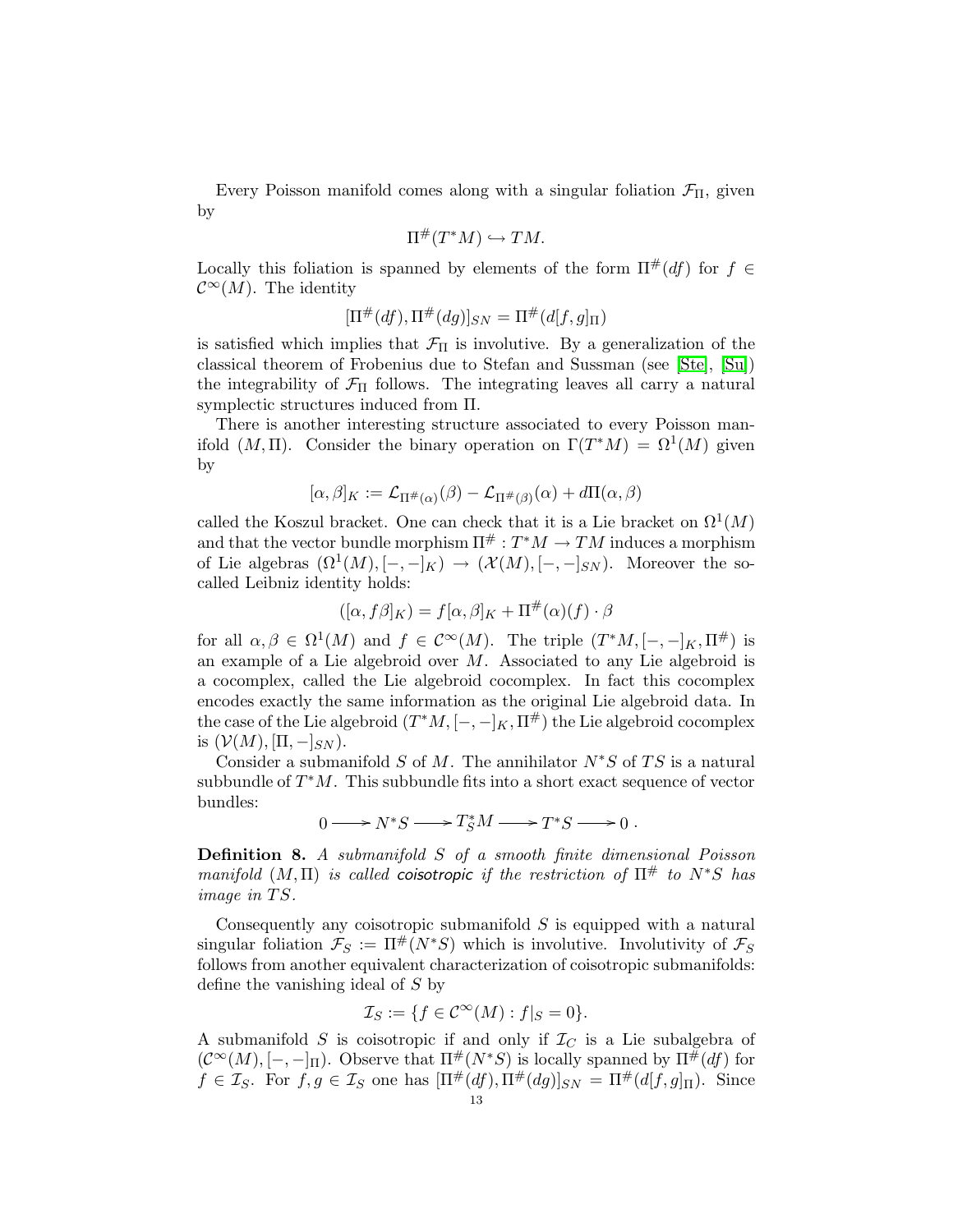Every Poisson manifold comes along with a singular foliation $\mathcal{F}_\Pi$, given by

$$\Pi^\#(T^*M) \hookrightarrow TM.$$

Locally this foliation is spanned by elements of the form $\Pi^\#(df)$ for $f \in \mathcal{C}^\infty(M)$. The identity

$$[\Pi^\#(df), \Pi^\#(dg)]_{SN} = \Pi^\#(d[f,g]_\Pi)$$

is satisfied which implies that $\mathcal{F}_\Pi$ is involutive. By a generalization of the classical theorem of Frobenius due to Stefan and Sussman (see [Ste], [Su]) the integrability of $\mathcal{F}_\Pi$ follows. The integrating leaves all carry a natural symplectic structures induced from $\Pi$.

There is another interesting structure associated to every Poisson manifold $(M, \Pi)$. Consider the binary operation on $\Gamma(T^*M) = \Omega^1(M)$ given by

$$[\alpha, \beta]_K := \mathcal{L}_{\Pi^\#(\alpha)}(\beta) - \mathcal{L}_{\Pi^\#(\beta)}(\alpha) + d\Pi(\alpha, \beta)$$

called the Koszul bracket. One can check that it is a Lie bracket on $\Omega^1(M)$ and that the vector bundle morphism $\Pi^\# : T^*M \to TM$ induces a morphism of Lie algebras $(\Omega^1(M), [-,-]_K) \to (\mathcal{X}(M), [-,-]_{SN})$. Moreover the so-called Leibniz identity holds:

$$([\alpha, f\beta]_K) = f[\alpha, \beta]_K + \Pi^\#(\alpha)(f) \cdot \beta$$

for all $\alpha, \beta \in \Omega^1(M)$ and $f \in \mathcal{C}^\infty(M)$. The triple $(T^*M, [-,-]_K, \Pi^\#)$ is an example of a Lie algebroid over $M$. Associated to any Lie algebroid is a cocomplex, called the Lie algebroid cocomplex. In fact this cocomplex encodes exactly the same information as the original Lie algebroid data. In the case of the Lie algebroid $(T^*M, [-,-]_K, \Pi^\#)$ the Lie algebroid cocomplex is $(\mathcal{V}(M), [\Pi, -]_{SN})$.

Consider a submanifold $S$ of $M$. The annihilator $N^*S$ of $TS$ is a natural subbundle of $T^*M$. This subbundle fits into a short exact sequence of vector bundles:

$$0 \longrightarrow N^*S \longrightarrow T^*_S M \longrightarrow T^*S \longrightarrow 0\,.$$

**Definition 8.** *A submanifold $S$ of a smooth finite dimensional Poisson manifold $(M, \Pi)$ is called **coisotropic** if the restriction of $\Pi^\#$ to $N^*S$ has image in $TS$.*

Consequently any coisotropic submanifold $S$ is equipped with a natural singular foliation $\mathcal{F}_S := \Pi^\#(N^*S)$ which is involutive. Involutivity of $\mathcal{F}_S$ follows from another equivalent characterization of coisotropic submanifolds: define the vanishing ideal of $S$ by

$$\mathcal{I}_S := \{f \in \mathcal{C}^\infty(M) : f|_S = 0\}.$$

A submanifold $S$ is coisotropic if and only if $\mathcal{I}_C$ is a Lie subalgebra of $(\mathcal{C}^\infty(M), [-,-]_\Pi)$. Observe that $\Pi^\#(N^*S)$ is locally spanned by $\Pi^\#(df)$ for $f \in \mathcal{I}_S$. For $f, g \in \mathcal{I}_S$ one has $[\Pi^\#(df), \Pi^\#(dg)]_{SN} = \Pi^\#(d[f,g]_\Pi)$. Since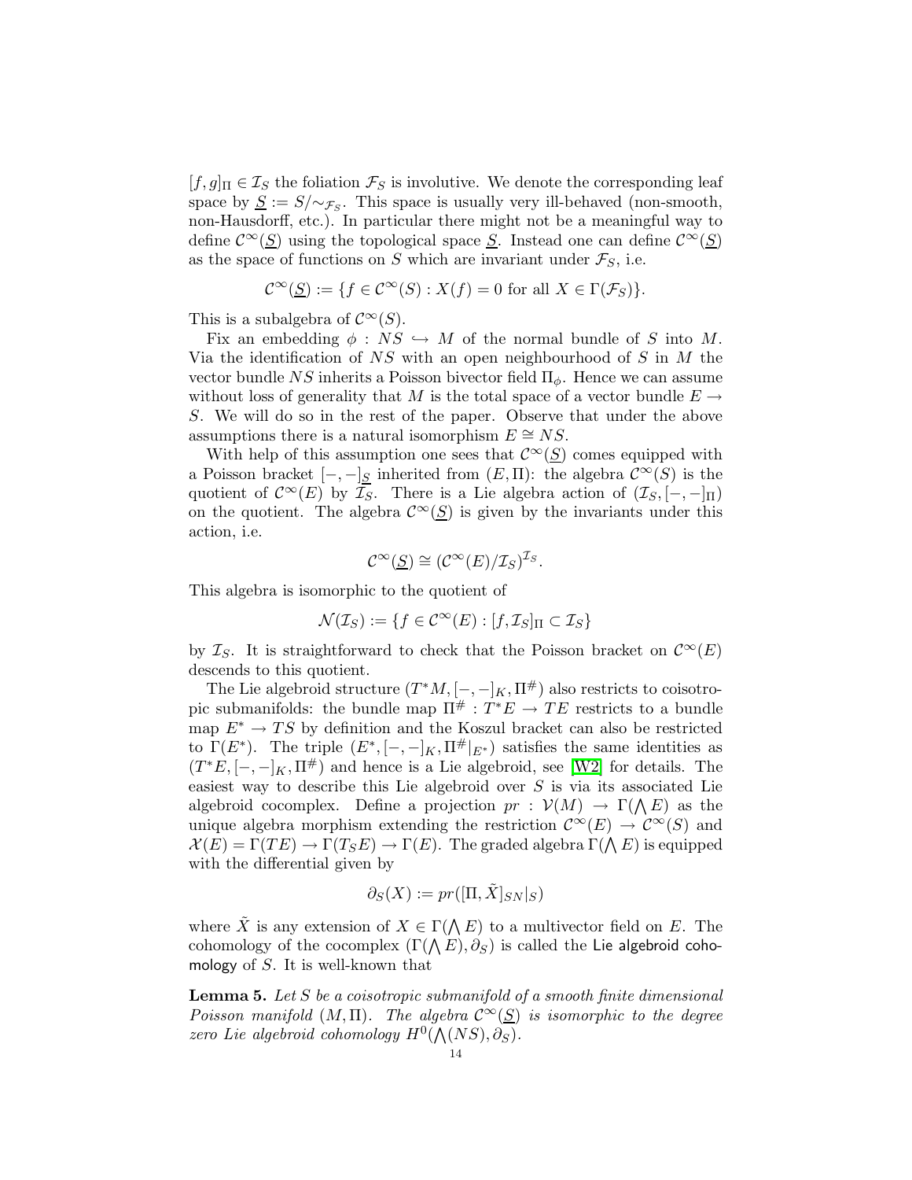$[f, g]_\Pi \in \mathcal{I}_S$ the foliation $\mathcal{F}_S$ is involutive. We denote the corresponding leaf space by $\underline{S} := S/\sim_{\mathcal{F}_S}$. This space is usually very ill-behaved (non-smooth, non-Hausdorff, etc.). In particular there might not be a meaningful way to define $\mathcal{C}^\infty(\underline{S})$ using the topological space $\underline{S}$. Instead one can define $\mathcal{C}^\infty(\underline{S})$ as the space of functions on $S$ which are invariant under $\mathcal{F}_S$, i.e.

$$\mathcal{C}^\infty(\underline{S}) := \{f \in \mathcal{C}^\infty(S) : X(f) = 0 \text{ for all } X \in \Gamma(\mathcal{F}_S)\}.$$

This is a subalgebra of $\mathcal{C}^\infty(S)$.

Fix an embedding $\phi : NS \hookrightarrow M$ of the normal bundle of $S$ into $M$. Via the identification of $NS$ with an open neighbourhood of $S$ in $M$ the vector bundle $NS$ inherits a Poisson bivector field $\Pi_\phi$. Hence we can assume without loss of generality that $M$ is the total space of a vector bundle $E \to S$. We will do so in the rest of the paper. Observe that under the above assumptions there is a natural isomorphism $E \cong NS$.

With help of this assumption one sees that $\mathcal{C}^\infty(\underline{S})$ comes equipped with a Poisson bracket $[-,-]_{\underline{S}}$ inherited from $(E, \Pi)$: the algebra $\mathcal{C}^\infty(S)$ is the quotient of $\mathcal{C}^\infty(E)$ by $\mathcal{I}_S$. There is a Lie algebra action of $(\mathcal{I}_S, [-,-]_\Pi)$ on the quotient. The algebra $\mathcal{C}^\infty(\underline{S})$ is given by the invariants under this action, i.e.

$$\mathcal{C}^\infty(\underline{S}) \cong (\mathcal{C}^\infty(E)/\mathcal{I}_S)^{\mathcal{I}_S}.$$

This algebra is isomorphic to the quotient of

$$\mathcal{N}(\mathcal{I}_S) := \{f \in \mathcal{C}^\infty(E) : [f, \mathcal{I}_S]_\Pi \subset \mathcal{I}_S\}$$

by $\mathcal{I}_S$. It is straightforward to check that the Poisson bracket on $\mathcal{C}^\infty(E)$ descends to this quotient.

The Lie algebroid structure $(T^*M, [-,-]_K, \Pi^\#)$ also restricts to coisotropic submanifolds: the bundle map $\Pi^\# : T^*E \to TE$ restricts to a bundle map $E^* \to TS$ by definition and the Koszul bracket can also be restricted to $\Gamma(E^*)$. The triple $(E^*, [-,-]_K, \Pi^\#|_{E^*})$ satisfies the same identities as $(T^*E, [-,-]_K, \Pi^\#)$ and hence is a Lie algebroid, see [W2] for details. The easiest way to describe this Lie algebroid over $S$ is via its associated Lie algebroid cocomplex. Define a projection $pr : \mathcal{V}(M) \to \Gamma(\bigwedge E)$ as the unique algebra morphism extending the restriction $\mathcal{C}^\infty(E) \to \mathcal{C}^\infty(S)$ and $\mathcal{X}(E) = \Gamma(TE) \to \Gamma(T_S E) \to \Gamma(E)$. The graded algebra $\Gamma(\bigwedge E)$ is equipped with the differential given by

$$\partial_S(X) := pr([\Pi, \tilde{X}]_{SN}|_S)$$

where $\tilde{X}$ is any extension of $X \in \Gamma(\bigwedge E)$ to a multivector field on $E$. The cohomology of the cocomplex $(\Gamma(\bigwedge E), \partial_S)$ is called the Lie algebroid cohomology of $S$. It is well-known that

**Lemma 5.** *Let $S$ be a coisotropic submanifold of a smooth finite dimensional Poisson manifold $(M, \Pi)$. The algebra $\mathcal{C}^\infty(\underline{S})$ is isomorphic to the degree zero Lie algebroid cohomology $H^0(\bigwedge(NS), \partial_S)$.*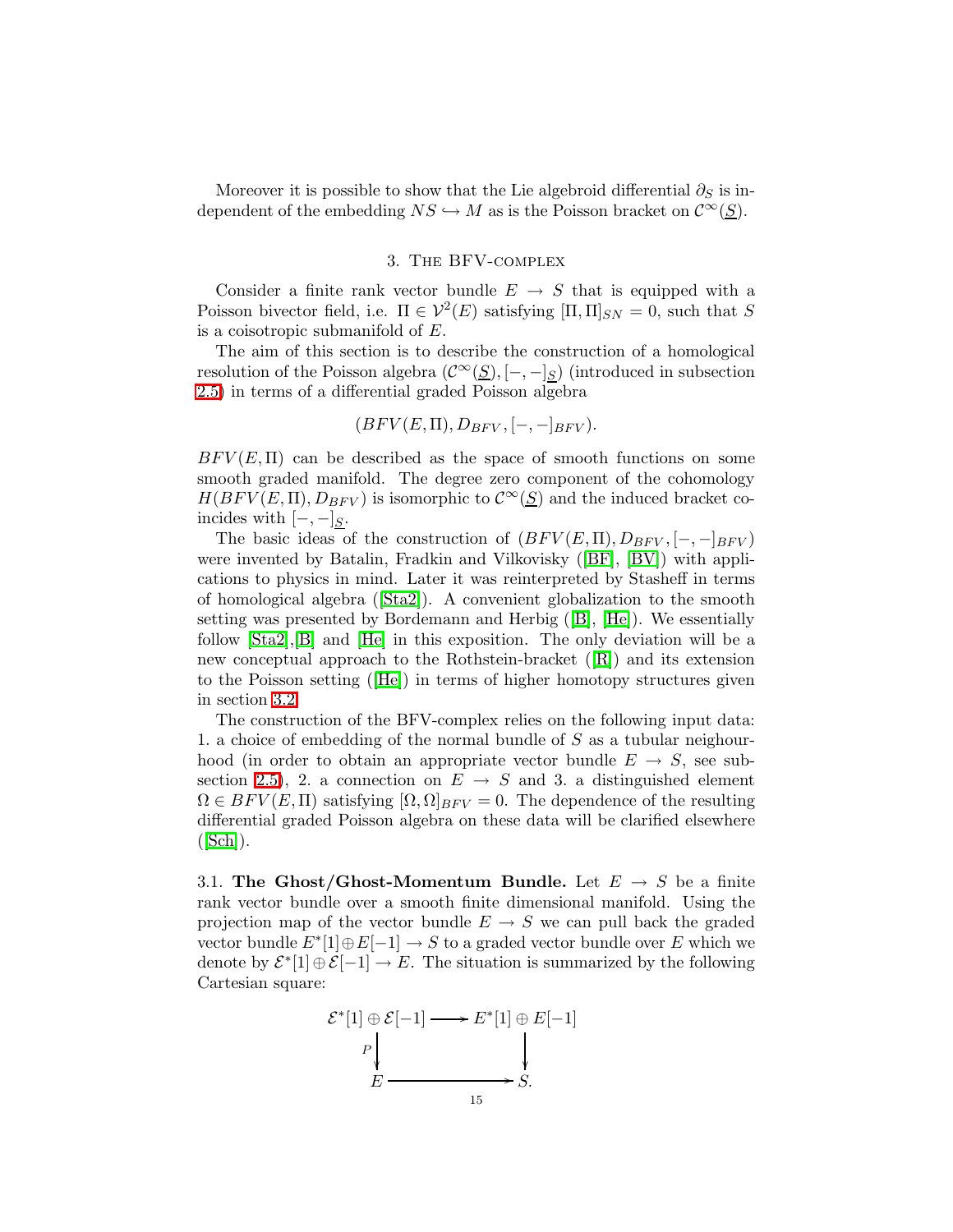Moreover it is possible to show that the Lie algebroid differential $\partial_S$ is independent of the embedding $NS \hookrightarrow M$ as is the Poisson bracket on $\mathcal{C}^\infty(\underline{S})$.

## 3. The BFV-complex

Consider a finite rank vector bundle $E \to S$ that is equipped with a Poisson bivector field, i.e. $\Pi \in \mathcal{V}^2(E)$ satisfying $[\Pi, \Pi]_{SN} = 0$, such that $S$ is a coisotropic submanifold of $E$.

The aim of this section is to describe the construction of a homological resolution of the Poisson algebra $(\mathcal{C}^\infty(\underline{S}), [-,-]_{\underline{S}})$ (introduced in subsection 2.5) in terms of a differential graded Poisson algebra

$$(BFV(E,\Pi), D_{BFV}, [-,-]_{BFV}).$$

$BFV(E,\Pi)$ can be described as the space of smooth functions on some smooth graded manifold. The degree zero component of the cohomology $H(BFV(E,\Pi), D_{BFV})$ is isomorphic to $\mathcal{C}^\infty(\underline{S})$ and the induced bracket coincides with $[-,-]_{\underline{S}}$.

The basic ideas of the construction of $(BFV(E,\Pi), D_{BFV}, [-,-]_{BFV})$ were invented by Batalin, Fradkin and Vilkovisky ([BF], [BV]) with applications to physics in mind. Later it was reinterpreted by Stasheff in terms of homological algebra ([Sta2]). A convenient globalization to the smooth setting was presented by Bordemann and Herbig ([B], [He]). We essentially follow [Sta2],[B] and [He] in this exposition. The only deviation will be a new conceptual approach to the Rothstein-bracket ([R]) and its extension to the Poisson setting ([He]) in terms of higher homotopy structures given in section 3.2.

The construction of the BFV-complex relies on the following input data: 1. a choice of embedding of the normal bundle of $S$ as a tubular neighbourhood (in order to obtain an appropriate vector bundle $E \to S$, see subsection 2.5), 2. a connection on $E \to S$ and 3. a distinguished element $\Omega \in BFV(E,\Pi)$ satisfying $[\Omega,\Omega]_{BFV} = 0$. The dependence of the resulting differential graded Poisson algebra on these data will be clarified elsewhere ([Sch]).

3.1. **The Ghost/Ghost-Momentum Bundle.** Let $E \to S$ be a finite rank vector bundle over a smooth finite dimensional manifold. Using the projection map of the vector bundle $E \to S$ we can pull back the graded vector bundle $E^*[1] \oplus E[-1] \to S$ to a graded vector bundle over $E$ which we denote by $\mathcal{E}^*[1] \oplus \mathcal{E}[-1] \to E$. The situation is summarized by the following Cartesian square:

$$\begin{array}{ccc} \mathcal{E}^*[1] \oplus \mathcal{E}[-1] & \longrightarrow & E^*[1] \oplus E[-1] \\ \Big\downarrow{\scriptstyle P} & & \Big\downarrow \\ E & \longrightarrow & S. \end{array}$$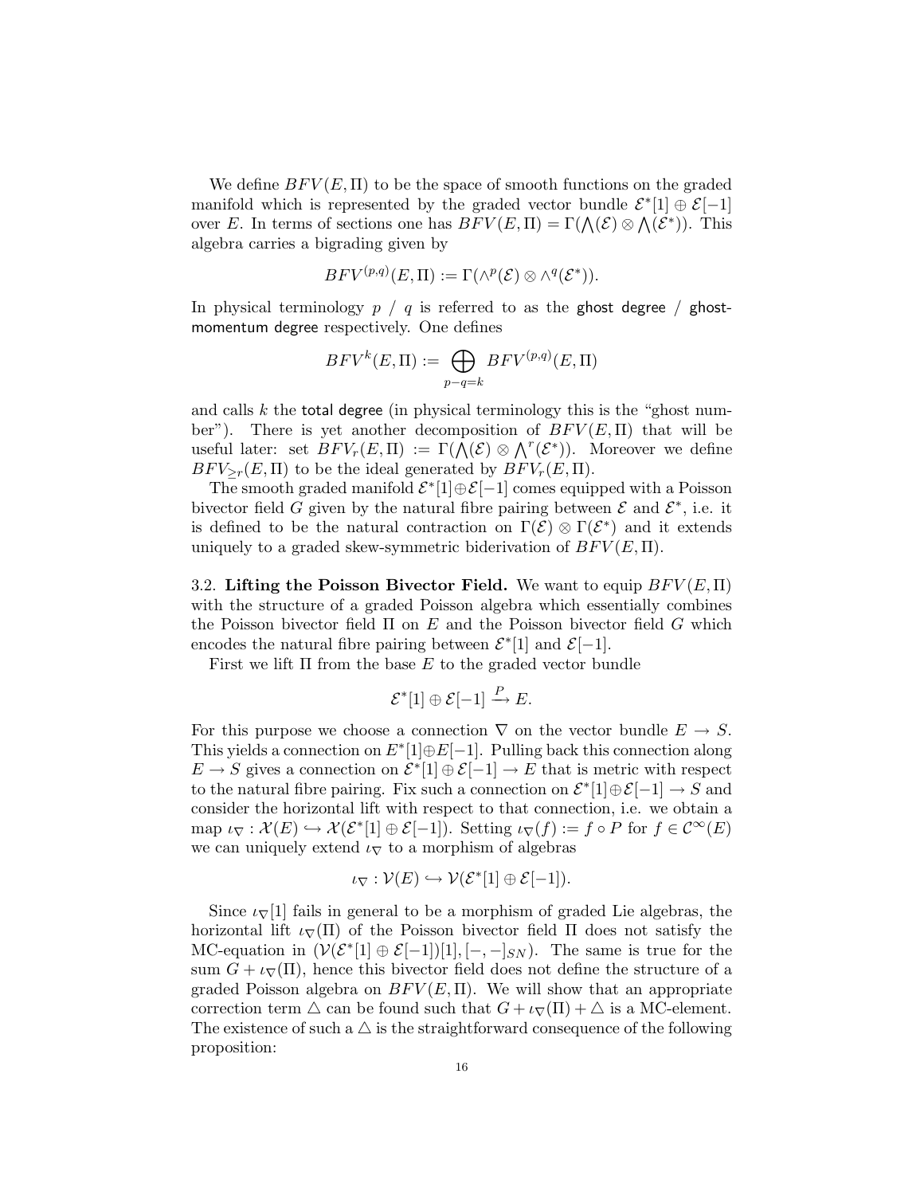We define $BFV(E,\Pi)$ to be the space of smooth functions on the graded manifold which is represented by the graded vector bundle $\mathcal{E}^*[1] \oplus \mathcal{E}[-1]$ over $E$. In terms of sections one has $BFV(E,\Pi) = \Gamma(\bigwedge(\mathcal{E}) \otimes \bigwedge(\mathcal{E}^*))$. This algebra carries a bigrading given by

$$BFV^{(p,q)}(E,\Pi) := \Gamma(\wedge^p(\mathcal{E}) \otimes \wedge^q(\mathcal{E}^*)).$$

In physical terminology $p$ / $q$ is referred to as the ghost degree / ghost-momentum degree respectively. One defines

$$BFV^k(E,\Pi) := \bigoplus_{p-q=k} BFV^{(p,q)}(E,\Pi)$$

and calls $k$ the total degree (in physical terminology this is the "ghost number"). There is yet another decomposition of $BFV(E,\Pi)$ that will be useful later: set $BFV_r(E,\Pi) := \Gamma(\bigwedge(\mathcal{E}) \otimes \bigwedge^r(\mathcal{E}^*))$. Moreover we define $BFV_{\geq r}(E,\Pi)$ to be the ideal generated by $BFV_r(E,\Pi)$.

The smooth graded manifold $\mathcal{E}^*[1] \oplus \mathcal{E}[-1]$ comes equipped with a Poisson bivector field $G$ given by the natural fibre pairing between $\mathcal{E}$ and $\mathcal{E}^*$, i.e. it is defined to be the natural contraction on $\Gamma(\mathcal{E}) \otimes \Gamma(\mathcal{E}^*)$ and it extends uniquely to a graded skew-symmetric biderivation of $BFV(E,\Pi)$.

3.2. **Lifting the Poisson Bivector Field.** We want to equip $BFV(E,\Pi)$ with the structure of a graded Poisson algebra which essentially combines the Poisson bivector field $\Pi$ on $E$ and the Poisson bivector field $G$ which encodes the natural fibre pairing between $\mathcal{E}^*[1]$ and $\mathcal{E}[-1]$.

First we lift $\Pi$ from the base $E$ to the graded vector bundle

$$\mathcal{E}^*[1] \oplus \mathcal{E}[-1] \xrightarrow{P} E.$$

For this purpose we choose a connection $\nabla$ on the vector bundle $E \to S$. This yields a connection on $E^*[1] \oplus E[-1]$. Pulling back this connection along $E \to S$ gives a connection on $\mathcal{E}^*[1] \oplus \mathcal{E}[-1] \to E$ that is metric with respect to the natural fibre pairing. Fix such a connection on $\mathcal{E}^*[1] \oplus \mathcal{E}[-1] \to S$ and consider the horizontal lift with respect to that connection, i.e. we obtain a map $\iota_\nabla : \mathcal{X}(E) \hookrightarrow \mathcal{X}(\mathcal{E}^*[1] \oplus \mathcal{E}[-1])$. Setting $\iota_\nabla(f) := f \circ P$ for $f \in \mathcal{C}^\infty(E)$ we can uniquely extend $\iota_\nabla$ to a morphism of algebras

$$\iota_\nabla : \mathcal{V}(E) \hookrightarrow \mathcal{V}(\mathcal{E}^*[1] \oplus \mathcal{E}[-1]).$$

Since $\iota_\nabla[1]$ fails in general to be a morphism of graded Lie algebras, the horizontal lift $\iota_\nabla(\Pi)$ of the Poisson bivector field $\Pi$ does not satisfy the MC-equation in $(\mathcal{V}(\mathcal{E}^*[1] \oplus \mathcal{E}[-1])[1], [-,-]_{SN})$. The same is true for the sum $G + \iota_\nabla(\Pi)$, hence this bivector field does not define the structure of a graded Poisson algebra on $BFV(E,\Pi)$. We will show that an appropriate correction term $\triangle$ can be found such that $G + \iota_\nabla(\Pi) + \triangle$ is a MC-element. The existence of such a $\triangle$ is the straightforward consequence of the following proposition: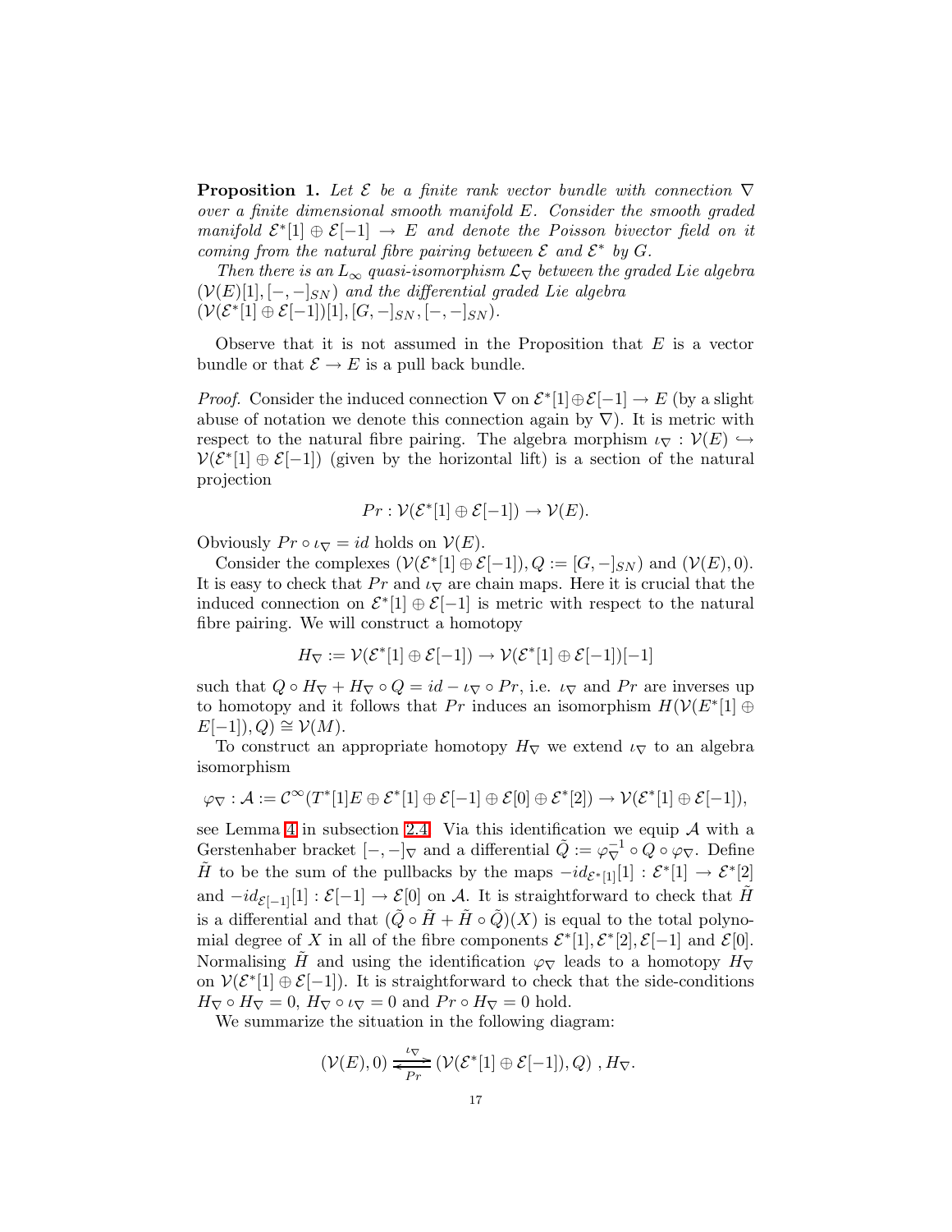**Proposition 1.** *Let $\mathcal{E}$ be a finite rank vector bundle with connection $\nabla$ over a finite dimensional smooth manifold $E$. Consider the smooth graded manifold $\mathcal{E}^*[1] \oplus \mathcal{E}[-1] \to E$ and denote the Poisson bivector field on it coming from the natural fibre pairing between $\mathcal{E}$ and $\mathcal{E}^*$ by $G$.*

*Then there is an $L_\infty$ quasi-isomorphism $\mathcal{L}_\nabla$ between the graded Lie algebra $(\mathcal{V}(E)[1], [-,-]_{SN})$ and the differential graded Lie algebra $(\mathcal{V}(\mathcal{E}^*[1] \oplus \mathcal{E}[-1])[1], [G,-]_{SN}, [-,-]_{SN})$.*

Observe that it is not assumed in the Proposition that $E$ is a vector bundle or that $\mathcal{E} \to E$ is a pull back bundle.

*Proof.* Consider the induced connection $\nabla$ on $\mathcal{E}^*[1] \oplus \mathcal{E}[-1] \to E$ (by a slight abuse of notation we denote this connection again by $\nabla$). It is metric with respect to the natural fibre pairing. The algebra morphism $\iota_\nabla : \mathcal{V}(E) \hookrightarrow \mathcal{V}(\mathcal{E}^*[1] \oplus \mathcal{E}[-1])$ (given by the horizontal lift) is a section of the natural projection

$$Pr : \mathcal{V}(\mathcal{E}^*[1] \oplus \mathcal{E}[-1]) \to \mathcal{V}(E).$$

Obviously $Pr \circ \iota_\nabla = id$ holds on $\mathcal{V}(E)$.

Consider the complexes $(\mathcal{V}(\mathcal{E}^*[1] \oplus \mathcal{E}[-1]), Q := [G,-]_{SN})$ and $(\mathcal{V}(E), 0)$. It is easy to check that $Pr$ and $\iota_\nabla$ are chain maps. Here it is crucial that the induced connection on $\mathcal{E}^*[1] \oplus \mathcal{E}[-1]$ is metric with respect to the natural fibre pairing. We will construct a homotopy

$$H_\nabla := \mathcal{V}(\mathcal{E}^*[1] \oplus \mathcal{E}[-1]) \to \mathcal{V}(\mathcal{E}^*[1] \oplus \mathcal{E}[-1])[-1]$$

such that $Q \circ H_\nabla + H_\nabla \circ Q = id - \iota_\nabla \circ Pr$, i.e. $\iota_\nabla$ and $Pr$ are inverses up to homotopy and it follows that $Pr$ induces an isomorphism $H(\mathcal{V}(E^*[1] \oplus E[-1]), Q) \cong \mathcal{V}(M)$.

To construct an appropriate homotopy $H_\nabla$ we extend $\iota_\nabla$ to an algebra isomorphism

$$\varphi_\nabla : \mathcal{A} := \mathcal{C}^\infty(T^*[1]E \oplus \mathcal{E}^*[1] \oplus \mathcal{E}[-1] \oplus \mathcal{E}[0] \oplus \mathcal{E}^*[2]) \to \mathcal{V}(\mathcal{E}^*[1] \oplus \mathcal{E}[-1]),$$

see Lemma 4 in subsection 2.4. Via this identification we equip $\mathcal{A}$ with a Gerstenhaber bracket $[-,-]_\nabla$ and a differential $\tilde{Q} := \varphi_\nabla^{-1} \circ Q \circ \varphi_\nabla$. Define $\tilde{H}$ to be the sum of the pullbacks by the maps $-id_{\mathcal{E}^*[1]}[1] : \mathcal{E}^*[1] \to \mathcal{E}^*[2]$ and $-id_{\mathcal{E}[-1]}[1] : \mathcal{E}[-1] \to \mathcal{E}[0]$ on $\mathcal{A}$. It is straightforward to check that $\tilde{H}$ is a differential and that $(\tilde{Q} \circ \tilde{H} + \tilde{H} \circ \tilde{Q})(X)$ is equal to the total polynomial degree of $X$ in all of the fibre components $\mathcal{E}^*[1], \mathcal{E}^*[2], \mathcal{E}[-1]$ and $\mathcal{E}[0]$. Normalising $\tilde{H}$ and using the identification $\varphi_\nabla$ leads to a homotopy $H_\nabla$ on $\mathcal{V}(\mathcal{E}^*[1] \oplus \mathcal{E}[-1])$. It is straightforward to check that the side-conditions $H_\nabla \circ H_\nabla = 0$, $H_\nabla \circ \iota_\nabla = 0$ and $Pr \circ H_\nabla = 0$ hold.

We summarize the situation in the following diagram:

$$(\mathcal{V}(E), 0) \underset{Pr}{\overset{\iota_\nabla}{\rightleftarrows}} (\mathcal{V}(\mathcal{E}^*[1] \oplus \mathcal{E}[-1]), Q) \ , H_\nabla.$$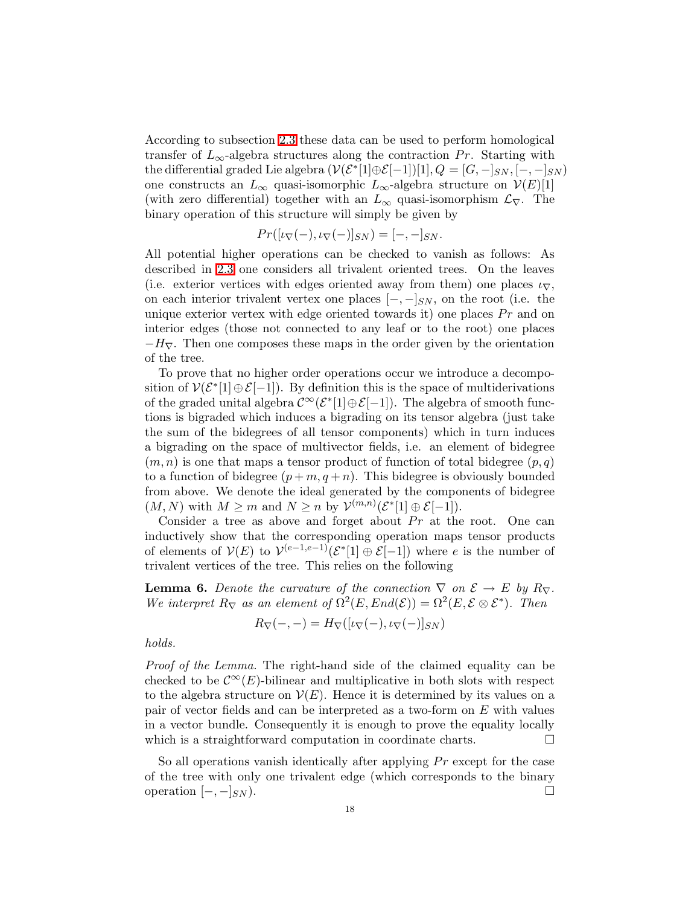According to subsection 2.3 these data can be used to perform homological transfer of $L_\infty$-algebra structures along the contraction $Pr$. Starting with the differential graded Lie algebra $(\mathcal{V}(\mathcal{E}^*[1]\oplus\mathcal{E}[-1])[1], Q = [G,-]_{SN}, [-,-]_{SN})$ one constructs an $L_\infty$ quasi-isomorphic $L_\infty$-algebra structure on $\mathcal{V}(E)[1]$ (with zero differential) together with an $L_\infty$ quasi-isomorphism $\mathcal{L}_\nabla$. The binary operation of this structure will simply be given by

$$Pr([\iota_\nabla(-), \iota_\nabla(-)]_{SN}) = [-,-]_{SN}.$$

All potential higher operations can be checked to vanish as follows: As described in 2.3 one considers all trivalent oriented trees. On the leaves (i.e. exterior vertices with edges oriented away from them) one places $\iota_\nabla$, on each interior trivalent vertex one places $[-,-]_{SN}$, on the root (i.e. the unique exterior vertex with edge oriented towards it) one places $Pr$ and on interior edges (those not connected to any leaf or to the root) one places $-H_\nabla$. Then one composes these maps in the order given by the orientation of the tree.

To prove that no higher order operations occur we introduce a decomposition of $\mathcal{V}(\mathcal{E}^*[1]\oplus\mathcal{E}[-1])$. By definition this is the space of multiderivations of the graded unital algebra $\mathcal{C}^\infty(\mathcal{E}^*[1]\oplus\mathcal{E}[-1])$. The algebra of smooth functions is bigraded which induces a bigrading on its tensor algebra (just take the sum of the bidegrees of all tensor components) which in turn induces a bigrading on the space of multivector fields, i.e. an element of bidegree $(m,n)$ is one that maps a tensor product of function of total bidegree $(p,q)$ to a function of bidegree $(p+m, q+n)$. This bidegree is obviously bounded from above. We denote the ideal generated by the components of bidegree $(M,N)$ with $M \geq m$ and $N \geq n$ by $\mathcal{V}^{(m,n)}(\mathcal{E}^*[1]\oplus\mathcal{E}[-1])$.

Consider a tree as above and forget about $Pr$ at the root. One can inductively show that the corresponding operation maps tensor products of elements of $\mathcal{V}(E)$ to $\mathcal{V}^{(e-1,e-1)}(\mathcal{E}^*[1]\oplus\mathcal{E}[-1])$ where $e$ is the number of trivalent vertices of the tree. This relies on the following

**Lemma 6.** *Denote the curvature of the connection $\nabla$ on $\mathcal{E}\to E$ by $R_\nabla$. We interpret $R_\nabla$ as an element of $\Omega^2(E, End(\mathcal{E})) = \Omega^2(E, \mathcal{E}\otimes\mathcal{E}^*)$. Then*

$$R_\nabla(-,-) = H_\nabla([\iota_\nabla(-), \iota_\nabla(-)]_{SN})$$

*holds.*

*Proof of the Lemma.* The right-hand side of the claimed equality can be checked to be $\mathcal{C}^\infty(E)$-bilinear and multiplicative in both slots with respect to the algebra structure on $\mathcal{V}(E)$. Hence it is determined by its values on a pair of vector fields and can be interpreted as a two-form on $E$ with values in a vector bundle. Consequently it is enough to prove the equality locally which is a straightforward computation in coordinate charts. □

So all operations vanish identically after applying $Pr$ except for the case of the tree with only one trivalent edge (which corresponds to the binary operation $[-,-]_{SN}$). □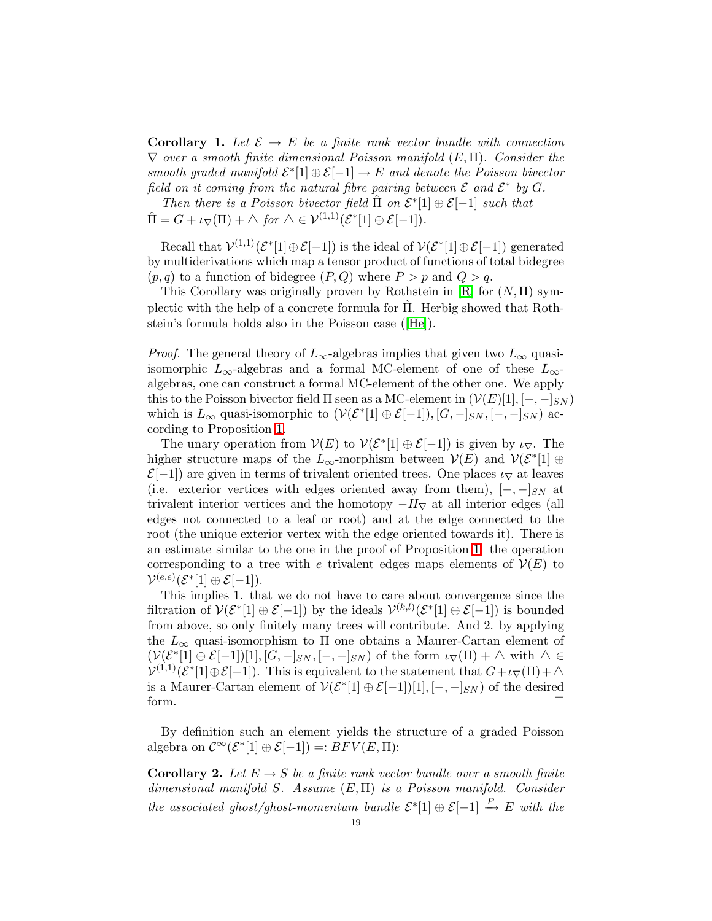**Corollary 1.** *Let $\mathcal{E} \to E$ be a finite rank vector bundle with connection $\nabla$ over a smooth finite dimensional Poisson manifold $(E, \Pi)$. Consider the smooth graded manifold $\mathcal{E}^*[1] \oplus \mathcal{E}[-1] \to E$ and denote the Poisson bivector field on it coming from the natural fibre pairing between $\mathcal{E}$ and $\mathcal{E}^*$ by $G$.*

*Then there is a Poisson bivector field $\hat{\Pi}$ on $\mathcal{E}^*[1] \oplus \mathcal{E}[-1]$ such that $\hat{\Pi} = G + \iota_\nabla(\Pi) + \triangle$ for $\triangle \in \mathcal{V}^{(1,1)}(\mathcal{E}^*[1] \oplus \mathcal{E}[-1])$.*

Recall that $\mathcal{V}^{(1,1)}(\mathcal{E}^*[1] \oplus \mathcal{E}[-1])$ is the ideal of $\mathcal{V}(\mathcal{E}^*[1] \oplus \mathcal{E}[-1])$ generated by multiderivations which map a tensor product of functions of total bidegree $(p, q)$ to a function of bidegree $(P, Q)$ where $P > p$ and $Q > q$.

This Corollary was originally proven by Rothstein in [R] for $(N, \Pi)$ symplectic with the help of a concrete formula for $\hat{\Pi}$. Herbig showed that Rothstein's formula holds also in the Poisson case ([He]).

*Proof.* The general theory of $L_\infty$-algebras implies that given two $L_\infty$ quasi-isomorphic $L_\infty$-algebras and a formal MC-element of one of these $L_\infty$-algebras, one can construct a formal MC-element of the other one. We apply this to the Poisson bivector field $\Pi$ seen as a MC-element in $(\mathcal{V}(E)[1], [-,-]_{SN})$ which is $L_\infty$ quasi-isomorphic to $(\mathcal{V}(\mathcal{E}^*[1] \oplus \mathcal{E}[-1]), [G, -]_{SN}, [-,-]_{SN})$ according to Proposition 1.

The unary operation from $\mathcal{V}(E)$ to $\mathcal{V}(\mathcal{E}^*[1] \oplus \mathcal{E}[-1])$ is given by $\iota_\nabla$. The higher structure maps of the $L_\infty$-morphism between $\mathcal{V}(E)$ and $\mathcal{V}(\mathcal{E}^*[1] \oplus \mathcal{E}[-1])$ are given in terms of trivalent oriented trees. One places $\iota_\nabla$ at leaves (i.e. exterior vertices with edges oriented away from them), $[-,-]_{SN}$ at trivalent interior vertices and the homotopy $-H_\nabla$ at all interior edges (all edges not connected to a leaf or root) and at the edge connected to the root (the unique exterior vertex with the edge oriented towards it). There is an estimate similar to the one in the proof of Proposition 1: the operation corresponding to a tree with $e$ trivalent edges maps elements of $\mathcal{V}(E)$ to $\mathcal{V}^{(e,e)}(\mathcal{E}^*[1] \oplus \mathcal{E}[-1])$.

This implies 1. that we do not have to care about convergence since the filtration of $\mathcal{V}(\mathcal{E}^*[1] \oplus \mathcal{E}[-1])$ by the ideals $\mathcal{V}^{(k,l)}(\mathcal{E}^*[1] \oplus \mathcal{E}[-1])$ is bounded from above, so only finitely many trees will contribute. And 2. by applying the $L_\infty$ quasi-isomorphism to $\Pi$ one obtains a Maurer-Cartan element of $(\mathcal{V}(\mathcal{E}^*[1] \oplus \mathcal{E}[-1])[1], [G, -]_{SN}, [-,-]_{SN})$ of the form $\iota_\nabla(\Pi) + \triangle$ with $\triangle \in \mathcal{V}^{(1,1)}(\mathcal{E}^*[1] \oplus \mathcal{E}[-1])$. This is equivalent to the statement that $G + \iota_\nabla(\Pi) + \triangle$ is a Maurer-Cartan element of $\mathcal{V}(\mathcal{E}^*[1] \oplus \mathcal{E}[-1])[1], [-,-]_{SN})$ of the desired form. □

By definition such an element yields the structure of a graded Poisson algebra on $\mathcal{C}^\infty(\mathcal{E}^*[1] \oplus \mathcal{E}[-1]) =: BFV(E, \Pi)$:

**Corollary 2.** *Let $E \to S$ be a finite rank vector bundle over a smooth finite dimensional manifold $S$. Assume $(E, \Pi)$ is a Poisson manifold. Consider the associated ghost/ghost-momentum bundle $\mathcal{E}^*[1] \oplus \mathcal{E}[-1] \xrightarrow{P} E$ with the*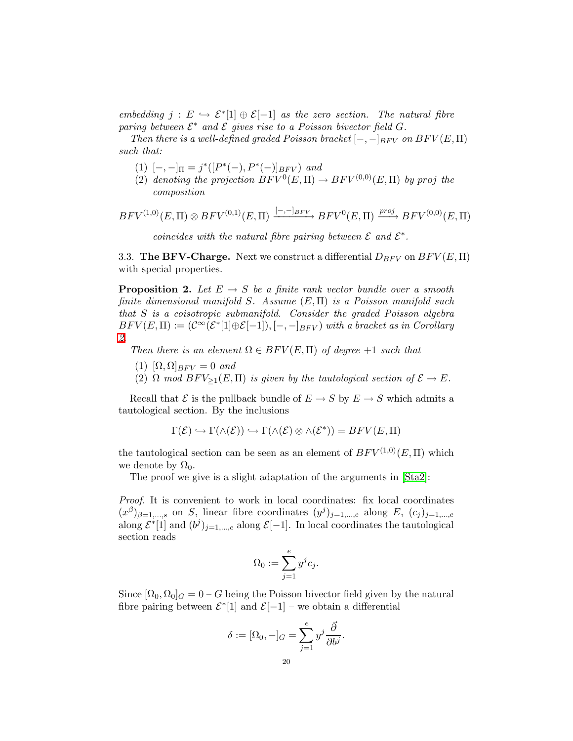*embedding $j : E \hookrightarrow \mathcal{E}^*[1] \oplus \mathcal{E}[-1]$ as the zero section. The natural fibre paring between $\mathcal{E}^*$ and $\mathcal{E}$ gives rise to a Poisson bivector field $G$.*

*Then there is a well-defined graded Poisson bracket $[-,-]_{BFV}$ on $BFV(E,\Pi)$ such that:*

1. *$[-,-]_\Pi = j^*([P^*(-), P^*(-)]_{BFV})$ and*
2. *denoting the projection $BFV^0(E,\Pi) \to BFV^{(0,0)}(E,\Pi)$ by proj the composition*

$$BFV^{(1,0)}(E,\Pi) \otimes BFV^{(0,1)}(E,\Pi) \xrightarrow{[-,-]_{BFV}} BFV^0(E,\Pi) \xrightarrow{proj} BFV^{(0,0)}(E,\Pi)$$

*coincides with the natural fibre pairing between $\mathcal{E}$ and $\mathcal{E}^*$.*

3.3. **The BFV-Charge.** Next we construct a differential $D_{BFV}$ on $BFV(E,\Pi)$ with special properties.

**Proposition 2.** *Let $E \to S$ be a finite rank vector bundle over a smooth finite dimensional manifold $S$. Assume $(E,\Pi)$ is a Poisson manifold such that $S$ is a coisotropic submanifold. Consider the graded Poisson algebra $BFV(E,\Pi) := (\mathcal{C}^\infty(\mathcal{E}^*[1] \oplus \mathcal{E}[-1]), [-,-]_{BFV})$ with a bracket as in Corollary 2.*

*Then there is an element $\Omega \in BFV(E,\Pi)$ of degree $+1$ such that*

1. *$[\Omega,\Omega]_{BFV} = 0$ and*
2. *$\Omega$ mod $BFV_{\geq 1}(E,\Pi)$ is given by the tautological section of $\mathcal{E} \to E$.*

Recall that $\mathcal{E}$ is the pullback bundle of $E \to S$ by $E \to S$ which admits a tautological section. By the inclusions

$$\Gamma(\mathcal{E}) \hookrightarrow \Gamma(\wedge(\mathcal{E})) \hookrightarrow \Gamma(\wedge(\mathcal{E}) \otimes \wedge(\mathcal{E}^*)) = BFV(E,\Pi)$$

the tautological section can be seen as an element of $BFV^{(1,0)}(E,\Pi)$ which we denote by $\Omega_0$.

The proof we give is a slight adaptation of the arguments in [Sta2]:

*Proof.* It is convenient to work in local coordinates: fix local coordinates $(x^\beta)_{\beta=1,\dots,s}$ on $S$, linear fibre coordinates $(y^j)_{j=1,\dots,e}$ along $E$, $(c_j)_{j=1,\dots,e}$ along $\mathcal{E}^*[1]$ and $(b^j)_{j=1,\dots,e}$ along $\mathcal{E}[-1]$. In local coordinates the tautological section reads

$$\Omega_0 := \sum_{j=1}^{e} y^j c_j.$$

Since $[\Omega_0,\Omega_0]_G = 0$ – $G$ being the Poisson bivector field given by the natural fibre pairing between $\mathcal{E}^*[1]$ and $\mathcal{E}[-1]$ – we obtain a differential

$$\delta := [\Omega_0, -]_G = \sum_{j=1}^{e} y^j \frac{\vec{\partial}}{\partial b^j}.$$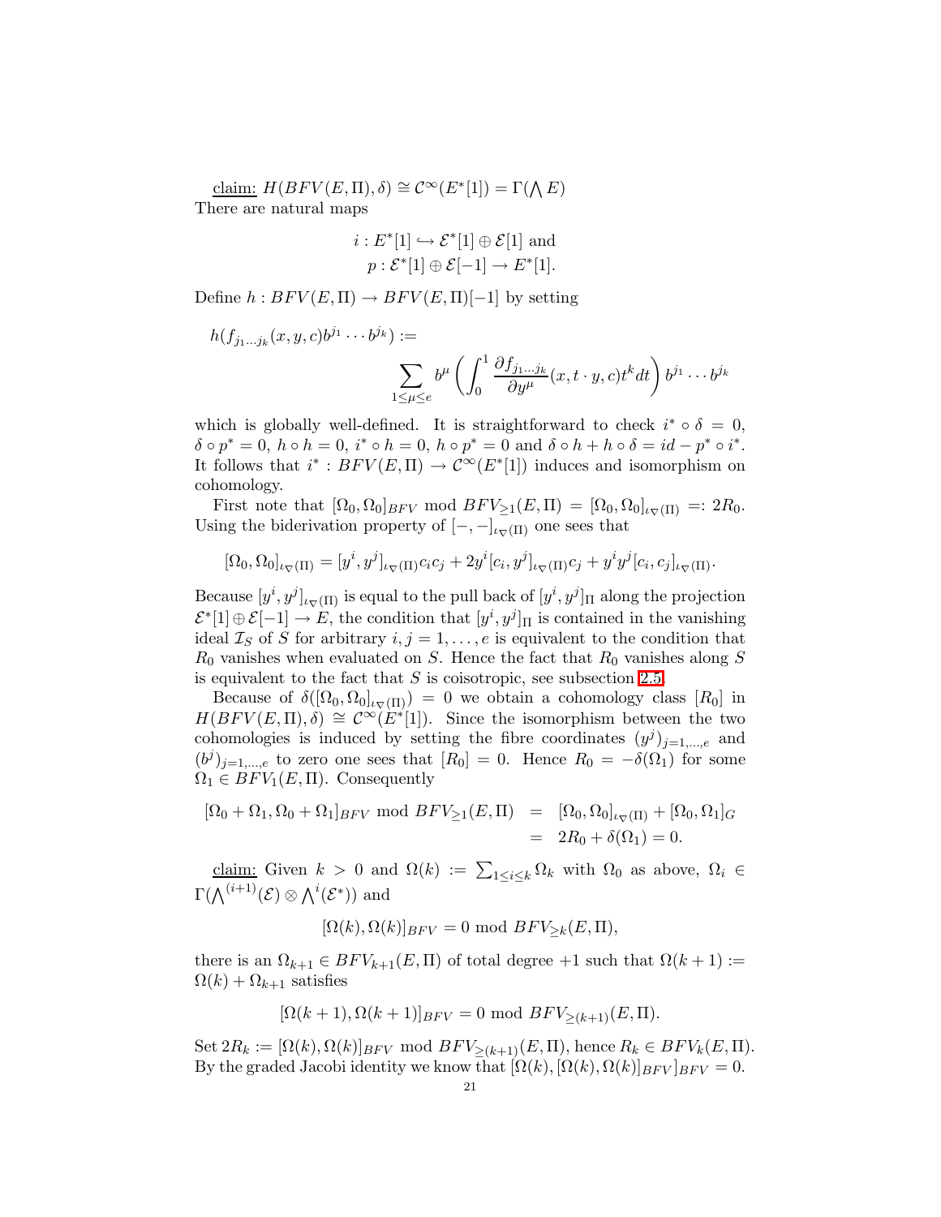<u>claim:</u> $H(BFV(E,\Pi),\delta) \cong \mathcal{C}^\infty(E^*[1]) = \Gamma(\bigwedge E)$
There are natural maps

$$i : E^*[1] \hookrightarrow \mathcal{E}^*[1] \oplus \mathcal{E}[1] \text{ and}$$
$$p : \mathcal{E}^*[1] \oplus \mathcal{E}[-1] \to E^*[1].$$

Define $h : BFV(E,\Pi) \to BFV(E,\Pi)[-1]$ by setting

$$h(f_{j_1 \dots j_k}(x,y,c) b^{j_1} \cdots b^{j_k}) := \sum_{1 \le \mu \le e} b^\mu \left( \int_0^1 \frac{\partial f_{j_1 \dots j_k}}{\partial y^\mu}(x, t\cdot y, c) t^k dt \right) b^{j_1} \cdots b^{j_k}$$

which is globally well-defined. It is straightforward to check $i^* \circ \delta = 0$, $\delta \circ p^* = 0$, $h \circ h = 0$, $i^* \circ h = 0$, $h \circ p^* = 0$ and $\delta \circ h + h \circ \delta = id - p^* \circ i^*$. It follows that $i^* : BFV(E,\Pi) \to \mathcal{C}^\infty(E^*[1])$ induces and isomorphism on cohomology.

First note that $[\Omega_0, \Omega_0]_{BFV} \bmod BFV_{\ge 1}(E,\Pi) = [\Omega_0,\Omega_0]_{\iota_\nabla(\Pi)} =: 2R_0$. Using the biderivation property of $[-,-]_{\iota_\nabla(\Pi)}$ one sees that

$$[\Omega_0,\Omega_0]_{\iota_\nabla(\Pi)} = [y^i, y^j]_{\iota_\nabla(\Pi)} c_i c_j + 2y^i [c_i, y^j]_{\iota_\nabla(\Pi)} c_j + y^i y^j [c_i, c_j]_{\iota_\nabla(\Pi)}.$$

Because $[y^i,y^j]_{\iota_\nabla(\Pi)}$ is equal to the pull back of $[y^i,y^j]_\Pi$ along the projection $\mathcal{E}^*[1] \oplus \mathcal{E}[-1] \to E$, the condition that $[y^i,y^j]_\Pi$ is contained in the vanishing ideal $\mathcal{I}_S$ of $S$ for arbitrary $i,j = 1,\dots,e$ is equivalent to the condition that $R_0$ vanishes when evaluated on $S$. Hence the fact that $R_0$ vanishes along $S$ is equivalent to the fact that $S$ is coisotropic, see subsection 2.5.

Because of $\delta([\Omega_0,\Omega_0]_{\iota_\nabla(\Pi)}) = 0$ we obtain a cohomology class $[R_0]$ in $H(BFV(E,\Pi),\delta) \cong \mathcal{C}^\infty(E^*[1])$. Since the isomorphism between the two cohomologies is induced by setting the fibre coordinates $(y^j)_{j=1,\dots,e}$ and $(b^j)_{j=1,\dots,e}$ to zero one sees that $[R_0] = 0$. Hence $R_0 = -\delta(\Omega_1)$ for some $\Omega_1 \in BFV_1(E,\Pi)$. Consequently

$$\begin{aligned} [\Omega_0 + \Omega_1, \Omega_0 + \Omega_1]_{BFV} \bmod BFV_{\ge 1}(E,\Pi) &= [\Omega_0,\Omega_0]_{\iota_\nabla(\Pi)} + [\Omega_0,\Omega_1]_G \\ &= 2R_0 + \delta(\Omega_1) = 0. \end{aligned}$$

<u>claim:</u> Given $k > 0$ and $\Omega(k) := \sum_{1 \le i \le k} \Omega_k$ with $\Omega_0$ as above, $\Omega_i \in \Gamma(\bigwedge^{(i+1)}(\mathcal{E}) \otimes \bigwedge^i(\mathcal{E}^*))$ and

$$[\Omega(k),\Omega(k)]_{BFV} = 0 \bmod BFV_{\ge k}(E,\Pi),$$

there is an $\Omega_{k+1} \in BFV_{k+1}(E,\Pi)$ of total degree $+1$ such that $\Omega(k+1) := \Omega(k) + \Omega_{k+1}$ satisfies

$$[\Omega(k+1),\Omega(k+1)]_{BFV} = 0 \bmod BFV_{\ge (k+1)}(E,\Pi).$$

Set $2R_k := [\Omega(k),\Omega(k)]_{BFV} \bmod BFV_{\ge (k+1)}(E,\Pi)$, hence $R_k \in BFV_k(E,\Pi)$. By the graded Jacobi identity we know that $[\Omega(k),[\Omega(k),\Omega(k)]_{BFV}]_{BFV} = 0$.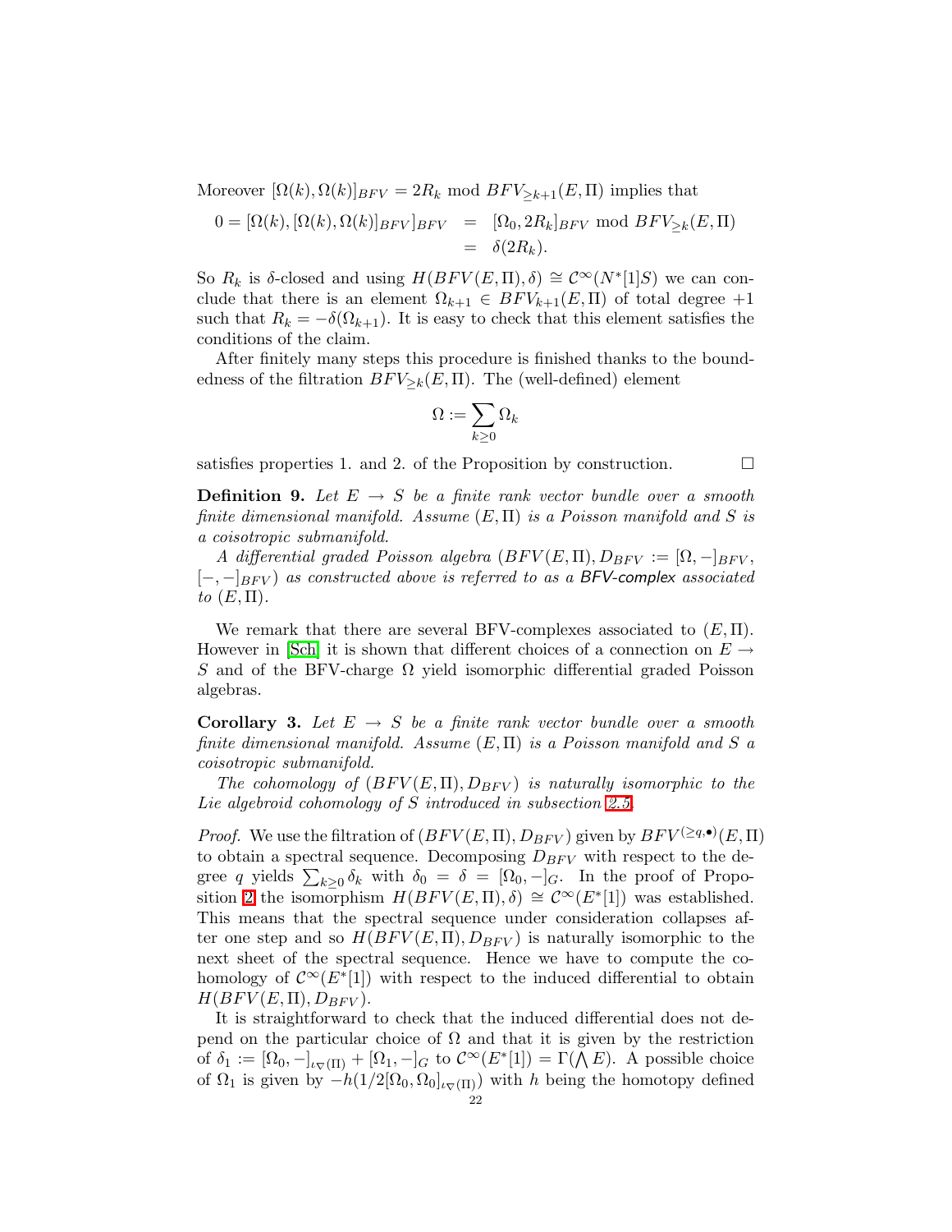Moreover $[\Omega(k), \Omega(k)]_{BFV} = 2R_k \mod BFV_{\geq k+1}(E, \Pi)$ implies that

$$\begin{aligned} 0 = [\Omega(k), [\Omega(k), \Omega(k)]_{BFV}]_{BFV} &= [\Omega_0, 2R_k]_{BFV} \mod BFV_{\geq k}(E, \Pi) \\ &= \delta(2R_k). \end{aligned}$$

So $R_k$ is $\delta$-closed and using $H(BFV(E, \Pi), \delta) \cong \mathcal{C}^\infty(N^*[1]S)$ we can conclude that there is an element $\Omega_{k+1} \in BFV_{k+1}(E, \Pi)$ of total degree $+1$ such that $R_k = -\delta(\Omega_{k+1})$. It is easy to check that this element satisfies the conditions of the claim.

After finitely many steps this procedure is finished thanks to the boundedness of the filtration $BFV_{\geq k}(E, \Pi)$. The (well-defined) element

$$\Omega := \sum_{k \geq 0} \Omega_k$$

satisfies properties 1. and 2. of the Proposition by construction. □

**Definition 9.** *Let $E \to S$ be a finite rank vector bundle over a smooth finite dimensional manifold. Assume $(E, \Pi)$ is a Poisson manifold and $S$ is a coisotropic submanifold.*

*A differential graded Poisson algebra $(BFV(E, \Pi), D_{BFV} := [\Omega, -]_{BFV}, [-, -]_{BFV})$ as constructed above is referred to as a BFV-complex associated to $(E, \Pi)$.*

We remark that there are several BFV-complexes associated to $(E, \Pi)$. However in [Sch] it is shown that different choices of a connection on $E \to S$ and of the BFV-charge $\Omega$ yield isomorphic differential graded Poisson algebras.

**Corollary 3.** *Let $E \to S$ be a finite rank vector bundle over a smooth finite dimensional manifold. Assume $(E, \Pi)$ is a Poisson manifold and $S$ a coisotropic submanifold.*

*The cohomology of $(BFV(E, \Pi), D_{BFV})$ is naturally isomorphic to the Lie algebroid cohomology of $S$ introduced in subsection 2.5.*

*Proof.* We use the filtration of $(BFV(E, \Pi), D_{BFV})$ given by $BFV^{(\geq q, \bullet)}(E, \Pi)$ to obtain a spectral sequence. Decomposing $D_{BFV}$ with respect to the degree $q$ yields $\sum_{k \geq 0} \delta_k$ with $\delta_0 = \delta = [\Omega_0, -]_G$. In the proof of Proposition 2 the isomorphism $H(BFV(E, \Pi), \delta) \cong \mathcal{C}^\infty(E^*[1])$ was established. This means that the spectral sequence under consideration collapses after one step and so $H(BFV(E, \Pi), D_{BFV})$ is naturally isomorphic to the next sheet of the spectral sequence. Hence we have to compute the cohomology of $\mathcal{C}^\infty(E^*[1])$ with respect to the induced differential to obtain $H(BFV(E, \Pi), D_{BFV})$.

It is straightforward to check that the induced differential does not depend on the particular choice of $\Omega$ and that it is given by the restriction of $\delta_1 := [\Omega_0, -]_{\iota_\nabla(\Pi)} + [\Omega_1, -]_G$ to $\mathcal{C}^\infty(E^*[1]) = \Gamma(\bigwedge E)$. A possible choice of $\Omega_1$ is given by $-h(1/2[\Omega_0, \Omega_0]_{\iota_\nabla(\Pi)})$ with $h$ being the homotopy defined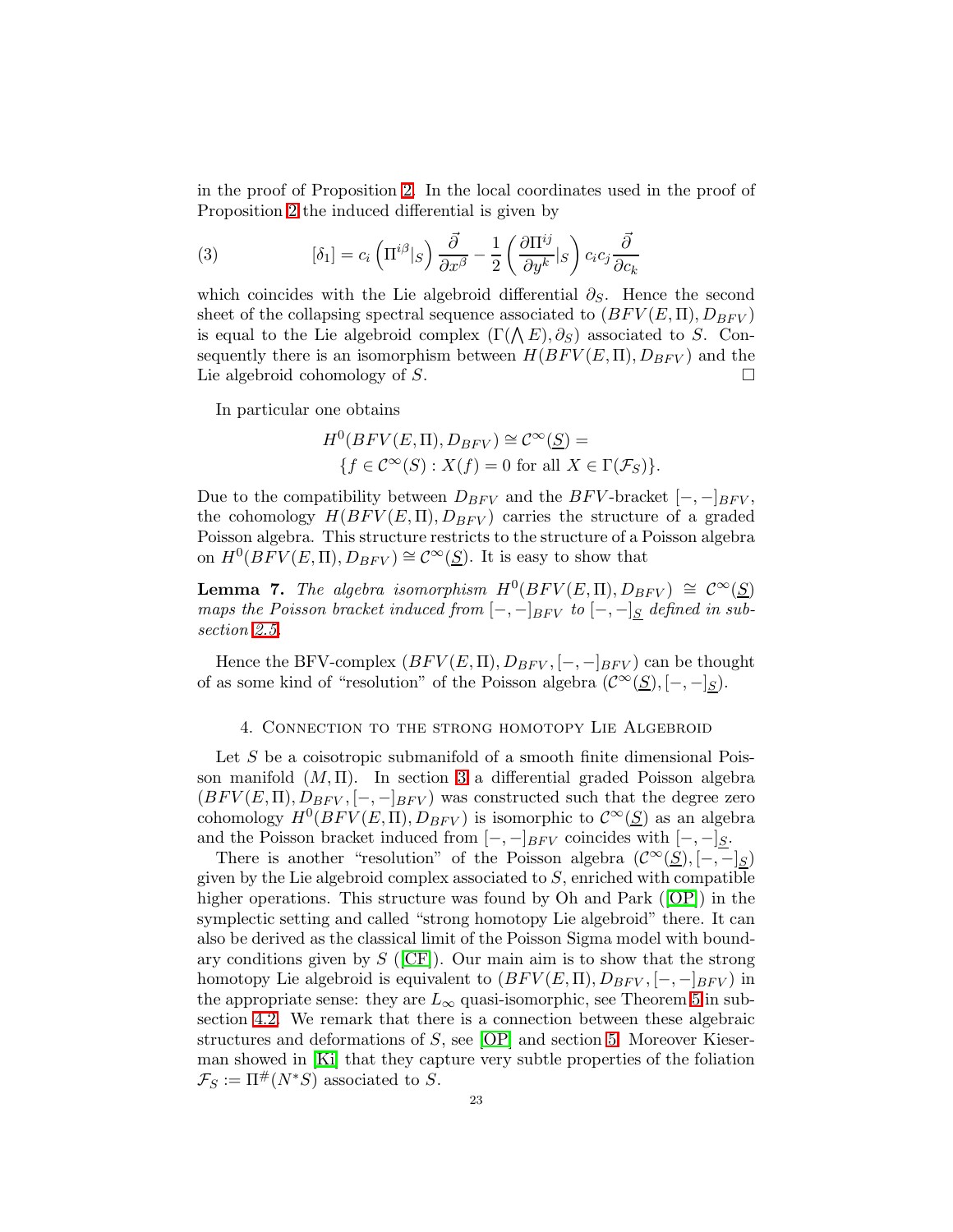in the proof of Proposition 2. In the local coordinates used in the proof of Proposition 2 the induced differential is given by

$$
[\delta_1] = c_i \left( \Pi^{i\beta}|_S \right) \frac{\vec{\partial}}{\partial x^\beta} - \frac{1}{2} \left( \frac{\partial \Pi^{ij}}{\partial y^k}|_S \right) c_i c_j \frac{\vec{\partial}}{\partial c_k} \tag{3}
$$

which coincides with the Lie algebroid differential $\partial_S$. Hence the second sheet of the collapsing spectral sequence associated to $(BFV(E,\Pi), D_{BFV})$ is equal to the Lie algebroid complex $(\Gamma(\bigwedge E), \partial_S)$ associated to $S$. Consequently there is an isomorphism between $H(BFV(E,\Pi), D_{BFV})$ and the Lie algebroid cohomology of $S$. □

In particular one obtains

$$
\begin{aligned}
H^0(BFV(E,\Pi), D_{BFV}) &\cong \mathcal{C}^\infty(\underline{S}) = \\
&\{ f \in \mathcal{C}^\infty(S) : X(f) = 0 \text{ for all } X \in \Gamma(\mathcal{F}_S) \}.
\end{aligned}
$$

Due to the compatibility between $D_{BFV}$ and the $BFV$-bracket $[-,-]_{BFV}$, the cohomology $H(BFV(E,\Pi), D_{BFV})$ carries the structure of a graded Poisson algebra. This structure restricts to the structure of a Poisson algebra on $H^0(BFV(E,\Pi), D_{BFV}) \cong \mathcal{C}^\infty(\underline{S})$. It is easy to show that

**Lemma 7.** *The algebra isomorphism $H^0(BFV(E,\Pi), D_{BFV}) \cong \mathcal{C}^\infty(\underline{S})$ maps the Poisson bracket induced from $[-,-]_{BFV}$ to $[-,-]_{\underline{S}}$ defined in subsection 2.5.*

Hence the BFV-complex $(BFV(E,\Pi), D_{BFV}, [-,-]_{BFV})$ can be thought of as some kind of "resolution" of the Poisson algebra $(\mathcal{C}^\infty(\underline{S}), [-,-]_{\underline{S}})$.

## 4. Connection to the strong homotopy Lie Algebroid

Let $S$ be a coisotropic submanifold of a smooth finite dimensional Poisson manifold $(M,\Pi)$. In section 3 a differential graded Poisson algebra $(BFV(E,\Pi), D_{BFV}, [-,-]_{BFV})$ was constructed such that the degree zero cohomology $H^0(BFV(E,\Pi), D_{BFV})$ is isomorphic to $\mathcal{C}^\infty(\underline{S})$ as an algebra and the Poisson bracket induced from $[-,-]_{BFV}$ coincides with $[-,-]_{\underline{S}}$.

There is another "resolution" of the Poisson algebra $(\mathcal{C}^\infty(\underline{S}), [-,-]_{\underline{S}})$ given by the Lie algebroid complex associated to $S$, enriched with compatible higher operations. This structure was found by Oh and Park ([OP]) in the symplectic setting and called "strong homotopy Lie algebroid" there. It can also be derived as the classical limit of the Poisson Sigma model with boundary conditions given by $S$ ([CF]). Our main aim is to show that the strong homotopy Lie algebroid is equivalent to $(BFV(E,\Pi), D_{BFV}, [-,-]_{BFV})$ in the appropriate sense: they are $L_\infty$ quasi-isomorphic, see Theorem 5 in subsection 4.2. We remark that there is a connection between these algebraic structures and deformations of $S$, see [OP] and section 5. Moreover Kieserman showed in [Ki] that they capture very subtle properties of the foliation $\mathcal{F}_S := \Pi^\#(N^*S)$ associated to $S$.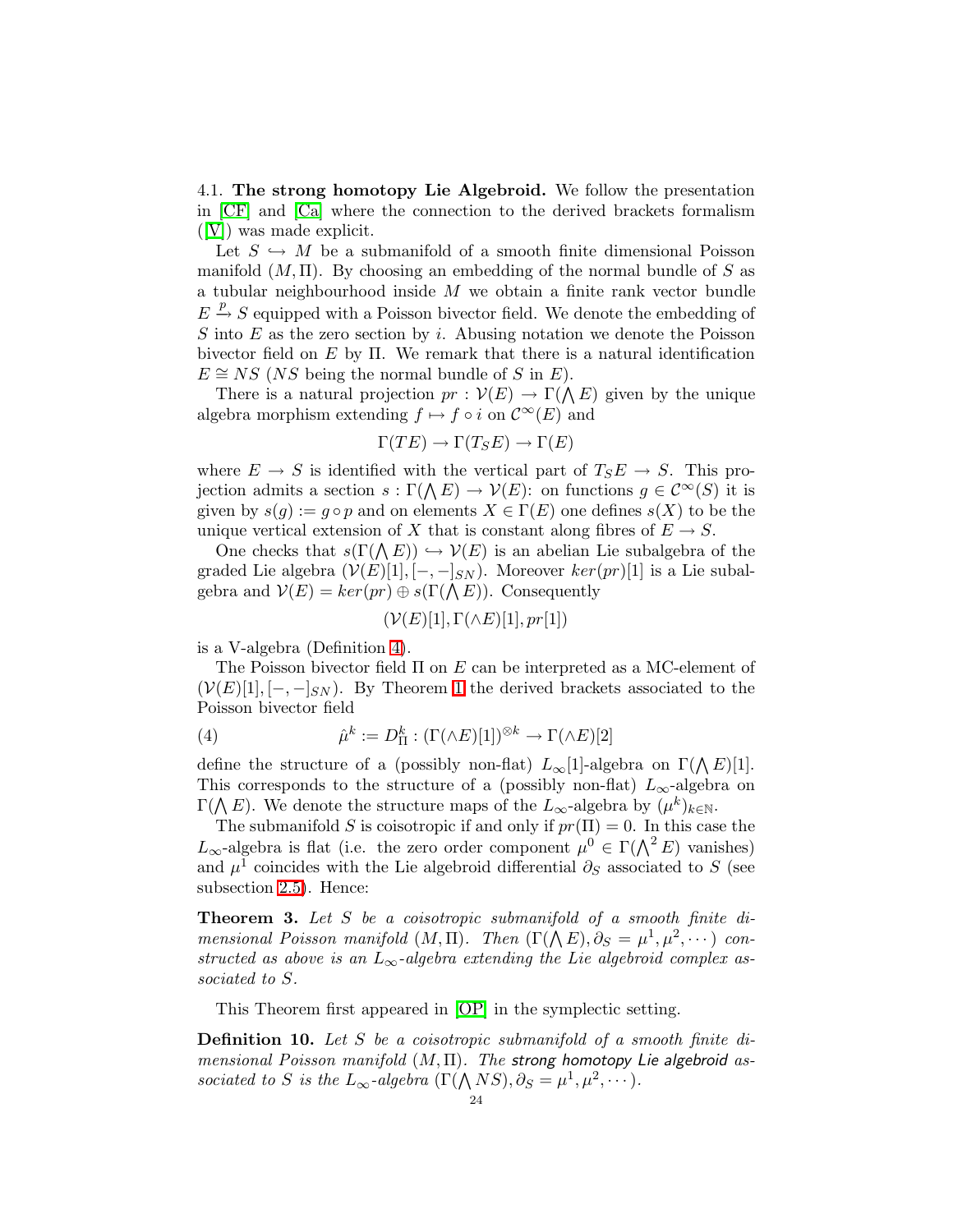4.1. **The strong homotopy Lie Algebroid.** We follow the presentation in [CF] and [Ca] where the connection to the derived brackets formalism ([V]) was made explicit.

Let $S \hookrightarrow M$ be a submanifold of a smooth finite dimensional Poisson manifold $(M, \Pi)$. By choosing an embedding of the normal bundle of $S$ as a tubular neighbourhood inside $M$ we obtain a finite rank vector bundle $E \xrightarrow{p} S$ equipped with a Poisson bivector field. We denote the embedding of $S$ into $E$ as the zero section by $i$. Abusing notation we denote the Poisson bivector field on $E$ by $\Pi$. We remark that there is a natural identification $E \cong NS$ ($NS$ being the normal bundle of $S$ in $E$).

There is a natural projection $pr : \mathcal{V}(E) \to \Gamma(\bigwedge E)$ given by the unique algebra morphism extending $f \mapsto f \circ i$ on $\mathcal{C}^\infty(E)$ and

$$\Gamma(TE) \to \Gamma(T_S E) \to \Gamma(E)$$

where $E \to S$ is identified with the vertical part of $T_S E \to S$. This projection admits a section $s : \Gamma(\bigwedge E) \to \mathcal{V}(E)$: on functions $g \in \mathcal{C}^\infty(S)$ it is given by $s(g) := g \circ p$ and on elements $X \in \Gamma(E)$ one defines $s(X)$ to be the unique vertical extension of $X$ that is constant along fibres of $E \to S$.

One checks that $s(\Gamma(\bigwedge E)) \hookrightarrow \mathcal{V}(E)$ is an abelian Lie subalgebra of the graded Lie algebra $(\mathcal{V}(E)[1], [-,-]_{SN})$. Moreover $ker(pr)[1]$ is a Lie subalgebra and $\mathcal{V}(E) = ker(pr) \oplus s(\Gamma(\bigwedge E))$. Consequently

$$(\mathcal{V}(E)[1], \Gamma(\wedge E)[1], pr[1])$$

is a V-algebra (Definition 4).

The Poisson bivector field $\Pi$ on $E$ can be interpreted as a MC-element of $(\mathcal{V}(E)[1], [-,-]_{SN})$. By Theorem 1 the derived brackets associated to the Poisson bivector field

$$\hat{\mu}^k := D^k_\Pi : (\Gamma(\wedge E)[1])^{\otimes k} \to \Gamma(\wedge E)[2] \tag{4}$$

define the structure of a (possibly non-flat) $L_\infty[1]$-algebra on $\Gamma(\bigwedge E)[1]$. This corresponds to the structure of a (possibly non-flat) $L_\infty$-algebra on $\Gamma(\bigwedge E)$. We denote the structure maps of the $L_\infty$-algebra by $(\mu^k)_{k \in \mathbb{N}}$.

The submanifold $S$ is coisotropic if and only if $pr(\Pi) = 0$. In this case the $L_\infty$-algebra is flat (i.e. the zero order component $\mu^0 \in \Gamma(\bigwedge^2 E)$ vanishes) and $\mu^1$ coincides with the Lie algebroid differential $\partial_S$ associated to $S$ (see subsection 2.5). Hence:

**Theorem 3.** *Let $S$ be a coisotropic submanifold of a smooth finite dimensional Poisson manifold $(M, \Pi)$. Then $(\Gamma(\bigwedge E), \partial_S = \mu^1, \mu^2, \cdots)$ constructed as above is an $L_\infty$-algebra extending the Lie algebroid complex associated to $S$.*

This Theorem first appeared in [OP] in the symplectic setting.

**Definition 10.** *Let $S$ be a coisotropic submanifold of a smooth finite dimensional Poisson manifold $(M, \Pi)$. The strong homotopy Lie algebroid associated to $S$ is the $L_\infty$-algebra $(\Gamma(\bigwedge NS), \partial_S = \mu^1, \mu^2, \cdots)$.*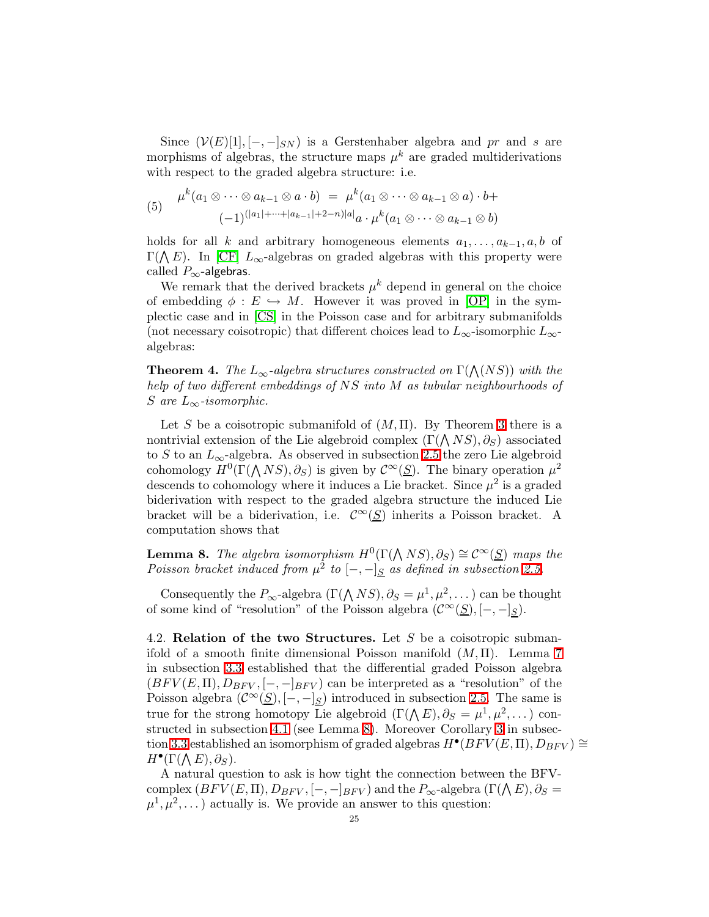Since $(\mathcal{V}(E)[1], [-,-]_{SN})$ is a Gerstenhaber algebra and $pr$ and $s$ are morphisms of algebras, the structure maps $\mu^k$ are graded multiderivations with respect to the graded algebra structure: i.e.

$$
\begin{aligned}
\mu^k(a_1 \otimes \cdots \otimes a_{k-1} \otimes a \cdot b) \;&=\; \mu^k(a_1 \otimes \cdots \otimes a_{k-1} \otimes a) \cdot b + \\
&(-1)^{(|a_1|+\cdots+|a_{k-1}|+2-n)|a|} a \cdot \mu^k(a_1 \otimes \cdots \otimes a_{k-1} \otimes b)
\end{aligned}
\tag{5}
$$

holds for all $k$ and arbitrary homogeneous elements $a_1, \ldots, a_{k-1}, a, b$ of $\Gamma(\bigwedge E)$. In [CF] $L_\infty$-algebras on graded algebras with this property were called $P_\infty$-algebras.

We remark that the derived brackets $\mu^k$ depend in general on the choice of embedding $\phi : E \hookrightarrow M$. However it was proved in [OP] in the symplectic case and in [CS] in the Poisson case and for arbitrary submanifolds (not necessary coisotropic) that different choices lead to $L_\infty$-isomorphic $L_\infty$-algebras:

**Theorem 4.** *The $L_\infty$-algebra structures constructed on $\Gamma(\bigwedge(NS))$ with the help of two different embeddings of $NS$ into $M$ as tubular neighbourhoods of $S$ are $L_\infty$-isomorphic.*

Let $S$ be a coisotropic submanifold of $(M, \Pi)$. By Theorem 3 there is a nontrivial extension of the Lie algebroid complex $(\Gamma(\bigwedge NS), \partial_S)$ associated to $S$ to an $L_\infty$-algebra. As observed in subsection 2.5 the zero Lie algebroid cohomology $H^0(\Gamma(\bigwedge NS), \partial_S)$ is given by $\mathcal{C}^\infty(\underline{S})$. The binary operation $\mu^2$ descends to cohomology where it induces a Lie bracket. Since $\mu^2$ is a graded biderivation with respect to the graded algebra structure the induced Lie bracket will be a biderivation, i.e. $\mathcal{C}^\infty(\underline{S})$ inherits a Poisson bracket. A computation shows that

**Lemma 8.** *The algebra isomorphism $H^0(\Gamma(\bigwedge NS), \partial_S) \cong \mathcal{C}^\infty(\underline{S})$ maps the Poisson bracket induced from $\mu^2$ to $[-,-]_{\underline{S}}$ as defined in subsection 2.5.*

Consequently the $P_\infty$-algebra $(\Gamma(\bigwedge NS), \partial_S = \mu^1, \mu^2, \ldots)$ can be thought of some kind of "resolution" of the Poisson algebra $(\mathcal{C}^\infty(\underline{S}), [-,-]_{\underline{S}})$.

4.2. **Relation of the two Structures.** Let $S$ be a coisotropic submanifold of a smooth finite dimensional Poisson manifold $(M, \Pi)$. Lemma 7 in subsection 3.3 established that the differential graded Poisson algebra $(BFV(E, \Pi), D_{BFV}, [-,-]_{BFV})$ can be interpreted as a "resolution" of the Poisson algebra $(\mathcal{C}^\infty(\underline{S}), [-,-]_{\underline{S}})$ introduced in subsection 2.5. The same is true for the strong homotopy Lie algebroid $(\Gamma(\bigwedge E), \partial_S = \mu^1, \mu^2, \ldots)$ constructed in subsection 4.1 (see Lemma 8). Moreover Corollary 3 in subsection 3.3 established an isomorphism of graded algebras $H^\bullet(BFV(E, \Pi), D_{BFV}) \cong H^\bullet(\Gamma(\bigwedge E), \partial_S)$.

A natural question to ask is how tight the connection between the BFV-complex $(BFV(E, \Pi), D_{BFV}, [-,-]_{BFV})$ and the $P_\infty$-algebra $(\Gamma(\bigwedge E), \partial_S = \mu^1, \mu^2, \ldots)$ actually is. We provide an answer to this question: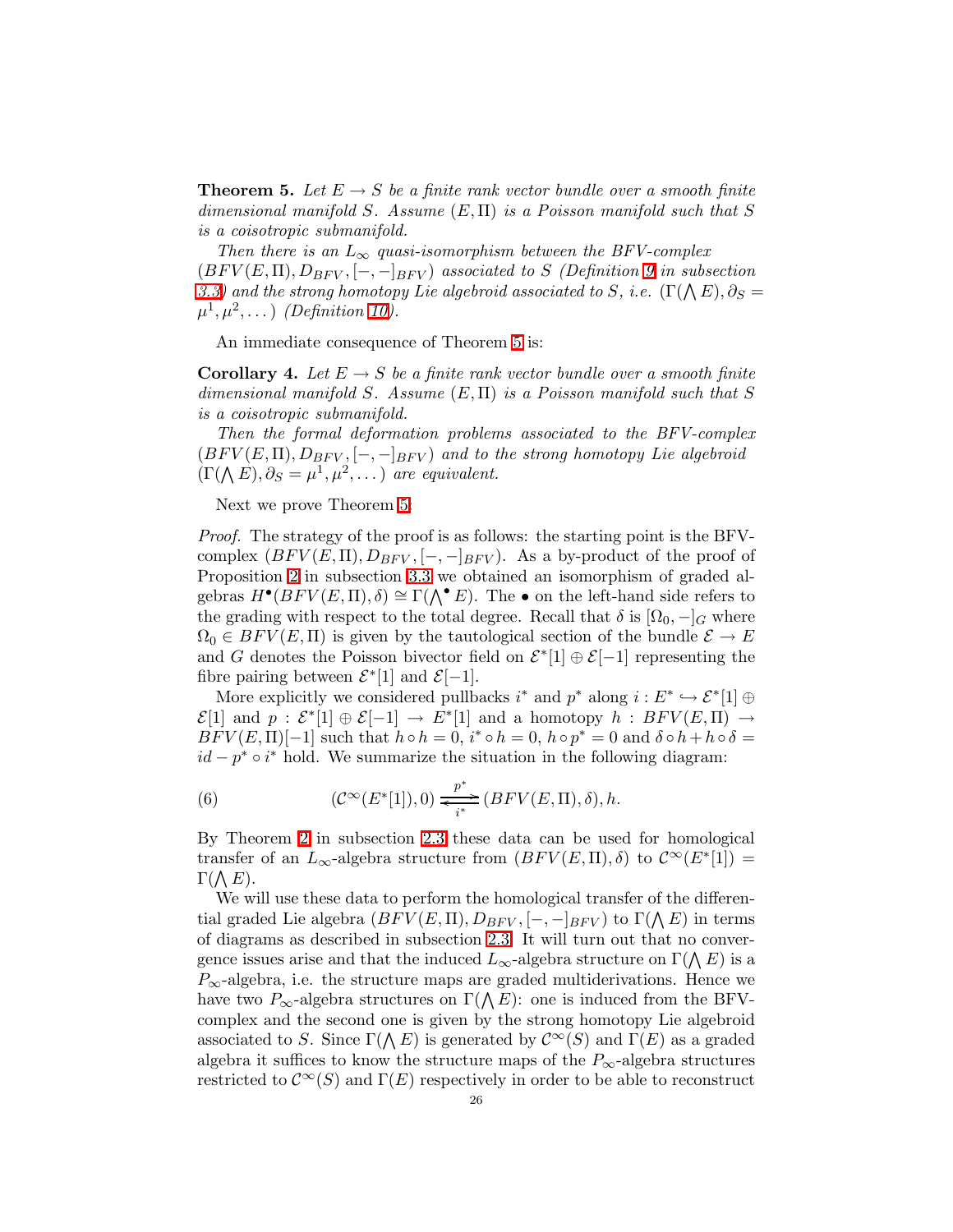**Theorem 5.** *Let $E \to S$ be a finite rank vector bundle over a smooth finite dimensional manifold $S$. Assume $(E, \Pi)$ is a Poisson manifold such that $S$ is a coisotropic submanifold.*

*Then there is an $L_\infty$ quasi-isomorphism between the BFV-complex $(BFV(E,\Pi), D_{BFV}, [-,-]_{BFV})$ associated to $S$ (Definition 9 in subsection 3.3) and the strong homotopy Lie algebroid associated to $S$, i.e. $(\Gamma(\bigwedge E), \partial_S = \mu^1, \mu^2, \dots)$ (Definition 10).*

An immediate consequence of Theorem 5 is:

**Corollary 4.** *Let $E \to S$ be a finite rank vector bundle over a smooth finite dimensional manifold $S$. Assume $(E, \Pi)$ is a Poisson manifold such that $S$ is a coisotropic submanifold.*

*Then the formal deformation problems associated to the BFV-complex $(BFV(E,\Pi), D_{BFV}, [-,-]_{BFV})$ and to the strong homotopy Lie algebroid $(\Gamma(\bigwedge E), \partial_S = \mu^1, \mu^2, \dots)$ are equivalent.*

Next we prove Theorem 5:

*Proof.* The strategy of the proof is as follows: the starting point is the BFV-complex $(BFV(E,\Pi), D_{BFV}, [-,-]_{BFV})$. As a by-product of the proof of Proposition 2 in subsection 3.3 we obtained an isomorphism of graded algebras $H^\bullet(BFV(E,\Pi), \delta) \cong \Gamma(\bigwedge^\bullet E)$. The $\bullet$ on the left-hand side refers to the grading with respect to the total degree. Recall that $\delta$ is $[\Omega_0, -]_G$ where $\Omega_0 \in BFV(E,\Pi)$ is given by the tautological section of the bundle $\mathcal{E} \to E$ and $G$ denotes the Poisson bivector field on $\mathcal{E}^*[1] \oplus \mathcal{E}[-1]$ representing the fibre pairing between $\mathcal{E}^*[1]$ and $\mathcal{E}[-1]$.

More explicitly we considered pullbacks $i^*$ and $p^*$ along $i : E^* \hookrightarrow \mathcal{E}^*[1] \oplus \mathcal{E}[1]$ and $p : \mathcal{E}^*[1] \oplus \mathcal{E}[-1] \to E^*[1]$ and a homotopy $h : BFV(E,\Pi) \to BFV(E,\Pi)[-1]$ such that $h \circ h = 0$, $i^* \circ h = 0$, $h \circ p^* = 0$ and $\delta \circ h + h \circ \delta = id - p^* \circ i^*$ hold. We summarize the situation in the following diagram:

$$(\mathcal{C}^\infty(E^*[1]), 0) \underset{i^*}{\overset{p^*}{\rightleftarrows}} (BFV(E,\Pi), \delta), h. \tag{6}$$

By Theorem 2 in subsection 2.3 these data can be used for homological transfer of an $L_\infty$-algebra structure from $(BFV(E,\Pi), \delta)$ to $\mathcal{C}^\infty(E^*[1]) = \Gamma(\bigwedge E)$.

We will use these data to perform the homological transfer of the differential graded Lie algebra $(BFV(E,\Pi), D_{BFV}, [-,-]_{BFV})$ to $\Gamma(\bigwedge E)$ in terms of diagrams as described in subsection 2.3. It will turn out that no convergence issues arise and that the induced $L_\infty$-algebra structure on $\Gamma(\bigwedge E)$ is a $P_\infty$-algebra, i.e. the structure maps are graded multiderivations. Hence we have two $P_\infty$-algebra structures on $\Gamma(\bigwedge E)$: one is induced from the BFV-complex and the second one is given by the strong homotopy Lie algebroid associated to $S$. Since $\Gamma(\bigwedge E)$ is generated by $\mathcal{C}^\infty(S)$ and $\Gamma(E)$ as a graded algebra it suffices to know the structure maps of the $P_\infty$-algebra structures restricted to $\mathcal{C}^\infty(S)$ and $\Gamma(E)$ respectively in order to be able to reconstruct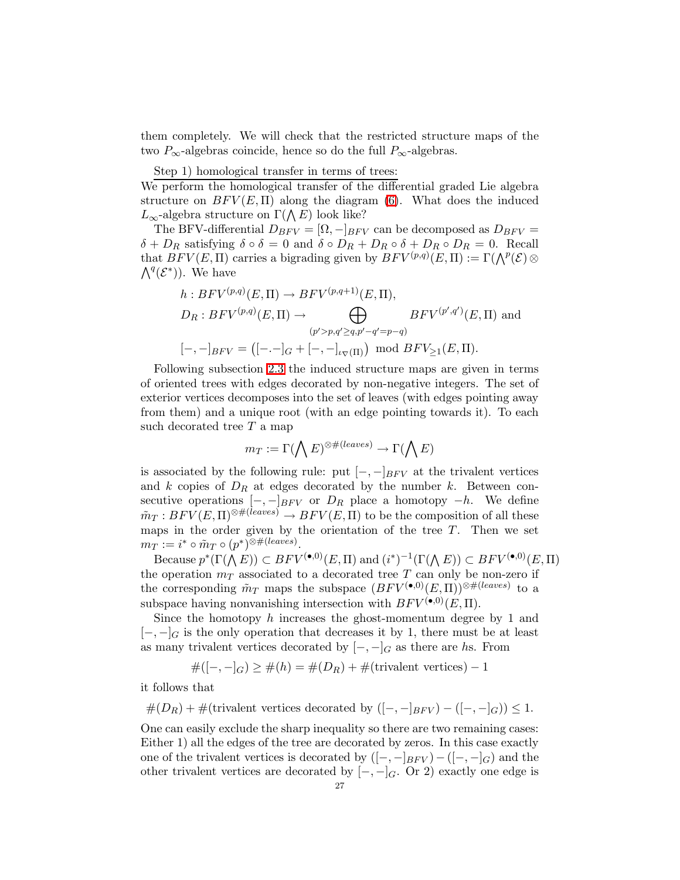them completely. We will check that the restricted structure maps of the two $P_\infty$-algebras coincide, hence so do the full $P_\infty$-algebras.

Step 1) homological transfer in terms of trees:
We perform the homological transfer of the differential graded Lie algebra structure on $BFV(E,\Pi)$ along the diagram (6). What does the induced $L_\infty$-algebra structure on $\Gamma(\bigwedge E)$ look like?

The BFV-differential $D_{BFV} = [\Omega, -]_{BFV}$ can be decomposed as $D_{BFV} = \delta + D_R$ satisfying $\delta \circ \delta = 0$ and $\delta \circ D_R + D_R \circ \delta + D_R \circ D_R = 0$. Recall that $BFV(E,\Pi)$ carries a bigrading given by $BFV^{(p,q)}(E,\Pi) := \Gamma(\bigwedge^p(\mathcal{E}) \otimes \bigwedge^q(\mathcal{E}^*))$. We have

$$
\begin{aligned}
&h : BFV^{(p,q)}(E,\Pi) \to BFV^{(p,q+1)}(E,\Pi),\\
&D_R : BFV^{(p,q)}(E,\Pi) \to \bigoplus_{(p'>p,q'\geq q, p'-q'=p-q)} BFV^{(p',q')}(E,\Pi) \text{ and}\\
&[-,-]_{BFV} = \left([-.-]_G + [-,-]_{\iota_\nabla(\Pi)}\right) \mod BFV_{\geq 1}(E,\Pi).
\end{aligned}
$$

Following subsection 2.3 the induced structure maps are given in terms of oriented trees with edges decorated by non-negative integers. The set of exterior vertices decomposes into the set of leaves (with edges pointing away from them) and a unique root (with an edge pointing towards it). To each such decorated tree $T$ a map

$$
m_T := \Gamma(\bigwedge E)^{\otimes \#(leaves)} \to \Gamma(\bigwedge E)
$$

is associated by the following rule: put $[-,-]_{BFV}$ at the trivalent vertices and $k$ copies of $D_R$ at edges decorated by the number $k$. Between consecutive operations $[-,-]_{BFV}$ or $D_R$ place a homotopy $-h$. We define $\tilde{m}_T : BFV(E,\Pi)^{\otimes \#(leaves)} \to BFV(E,\Pi)$ to be the composition of all these maps in the order given by the orientation of the tree $T$. Then we set $m_T := i^* \circ \tilde{m}_T \circ (p^*)^{\otimes \#(leaves)}$.

Because $p^*(\Gamma(\bigwedge E)) \subset BFV^{(\bullet,0)}(E,\Pi)$ and $(i^*)^{-1}(\Gamma(\bigwedge E)) \subset BFV^{(\bullet,0)}(E,\Pi)$ the operation $m_T$ associated to a decorated tree $T$ can only be non-zero if the corresponding $\tilde{m}_T$ maps the subspace $(BFV^{(\bullet,0)}(E,\Pi))^{\otimes \#(leaves)}$ to a subspace having nonvanishing intersection with $BFV^{(\bullet,0)}(E,\Pi)$.

Since the homotopy $h$ increases the ghost-momentum degree by 1 and $[-,-]_G$ is the only operation that decreases it by 1, there must be at least as many trivalent vertices decorated by $[-,-]_G$ as there are $h$s. From

$$
\#([-,-]_G) \geq \#(h) = \#(D_R) + \#(\text{trivalent vertices}) - 1
$$

it follows that

$$
\#(D_R) + \#(\text{trivalent vertices decorated by } ([-,-]_{BFV}) - ([-,-]_G)) \leq 1.
$$

One can easily exclude the sharp inequality so there are two remaining cases: Either 1) all the edges of the tree are decorated by zeros. In this case exactly one of the trivalent vertices is decorated by $([-,-]_{BFV}) - ([-,-]_G)$ and the other trivalent vertices are decorated by $[-,-]_G$. Or 2) exactly one edge is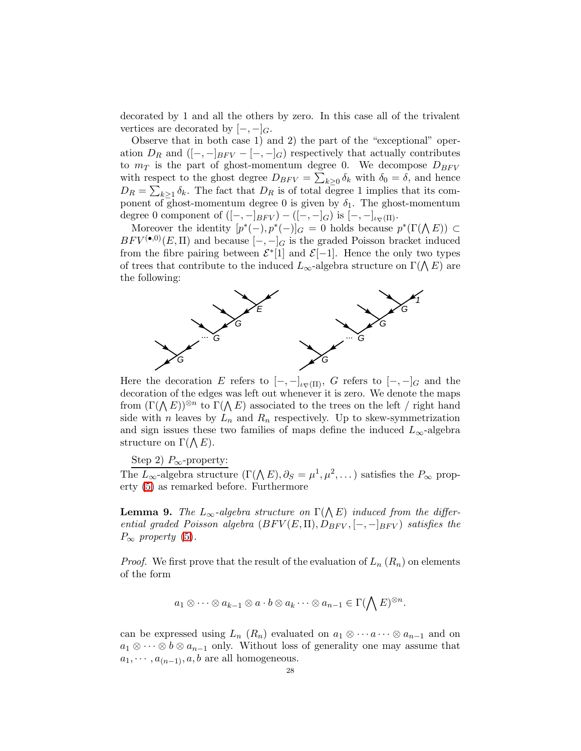decorated by 1 and all the others by zero. In this case all of the trivalent vertices are decorated by $[-,-]_G$.

Observe that in both case 1) and 2) the part of the "exceptional" operation $D_R$ and $([-,-]_{BFV} - [-,-]_G)$ respectively that actually contributes to $m_T$ is the part of ghost-momentum degree 0. We decompose $D_{BFV}$ with respect to the ghost degree $D_{BFV} = \sum_{k\geq 0} \delta_k$ with $\delta_0 = \delta$, and hence $D_R = \sum_{k\geq 1} \delta_k$. The fact that $D_R$ is of total degree 1 implies that its component of ghost-momentum degree 0 is given by $\delta_1$. The ghost-momentum degree 0 component of $([-,-]_{BFV}) - ([-,-]_G)$ is $[-,-]_{\iota_\nabla(\Pi)}$.

Moreover the identity $[p^*(-), p^*(-)]_G = 0$ holds because $p^*(\Gamma(\bigwedge E)) \subset BFV^{(\bullet,0)}(E,\Pi)$ and because $[-,-]_G$ is the graded Poisson bracket induced from the fibre pairing between $\mathcal{E}^*[1]$ and $\mathcal{E}[-1]$. Hence the only two types of trees that contribute to the induced $L_\infty$-algebra structure on $\Gamma(\bigwedge E)$ are the following:

Here the decoration $E$ refers to $[-,-]_{\iota_\nabla(\Pi)}$, $G$ refers to $[-,-]_G$ and the decoration of the edges was left out whenever it is zero. We denote the maps from $(\Gamma(\bigwedge E))^{\otimes n}$ to $\Gamma(\bigwedge E)$ associated to the trees on the left / right hand side with $n$ leaves by $L_n$ and $R_n$ respectively. Up to skew-symmetrization and sign issues these two families of maps define the induced $L_\infty$-algebra structure on $\Gamma(\bigwedge E)$.

Step 2) $P_\infty$-property:

The $L_\infty$-algebra structure $(\Gamma(\bigwedge E), \partial_S = \mu^1, \mu^2, \dots)$ satisfies the $P_\infty$ property (5) as remarked before. Furthermore

**Lemma 9.** *The $L_\infty$-algebra structure on $\Gamma(\bigwedge E)$ induced from the differential graded Poisson algebra $(BFV(E,\Pi), D_{BFV}, [-,-]_{BFV})$ satisfies the $P_\infty$ property* (5).

*Proof.* We first prove that the result of the evaluation of $L_n$ ($R_n$) on elements of the form

$$a_1 \otimes \cdots \otimes a_{k-1} \otimes a \cdot b \otimes a_k \cdots \otimes a_{n-1} \in \Gamma(\bigwedge E)^{\otimes n}.$$

can be expressed using $L_n$ ($R_n$) evaluated on $a_1 \otimes \cdots a \cdots \otimes a_{n-1}$ and on $a_1 \otimes \cdots \otimes b \otimes a_{n-1}$ only. Without loss of generality one may assume that $a_1, \cdots, a_{(n-1)}, a, b$ are all homogeneous.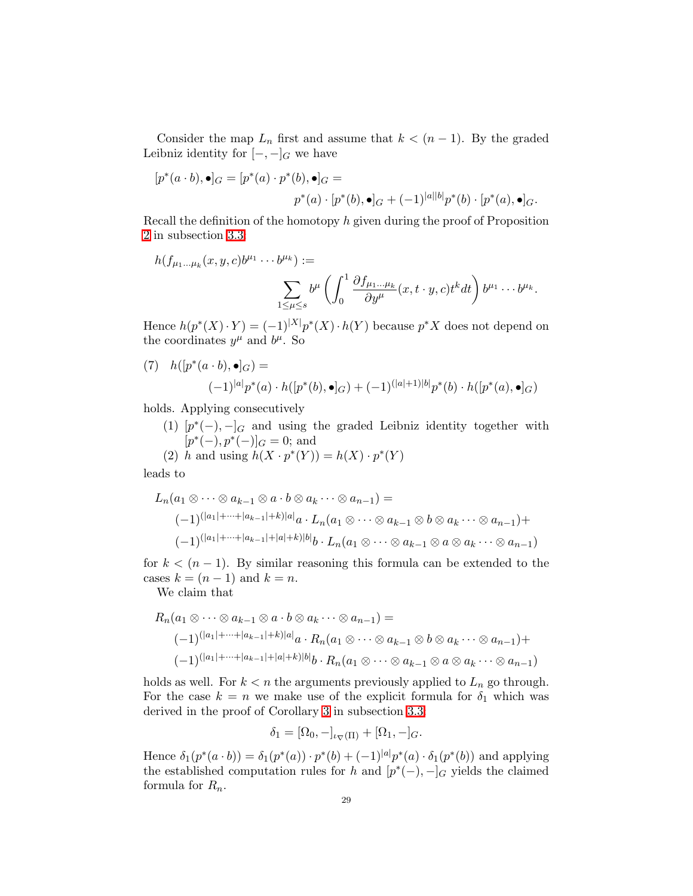Consider the map $L_n$ first and assume that $k < (n-1)$. By the graded Leibniz identity for $[-,-]_G$ we have

$$
\begin{aligned}
[p^*(a \cdot b), \bullet]_G &= [p^*(a) \cdot p^*(b), \bullet]_G = \\
&\qquad p^*(a) \cdot [p^*(b), \bullet]_G + (-1)^{|a||b|} p^*(b) \cdot [p^*(a), \bullet]_G.
\end{aligned}
$$

Recall the definition of the homotopy $h$ given during the proof of Proposition 2 in subsection 3.3

$$
\begin{aligned}
&h(f_{\mu_1 \dots \mu_k}(x,y,c) b^{\mu_1} \cdots b^{\mu_k}) := \\
&\qquad \sum_{1 \le \mu \le s} b^\mu \left( \int_0^1 \frac{\partial f_{\mu_1 \dots \mu_k}}{\partial y^\mu}(x, t \cdot y, c) t^k dt \right) b^{\mu_1} \cdots b^{\mu_k}.
\end{aligned}
$$

Hence $h(p^*(X) \cdot Y) = (-1)^{|X|} p^*(X) \cdot h(Y)$ because $p^*X$ does not depend on the coordinates $y^\mu$ and $b^\mu$. So

$$
\begin{aligned}
(7) \quad & h([p^*(a \cdot b), \bullet]_G) = \\
&\qquad (-1)^{|a|} p^*(a) \cdot h([p^*(b), \bullet]_G) + (-1)^{(|a|+1)|b|} p^*(b) \cdot h([p^*(a), \bullet]_G)
\end{aligned}
$$

holds. Applying consecutively

1. $[p^*(-), -]_G$ and using the graded Leibniz identity together with $[p^*(-), p^*(-)]_G = 0$; and
2. $h$ and using $h(X \cdot p^*(Y)) = h(X) \cdot p^*(Y)$

leads to

$$
\begin{aligned}
& L_n(a_1 \otimes \cdots \otimes a_{k-1} \otimes a \cdot b \otimes a_k \cdots \otimes a_{n-1}) = \\
&\quad (-1)^{(|a_1| + \cdots + |a_{k-1}| + k)|a|} a \cdot L_n(a_1 \otimes \cdots \otimes a_{k-1} \otimes b \otimes a_k \cdots \otimes a_{n-1}) + \\
&\quad (-1)^{(|a_1| + \cdots + |a_{k-1}| + |a| + k)|b|} b \cdot L_n(a_1 \otimes \cdots \otimes a_{k-1} \otimes a \otimes a_k \cdots \otimes a_{n-1})
\end{aligned}
$$

for $k < (n-1)$. By similar reasoning this formula can be extended to the cases $k = (n-1)$ and $k = n$.

We claim that

$$
\begin{aligned}
& R_n(a_1 \otimes \cdots \otimes a_{k-1} \otimes a \cdot b \otimes a_k \cdots \otimes a_{n-1}) = \\
&\quad (-1)^{(|a_1| + \cdots + |a_{k-1}| + k)|a|} a \cdot R_n(a_1 \otimes \cdots \otimes a_{k-1} \otimes b \otimes a_k \cdots \otimes a_{n-1}) + \\
&\quad (-1)^{(|a_1| + \cdots + |a_{k-1}| + |a| + k)|b|} b \cdot R_n(a_1 \otimes \cdots \otimes a_{k-1} \otimes a \otimes a_k \cdots \otimes a_{n-1})
\end{aligned}
$$

holds as well. For $k < n$ the arguments previously applied to $L_n$ go through. For the case $k = n$ we make use of the explicit formula for $\delta_1$ which was derived in the proof of Corollary 3 in subsection 3.3

$$
\delta_1 = [\Omega_0, -]_{\iota_\nabla(\Pi)} + [\Omega_1, -]_G.
$$

Hence $\delta_1(p^*(a \cdot b)) = \delta_1(p^*(a)) \cdot p^*(b) + (-1)^{|a|} p^*(a) \cdot \delta_1(p^*(b))$ and applying the established computation rules for $h$ and $[p^*(-), -]_G$ yields the claimed formula for $R_n$.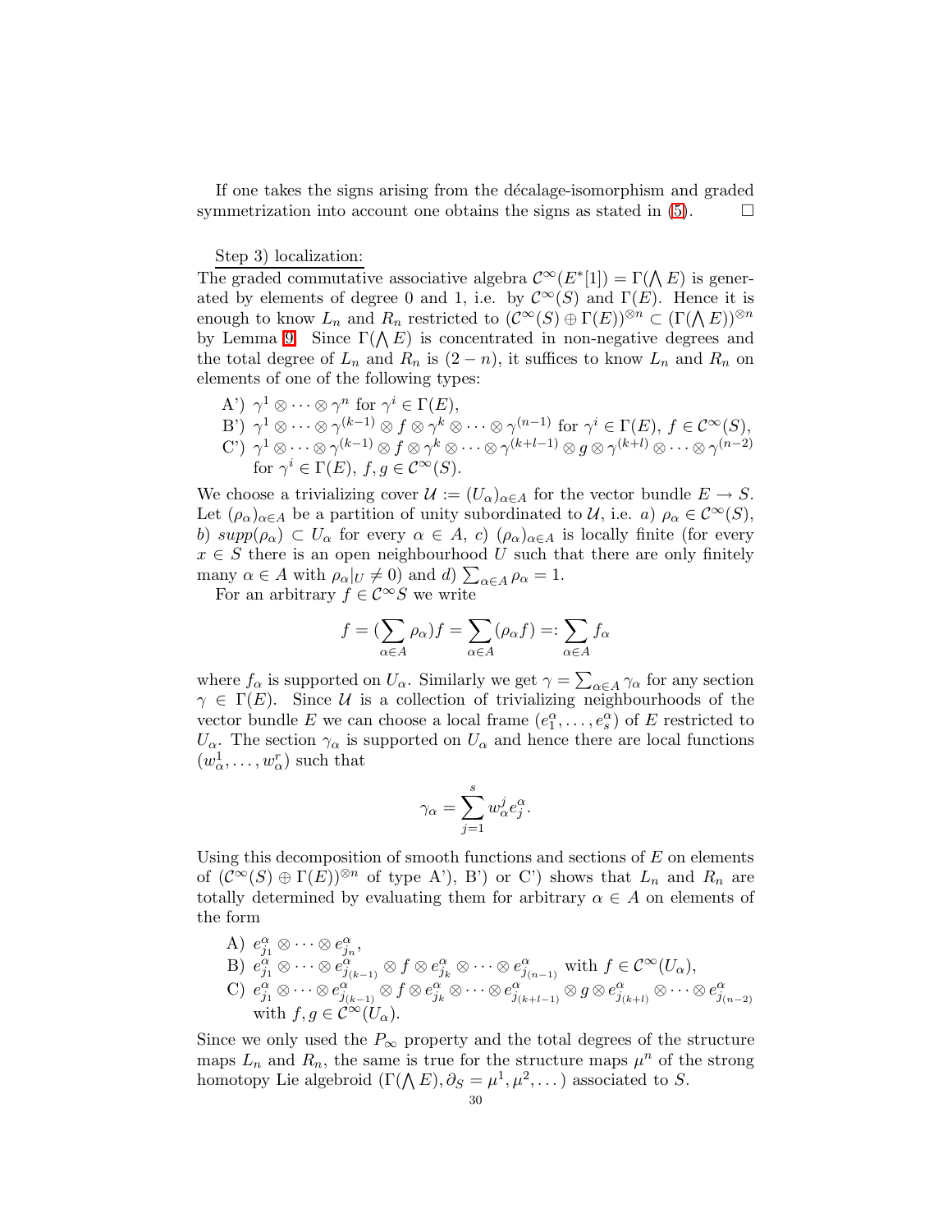If one takes the signs arising from the décalage-isomorphism and graded symmetrization into account one obtains the signs as stated in (5). □

Step 3) localization:

The graded commutative associative algebra $\mathcal{C}^\infty(E^*[1]) = \Gamma(\bigwedge E)$ is generated by elements of degree 0 and 1, i.e. by $\mathcal{C}^\infty(S)$ and $\Gamma(E)$. Hence it is enough to know $L_n$ and $R_n$ restricted to $(\mathcal{C}^\infty(S) \oplus \Gamma(E))^{\otimes n} \subset (\Gamma(\bigwedge E))^{\otimes n}$ by Lemma 9. Since $\Gamma(\bigwedge E)$ is concentrated in non-negative degrees and the total degree of $L_n$ and $R_n$ is $(2-n)$, it suffices to know $L_n$ and $R_n$ on elements of one of the following types:

- A') $\gamma^1 \otimes \cdots \otimes \gamma^n$ for $\gamma^i \in \Gamma(E)$,
- B') $\gamma^1 \otimes \cdots \otimes \gamma^{(k-1)} \otimes f \otimes \gamma^k \otimes \cdots \otimes \gamma^{(n-1)}$ for $\gamma^i \in \Gamma(E)$, $f \in \mathcal{C}^\infty(S)$,
- C') $\gamma^1 \otimes \cdots \otimes \gamma^{(k-1)} \otimes f \otimes \gamma^k \otimes \cdots \otimes \gamma^{(k+l-1)} \otimes g \otimes \gamma^{(k+l)} \otimes \cdots \otimes \gamma^{(n-2)}$ for $\gamma^i \in \Gamma(E)$, $f, g \in \mathcal{C}^\infty(S)$.

We choose a trivializing cover $\mathcal{U} := (U_\alpha)_{\alpha \in A}$ for the vector bundle $E \to S$. Let $(\rho_\alpha)_{\alpha \in A}$ be a partition of unity subordinated to $\mathcal{U}$, i.e. *a)* $\rho_\alpha \in \mathcal{C}^\infty(S)$, *b)* $supp(\rho_\alpha) \subset U_\alpha$ for every $\alpha \in A$, *c)* $(\rho_\alpha)_{\alpha \in A}$ is locally finite (for every $x \in S$ there is an open neighbourhood $U$ such that there are only finitely many $\alpha \in A$ with $\rho_\alpha|_U \neq 0$) and *d)* $\sum_{\alpha \in A} \rho_\alpha = 1$.

For an arbitrary $f \in \mathcal{C}^\infty S$ we write

$$f = (\sum_{\alpha \in A} \rho_\alpha) f = \sum_{\alpha \in A} (\rho_\alpha f) =: \sum_{\alpha \in A} f_\alpha$$

where $f_\alpha$ is supported on $U_\alpha$. Similarly we get $\gamma = \sum_{\alpha \in A} \gamma_\alpha$ for any section $\gamma \in \Gamma(E)$. Since $\mathcal{U}$ is a collection of trivializing neighbourhoods of the vector bundle $E$ we can choose a local frame $(e_1^\alpha, \ldots, e_s^\alpha)$ of $E$ restricted to $U_\alpha$. The section $\gamma_\alpha$ is supported on $U_\alpha$ and hence there are local functions $(w_\alpha^1, \ldots, w_\alpha^r)$ such that

$$\gamma_\alpha = \sum_{j=1}^{s} w_\alpha^j e_j^\alpha.$$

Using this decomposition of smooth functions and sections of $E$ on elements of $(\mathcal{C}^\infty(S) \oplus \Gamma(E))^{\otimes n}$ of type A'), B') or C') shows that $L_n$ and $R_n$ are totally determined by evaluating them for arbitrary $\alpha \in A$ on elements of the form

- A) $e_{j_1}^\alpha \otimes \cdots \otimes e_{j_n}^\alpha$,
- B) $e_{j_1}^\alpha \otimes \cdots \otimes e_{j_{(k-1)}}^\alpha \otimes f \otimes e_{j_k}^\alpha \otimes \cdots \otimes e_{j_{(n-1)}}^\alpha$ with $f \in \mathcal{C}^\infty(U_\alpha)$,
- C) $e_{j_1}^\alpha \otimes \cdots \otimes e_{j_{(k-1)}}^\alpha \otimes f \otimes e_{j_k}^\alpha \otimes \cdots \otimes e_{j_{(k+l-1)}}^\alpha \otimes g \otimes e_{j_{(k+l)}}^\alpha \otimes \cdots \otimes e_{j_{(n-2)}}^\alpha$ with $f, g \in \mathcal{C}^\infty(U_\alpha)$.

Since we only used the $P_\infty$ property and the total degrees of the structure maps $L_n$ and $R_n$, the same is true for the structure maps $\mu^n$ of the strong homotopy Lie algebroid $(\Gamma(\bigwedge E), \partial_S = \mu^1, \mu^2, \ldots)$ associated to $S$.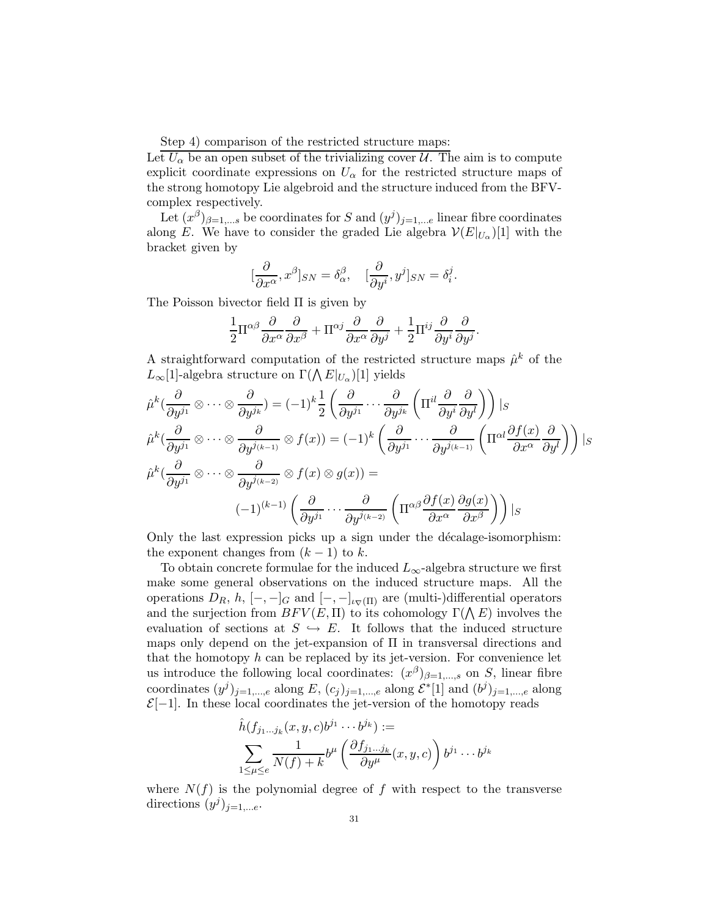Step 4) comparison of the restricted structure maps:
Let $U_\alpha$ be an open subset of the trivializing cover $\mathcal{U}$. The aim is to compute explicit coordinate expressions on $U_\alpha$ for the restricted structure maps of the strong homotopy Lie algebroid and the structure induced from the BFV-complex respectively.

Let $(x^\beta)_{\beta=1,\dots s}$ be coordinates for $S$ and $(y^j)_{j=1,\dots e}$ linear fibre coordinates along $E$. We have to consider the graded Lie algebra $\mathcal{V}(E|_{U_\alpha})[1]$ with the bracket given by

$$[\frac{\partial}{\partial x^\alpha}, x^\beta]_{SN} = \delta_\alpha^\beta, \quad [\frac{\partial}{\partial y^i}, y^j]_{SN} = \delta_i^j.$$

The Poisson bivector field $\Pi$ is given by

$$\frac{1}{2}\Pi^{\alpha\beta}\frac{\partial}{\partial x^\alpha}\frac{\partial}{\partial x^\beta} + \Pi^{\alpha j}\frac{\partial}{\partial x^\alpha}\frac{\partial}{\partial y^j} + \frac{1}{2}\Pi^{ij}\frac{\partial}{\partial y^i}\frac{\partial}{\partial y^j}.$$

A straightforward computation of the restricted structure maps $\hat{\mu}^k$ of the $L_\infty[1]$-algebra structure on $\Gamma(\bigwedge E|_{U_\alpha})[1]$ yields

$$\hat{\mu}^k(\frac{\partial}{\partial y^{j_1}} \otimes \cdots \otimes \frac{\partial}{\partial y^{j_k}}) = (-1)^k \frac{1}{2}\left(\frac{\partial}{\partial y^{j_1}} \cdots \frac{\partial}{\partial y^{j_k}}\left(\Pi^{il}\frac{\partial}{\partial y^i}\frac{\partial}{\partial y^l}\right)\right)|_S$$

$$\hat{\mu}^k(\frac{\partial}{\partial y^{j_1}} \otimes \cdots \otimes \frac{\partial}{\partial y^{j_{(k-1)}}} \otimes f(x)) = (-1)^k \left(\frac{\partial}{\partial y^{j_1}} \cdots \frac{\partial}{\partial y^{j_{(k-1)}}}\left(\Pi^{\alpha l}\frac{\partial f(x)}{\partial x^\alpha}\frac{\partial}{\partial y^l}\right)\right)|_S$$

$$\hat{\mu}^k(\frac{\partial}{\partial y^{j_1}} \otimes \cdots \otimes \frac{\partial}{\partial y^{j_{(k-2)}}} \otimes f(x) \otimes g(x)) = (-1)^{(k-1)}\left(\frac{\partial}{\partial y^{j_1}} \cdots \frac{\partial}{\partial y^{j_{(k-2)}}}\left(\Pi^{\alpha\beta}\frac{\partial f(x)}{\partial x^\alpha}\frac{\partial g(x)}{\partial x^\beta}\right)\right)|_S$$

Only the last expression picks up a sign under the décalage-isomorphism: the exponent changes from $(k-1)$ to $k$.

To obtain concrete formulae for the induced $L_\infty$-algebra structure we first make some general observations on the induced structure maps. All the operations $D_R$, $h$, $[-,-]_G$ and $[-,-]_{\iota_\nabla(\Pi)}$ are (multi-)differential operators and the surjection from $BFV(E,\Pi)$ to its cohomology $\Gamma(\bigwedge E)$ involves the evaluation of sections at $S \hookrightarrow E$. It follows that the induced structure maps only depend on the jet-expansion of $\Pi$ in transversal directions and that the homotopy $h$ can be replaced by its jet-version. For convenience let us introduce the following local coordinates: $(x^\beta)_{\beta=1,\dots,s}$ on $S$, linear fibre coordinates $(y^j)_{j=1,\dots,e}$ along $E$, $(c_j)_{j=1,\dots,e}$ along $\mathcal{E}^*[1]$ and $(b^j)_{j=1,\dots,e}$ along $\mathcal{E}[-1]$. In these local coordinates the jet-version of the homotopy reads

$$\hat{h}(f_{j_1\dots j_k}(x,y,c)b^{j_1}\cdots b^{j_k}) := \sum_{1\leq\mu\leq e}\frac{1}{N(f)+k}b^\mu\left(\frac{\partial f_{j_1\dots j_k}}{\partial y^\mu}(x,y,c)\right)b^{j_1}\cdots b^{j_k}$$

where $N(f)$ is the polynomial degree of $f$ with respect to the transverse directions $(y^j)_{j=1,\dots e}$.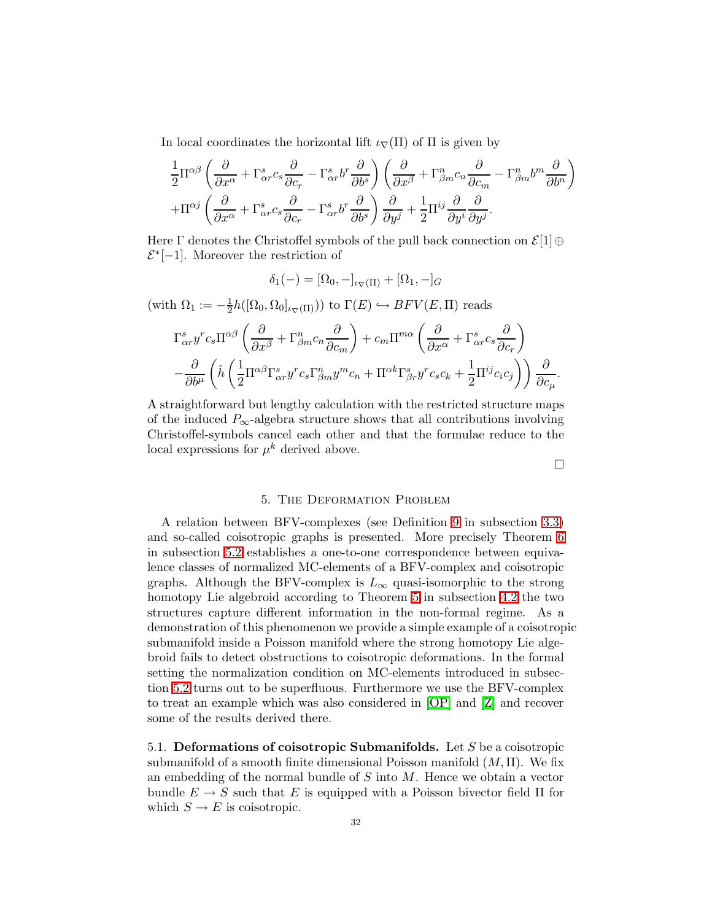In local coordinates the horizontal lift $\iota_\nabla(\Pi)$ of $\Pi$ is given by

$$
\frac{1}{2}\Pi^{\alpha\beta}\left(\frac{\partial}{\partial x^\alpha}+\Gamma^s_{\alpha r}c_s\frac{\partial}{\partial c_r}-\Gamma^s_{\alpha r}b^r\frac{\partial}{\partial b^s}\right)\left(\frac{\partial}{\partial x^\beta}+\Gamma^n_{\beta m}c_n\frac{\partial}{\partial c_m}-\Gamma^n_{\beta m}b^m\frac{\partial}{\partial b^n}\right)
$$
$$
+\Pi^{\alpha j}\left(\frac{\partial}{\partial x^\alpha}+\Gamma^s_{\alpha r}c_s\frac{\partial}{\partial c_r}-\Gamma^s_{\alpha r}b^r\frac{\partial}{\partial b^s}\right)\frac{\partial}{\partial y^j}+\frac{1}{2}\Pi^{ij}\frac{\partial}{\partial y^i}\frac{\partial}{\partial y^j}.
$$

Here $\Gamma$ denotes the Christoffel symbols of the pull back connection on $\mathcal{E}[1]\oplus\mathcal{E}^*[-1]$. Moreover the restriction of

$$
\delta_1(-)=[\Omega_0,-]_{\iota_\nabla(\Pi)}+[\Omega_1,-]_G
$$

(with $\Omega_1:=-\frac{1}{2}h([\Omega_0,\Omega_0]_{\iota_\nabla(\Pi)})$) to $\Gamma(E)\hookrightarrow BFV(E,\Pi)$ reads

$$
\Gamma^s_{\alpha r}y^r c_s\Pi^{\alpha\beta}\left(\frac{\partial}{\partial x^\beta}+\Gamma^n_{\beta m}c_n\frac{\partial}{\partial c_m}\right)+c_m\Pi^{m\alpha}\left(\frac{\partial}{\partial x^\alpha}+\Gamma^s_{\alpha r}c_s\frac{\partial}{\partial c_r}\right)
$$
$$
-\frac{\partial}{\partial b^\mu}\left(\hat{h}\left(\frac{1}{2}\Pi^{\alpha\beta}\Gamma^s_{\alpha r}y^r c_s\Gamma^n_{\beta m}y^m c_n+\Pi^{\alpha k}\Gamma^s_{\beta r}y^r c_s c_k+\frac{1}{2}\Pi^{ij}c_i c_j\right)\right)\frac{\partial}{\partial c_\mu}.
$$

A straightforward but lengthy calculation with the restricted structure maps of the induced $P_\infty$-algebra structure shows that all contributions involving Christoffel-symbols cancel each other and that the formulae reduce to the local expressions for $\mu^k$ derived above.

□

## 5. The Deformation Problem

A relation between BFV-complexes (see Definition 9 in subsection 3.3) and so-called coisotropic graphs is presented. More precisely Theorem 6 in subsection 5.2 establishes a one-to-one correspondence between equivalence classes of normalized MC-elements of a BFV-complex and coisotropic graphs. Although the BFV-complex is $L_\infty$ quasi-isomorphic to the strong homotopy Lie algebroid according to Theorem 5 in subsection 4.2 the two structures capture different information in the non-formal regime. As a demonstration of this phenomenon we provide a simple example of a coisotropic submanifold inside a Poisson manifold where the strong homotopy Lie algebroid fails to detect obstructions to coisotropic deformations. In the formal setting the normalization condition on MC-elements introduced in subsection 5.2 turns out to be superfluous. Furthermore we use the BFV-complex to treat an example which was also considered in [OP] and [Z] and recover some of the results derived there.

### 5.1. Deformations of coisotropic Submanifolds.

Let $S$ be a coisotropic submanifold of a smooth finite dimensional Poisson manifold $(M,\Pi)$. We fix an embedding of the normal bundle of $S$ into $M$. Hence we obtain a vector bundle $E\to S$ such that $E$ is equipped with a Poisson bivector field $\Pi$ for which $S\to E$ is coisotropic.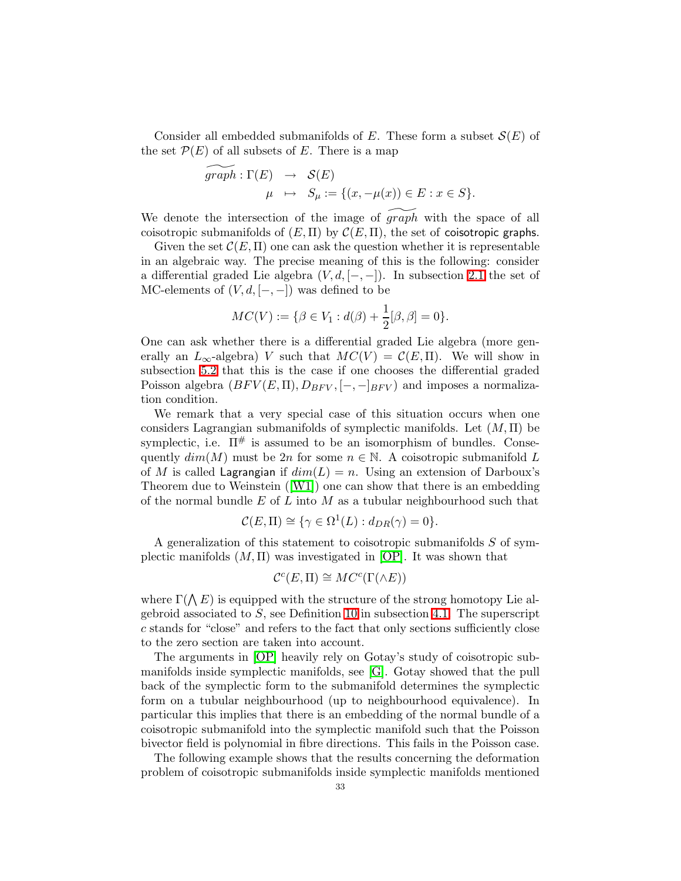Consider all embedded submanifolds of $E$. These form a subset $\mathcal{S}(E)$ of the set $\mathcal{P}(E)$ of all subsets of $E$. There is a map

$$\begin{aligned} \widetilde{graph} : \Gamma(E) &\rightarrow \mathcal{S}(E) \\ \mu &\mapsto S_\mu := \{(x, -\mu(x)) \in E : x \in S\}. \end{aligned}$$

We denote the intersection of the image of $\widetilde{graph}$ with the space of all coisotropic submanifolds of $(E, \Pi)$ by $\mathcal{C}(E, \Pi)$, the set of coisotropic graphs.

Given the set $\mathcal{C}(E, \Pi)$ one can ask the question whether it is representable in an algebraic way. The precise meaning of this is the following: consider a differential graded Lie algebra $(V, d, [-,-])$. In subsection 2.1 the set of MC-elements of $(V, d, [-,-])$ was defined to be

$$MC(V) := \{\beta \in V_1 : d(\beta) + \frac{1}{2}[\beta, \beta] = 0\}.$$

One can ask whether there is a differential graded Lie algebra (more generally an $L_\infty$-algebra) $V$ such that $MC(V) = \mathcal{C}(E, \Pi)$. We will show in subsection 5.2 that this is the case if one chooses the differential graded Poisson algebra $(BFV(E, \Pi), D_{BFV}, [-,-]_{BFV})$ and imposes a normalization condition.

We remark that a very special case of this situation occurs when one considers Lagrangian submanifolds of symplectic manifolds. Let $(M, \Pi)$ be symplectic, i.e. $\Pi^\#$ is assumed to be an isomorphism of bundles. Consequently $dim(M)$ must be $2n$ for some $n \in \mathbb{N}$. A coisotropic submanifold $L$ of $M$ is called Lagrangian if $dim(L) = n$. Using an extension of Darboux's Theorem due to Weinstein ([W1]) one can show that there is an embedding of the normal bundle $E$ of $L$ into $M$ as a tubular neighbourhood such that

$$\mathcal{C}(E, \Pi) \cong \{\gamma \in \Omega^1(L) : d_{DR}(\gamma) = 0\}.$$

A generalization of this statement to coisotropic submanifolds $S$ of symplectic manifolds $(M, \Pi)$ was investigated in [OP]. It was shown that

$$\mathcal{C}^c(E, \Pi) \cong MC^c(\Gamma(\wedge E))$$

where $\Gamma(\bigwedge E)$ is equipped with the structure of the strong homotopy Lie algebroid associated to $S$, see Definition 10 in subsection 4.1. The superscript $c$ stands for "close" and refers to the fact that only sections sufficiently close to the zero section are taken into account.

The arguments in [OP] heavily rely on Gotay's study of coisotropic submanifolds inside symplectic manifolds, see [G]. Gotay showed that the pull back of the symplectic form to the submanifold determines the symplectic form on a tubular neighbourhood (up to neighbourhood equivalence). In particular this implies that there is an embedding of the normal bundle of a coisotropic submanifold into the symplectic manifold such that the Poisson bivector field is polynomial in fibre directions. This fails in the Poisson case.

The following example shows that the results concerning the deformation problem of coisotropic submanifolds inside symplectic manifolds mentioned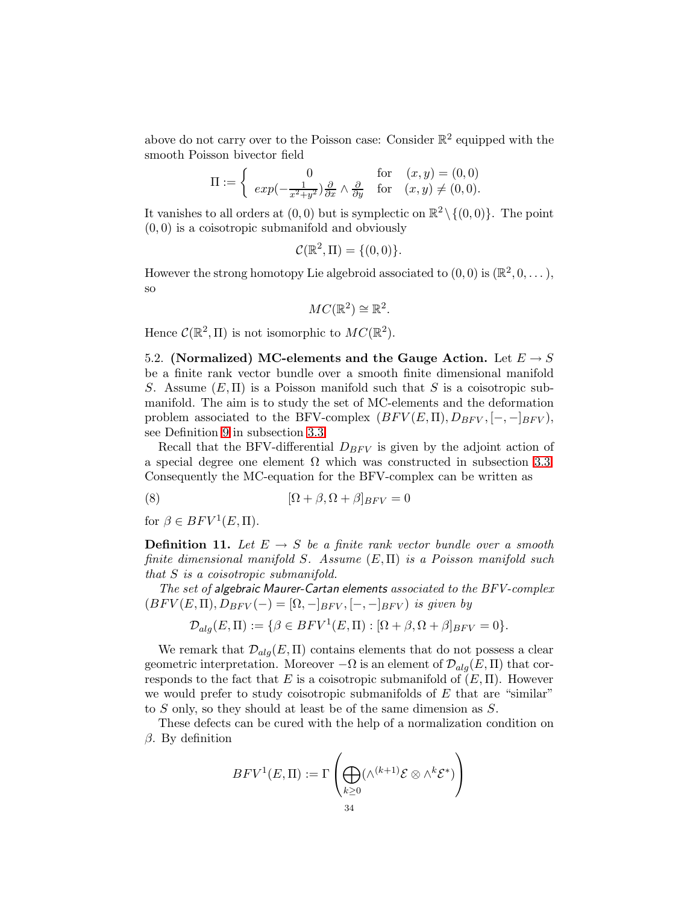above do not carry over to the Poisson case: Consider $\mathbb{R}^2$ equipped with the smooth Poisson bivector field

$$\Pi := \begin{cases} 0 & \text{for} \quad (x,y) = (0,0) \\ exp(-\frac{1}{x^2+y^2})\frac{\partial}{\partial x} \wedge \frac{\partial}{\partial y} & \text{for} \quad (x,y) \neq (0,0). \end{cases}$$

It vanishes to all orders at $(0,0)$ but is symplectic on $\mathbb{R}^2 \setminus \{(0,0)\}$. The point $(0,0)$ is a coisotropic submanifold and obviously

$$\mathcal{C}(\mathbb{R}^2, \Pi) = \{(0,0)\}.$$

However the strong homotopy Lie algebroid associated to $(0,0)$ is $(\mathbb{R}^2, 0, \dots)$, so

$$MC(\mathbb{R}^2) \cong \mathbb{R}^2.$$

Hence $\mathcal{C}(\mathbb{R}^2, \Pi)$ is not isomorphic to $MC(\mathbb{R}^2)$.

5.2. **(Normalized) MC-elements and the Gauge Action.** Let $E \to S$ be a finite rank vector bundle over a smooth finite dimensional manifold $S$. Assume $(E, \Pi)$ is a Poisson manifold such that $S$ is a coisotropic submanifold. The aim is to study the set of MC-elements and the deformation problem associated to the BFV-complex $(BFV(E,\Pi), D_{BFV}, [-,-]_{BFV})$, see Definition 9 in subsection 3.3.

Recall that the BFV-differential $D_{BFV}$ is given by the adjoint action of a special degree one element $\Omega$ which was constructed in subsection 3.3. Consequently the MC-equation for the BFV-complex can be written as

$$[\Omega + \beta, \Omega + \beta]_{BFV} = 0 \tag{8}$$

for $\beta \in BFV^1(E, \Pi)$.

**Definition 11.** *Let $E \to S$ be a finite rank vector bundle over a smooth finite dimensional manifold $S$. Assume $(E,\Pi)$ is a Poisson manifold such that $S$ is a coisotropic submanifold.*

*The set of algebraic Maurer-Cartan elements associated to the BFV-complex $(BFV(E,\Pi), D_{BFV}(-) = [\Omega, -]_{BFV}, [-,-]_{BFV})$ is given by*

$$\mathcal{D}_{alg}(E,\Pi) := \{\beta \in BFV^1(E,\Pi) : [\Omega + \beta, \Omega + \beta]_{BFV} = 0\}.$$

We remark that $\mathcal{D}_{alg}(E,\Pi)$ contains elements that do not possess a clear geometric interpretation. Moreover $-\Omega$ is an element of $\mathcal{D}_{alg}(E,\Pi)$ that corresponds to the fact that $E$ is a coisotropic submanifold of $(E,\Pi)$. However we would prefer to study coisotropic submanifolds of $E$ that are "similar" to $S$ only, so they should at least be of the same dimension as $S$.

These defects can be cured with the help of a normalization condition on $\beta$. By definition

$$BFV^1(E,\Pi) := \Gamma\left(\bigoplus_{k\geq 0} (\wedge^{(k+1)}\mathcal{E} \otimes \wedge^k \mathcal{E}^*)\right)$$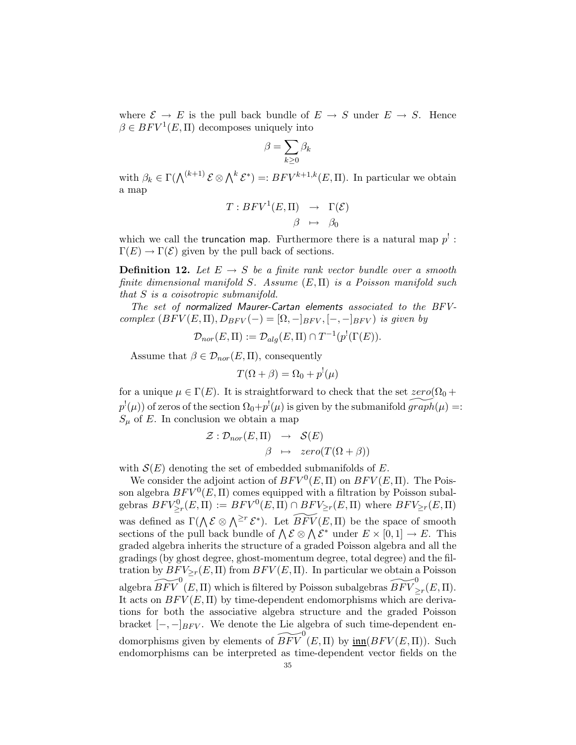where $\mathcal{E} \to E$ is the pull back bundle of $E \to S$ under $E \to S$. Hence $\beta \in BFV^1(E,\Pi)$ decomposes uniquely into

$$\beta = \sum_{k \geq 0} \beta_k$$

with $\beta_k \in \Gamma(\bigwedge^{(k+1)} \mathcal{E} \otimes \bigwedge^k \mathcal{E}^*) =: BFV^{k+1,k}(E,\Pi)$. In particular we obtain a map

$$\begin{aligned} T : BFV^1(E,\Pi) &\to \Gamma(\mathcal{E}) \\ \beta &\mapsto \beta_0 \end{aligned}$$

which we call the truncation map. Furthermore there is a natural map $p^! : \Gamma(E) \to \Gamma(\mathcal{E})$ given by the pull back of sections.

**Definition 12.** *Let $E \to S$ be a finite rank vector bundle over a smooth finite dimensional manifold $S$. Assume $(E,\Pi)$ is a Poisson manifold such that $S$ is a coisotropic submanifold.*

*The set of normalized Maurer-Cartan elements associated to the BFV-complex $(BFV(E,\Pi), D_{BFV}(-) = [\Omega, -]_{BFV}, [-,-]_{BFV})$ is given by*

$$\mathcal{D}_{nor}(E,\Pi) := \mathcal{D}_{alg}(E,\Pi) \cap T^{-1}(p^!(\Gamma(E))).$$

Assume that $\beta \in \mathcal{D}_{nor}(E,\Pi)$, consequently

$$T(\Omega + \beta) = \Omega_0 + p^!(\mu)$$

for a unique $\mu \in \Gamma(E)$. It is straightforward to check that the set $\underbrace{zero}(\Omega_0 + p^!(\mu))$ of zeros of the section $\Omega_0 + p^!(\mu)$ is given by the submanifold $\widetilde{graph}(\mu) =: S_\mu$ of $E$. In conclusion we obtain a map

$$\begin{aligned} \mathcal{Z} : \mathcal{D}_{nor}(E,\Pi) &\to \mathcal{S}(E) \\ \beta &\mapsto zero(T(\Omega + \beta)) \end{aligned}$$

with $\mathcal{S}(E)$ denoting the set of embedded submanifolds of $E$.

We consider the adjoint action of $BFV^0(E,\Pi)$ on $BFV(E,\Pi)$. The Poisson algebra $BFV^0(E,\Pi)$ comes equipped with a filtration by Poisson subalgebras $BFV^0_{\geq r}(E,\Pi) := BFV^0(E,\Pi) \cap BFV_{\geq r}(E,\Pi)$ where $BFV_{\geq r}(E,\Pi)$ was defined as $\Gamma(\bigwedge \mathcal{E} \otimes \bigwedge^{\geq r} \mathcal{E}^*)$. Let $\widetilde{BFV}(E,\Pi)$ be the space of smooth sections of the pull back bundle of $\bigwedge \mathcal{E} \otimes \bigwedge \mathcal{E}^*$ under $E \times [0,1] \to E$. This graded algebra inherits the structure of a graded Poisson algebra and all the gradings (by ghost degree, ghost-momentum degree, total degree) and the filtration by $BFV_{\geq r}(E,\Pi)$ from $BFV(E,\Pi)$. In particular we obtain a Poisson algebra $\widetilde{BFV}^0(E,\Pi)$ which is filtered by Poisson subalgebras $\widetilde{BFV}^0_{\geq r}(E,\Pi)$. It acts on $BFV(E,\Pi)$ by time-dependent endomorphisms which are derivations for both the associative algebra structure and the graded Poisson bracket $[-,-]_{BFV}$. We denote the Lie algebra of such time-dependent endomorphisms given by elements of $\widetilde{BFV}^0(E,\Pi)$ by $\underline{\mathfrak{inn}}(BFV(E,\Pi))$. Such endomorphisms can be interpreted as time-dependent vector fields on the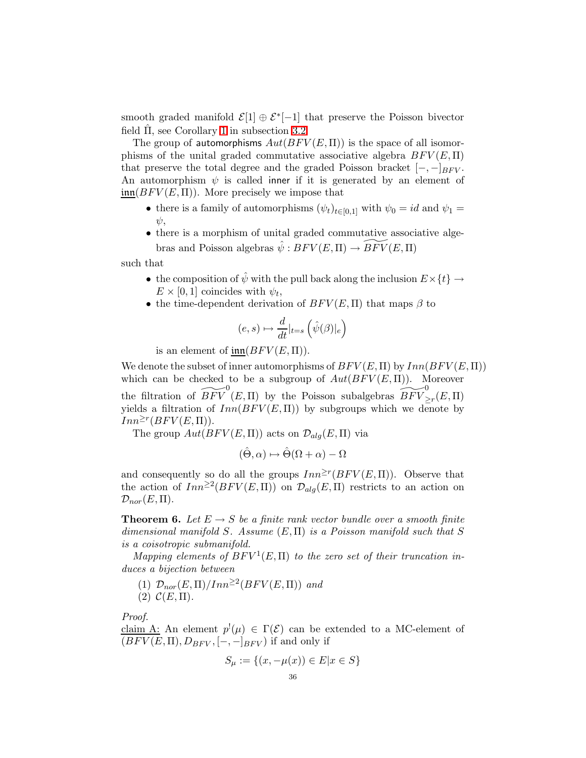smooth graded manifold $\mathcal{E}[1] \oplus \mathcal{E}^*[-1]$ that preserve the Poisson bivector field $\hat{\Pi}$, see Corollary 1 in subsection 3.2.

The group of automorphisms $Aut(BFV(E,\Pi))$ is the space of all isomorphisms of the unital graded commutative associative algebra $BFV(E,\Pi)$ that preserve the total degree and the graded Poisson bracket $[-,-]_{BFV}$. An automorphism $\psi$ is called inner if it is generated by an element of $\underline{\mathfrak{inn}}(BFV(E,\Pi))$. More precisely we impose that

- there is a family of automorphisms $(\psi_t)_{t\in[0,1]}$ with $\psi_0 = id$ and $\psi_1 = \psi$,
- there is a morphism of unital graded commutative associative algebras and Poisson algebras $\hat{\psi} : BFV(E,\Pi) \to \widetilde{BFV}(E,\Pi)$

such that

- the composition of $\hat{\psi}$ with the pull back along the inclusion $E\times\{t\} \to E \times [0,1]$ coincides with $\psi_t$,
- the time-dependent derivation of $BFV(E,\Pi)$ that maps $\beta$ to

$$(e,s) \mapsto \frac{d}{dt}|_{t=s} \left(\hat{\psi}(\beta)|_e\right)$$

  is an element of $\underline{\mathfrak{inn}}(BFV(E,\Pi))$.

We denote the subset of inner automorphisms of $BFV(E,\Pi)$ by $Inn(BFV(E,\Pi))$ which can be checked to be a subgroup of $Aut(BFV(E,\Pi))$. Moreover the filtration of $\widetilde{BFV}^0(E,\Pi)$ by the Poisson subalgebras $\widetilde{BFV}^0_{\geq r}(E,\Pi)$ yields a filtration of $Inn(BFV(E,\Pi))$ by subgroups which we denote by $Inn^{\geq r}(BFV(E,\Pi))$.

The group $Aut(BFV(E,\Pi))$ acts on $\mathcal{D}_{alg}(E,\Pi)$ via

$$(\hat{\Theta},\alpha) \mapsto \hat{\Theta}(\Omega+\alpha) - \Omega$$

and consequently so do all the groups $Inn^{\geq r}(BFV(E,\Pi))$. Observe that the action of $Inn^{\geq 2}(BFV(E,\Pi))$ on $\mathcal{D}_{alg}(E,\Pi)$ restricts to an action on $\mathcal{D}_{nor}(E,\Pi)$.

**Theorem 6.** *Let $E \to S$ be a finite rank vector bundle over a smooth finite dimensional manifold $S$. Assume $(E,\Pi)$ is a Poisson manifold such that $S$ is a coisotropic submanifold.*

*Mapping elements of $BFV^1(E,\Pi)$ to the zero set of their truncation induces a bijection between*

1. *$\mathcal{D}_{nor}(E,\Pi)/Inn^{\geq 2}(BFV(E,\Pi))$ and*
2. *$\mathcal{C}(E,\Pi)$.*

*Proof.*
claim A: An element $p^!(\mu) \in \Gamma(\mathcal{E})$ can be extended to a MC-element of $(BFV(E,\Pi), D_{BFV}, [-,-]_{BFV})$ if and only if

$$S_\mu := \{(x,-\mu(x)) \in E | x \in S\}$$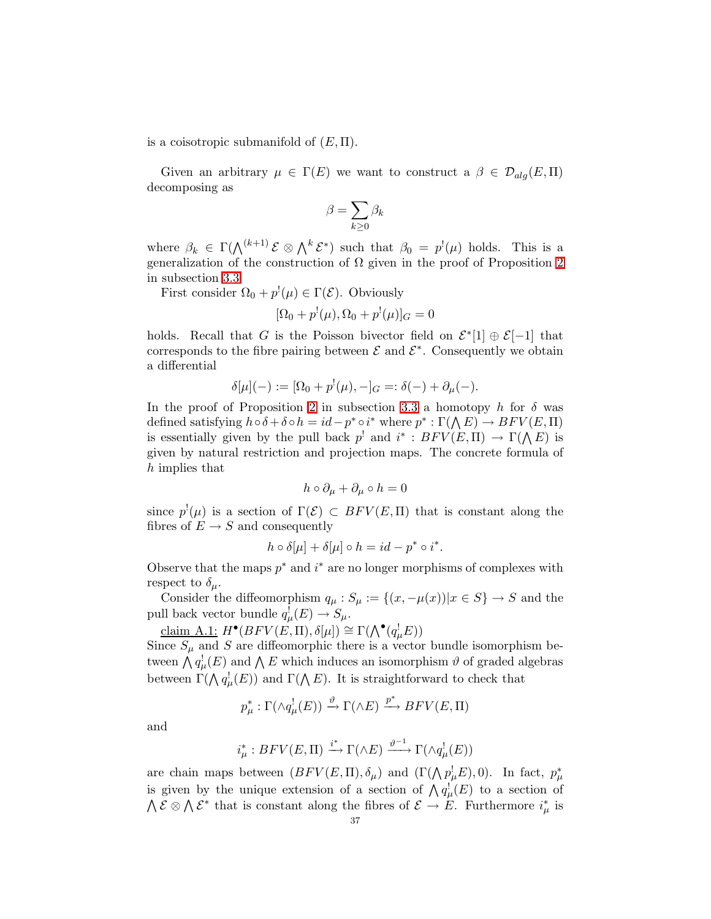is a coisotropic submanifold of $(E, \Pi)$.

Given an arbitrary $\mu \in \Gamma(E)$ we want to construct a $\beta \in \mathcal{D}_{alg}(E, \Pi)$ decomposing as

$$\beta = \sum_{k \geq 0} \beta_k$$

where $\beta_k \in \Gamma(\bigwedge^{(k+1)} \mathcal{E} \otimes \bigwedge^k \mathcal{E}^*)$ such that $\beta_0 = p^!(\mu)$ holds. This is a generalization of the construction of $\Omega$ given in the proof of Proposition 2 in subsection 3.3.

First consider $\Omega_0 + p^!(\mu) \in \Gamma(\mathcal{E})$. Obviously

$$[\Omega_0 + p^!(\mu), \Omega_0 + p^!(\mu)]_G = 0$$

holds. Recall that $G$ is the Poisson bivector field on $\mathcal{E}^*[1] \oplus \mathcal{E}[-1]$ that corresponds to the fibre pairing between $\mathcal{E}$ and $\mathcal{E}^*$. Consequently we obtain a differential

$$\delta[\mu](-) := [\Omega_0 + p^!(\mu), -]_G =: \delta(-) + \partial_\mu(-).$$

In the proof of Proposition 2 in subsection 3.3 a homotopy $h$ for $\delta$ was defined satisfying $h \circ \delta + \delta \circ h = id - p^* \circ i^*$ where $p^* : \Gamma(\bigwedge E) \to BFV(E, \Pi)$ is essentially given by the pull back $p^!$ and $i^* : BFV(E, \Pi) \to \Gamma(\bigwedge E)$ is given by natural restriction and projection maps. The concrete formula of $h$ implies that

$$h \circ \partial_\mu + \partial_\mu \circ h = 0$$

since $p^!(\mu)$ is a section of $\Gamma(\mathcal{E}) \subset BFV(E, \Pi)$ that is constant along the fibres of $E \to S$ and consequently

$$h \circ \delta[\mu] + \delta[\mu] \circ h = id - p^* \circ i^*.$$

Observe that the maps $p^*$ and $i^*$ are no longer morphisms of complexes with respect to $\delta_\mu$.

Consider the diffeomorphism $q_\mu : S_\mu := \{(x, -\mu(x)) | x \in S\} \to S$ and the pull back vector bundle $q_\mu^!(E) \to S_\mu$.

<u>claim A.1:</u> $H^\bullet(BFV(E, \Pi), \delta[\mu]) \cong \Gamma(\bigwedge^\bullet(q_\mu^! E))$

Since $S_\mu$ and $S$ are diffeomorphic there is a vector bundle isomorphism between $\bigwedge q_\mu^!(E)$ and $\bigwedge E$ which induces an isomorphism $\vartheta$ of graded algebras between $\Gamma(\bigwedge q_\mu^!(E))$ and $\Gamma(\bigwedge E)$. It is straightforward to check that

$$p_\mu^* : \Gamma(\wedge q_\mu^!(E)) \xrightarrow{\vartheta} \Gamma(\wedge E) \xrightarrow{p^*} BFV(E, \Pi)$$

and

$$i_\mu^* : BFV(E, \Pi) \xrightarrow{i^*} \Gamma(\wedge E) \xrightarrow{\vartheta^{-1}} \Gamma(\wedge q_\mu^!(E))$$

are chain maps between $(BFV(E, \Pi), \delta_\mu)$ and $(\Gamma(\bigwedge p_\mu^! E), 0)$. In fact, $p_\mu^*$ is given by the unique extension of a section of $\bigwedge q_\mu^!(E)$ to a section of $\bigwedge \mathcal{E} \otimes \bigwedge \mathcal{E}^*$ that is constant along the fibres of $\mathcal{E} \to E$. Furthermore $i_\mu^*$ is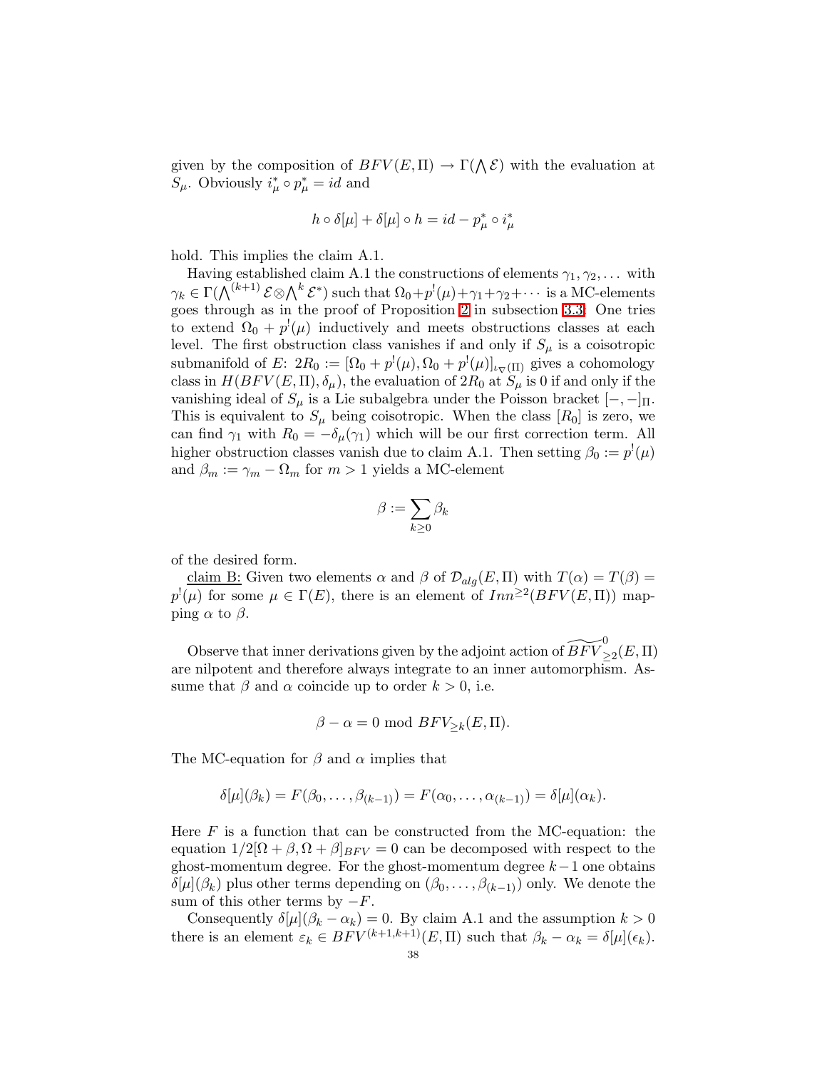given by the composition of $BFV(E,\Pi) \to \Gamma(\bigwedge \mathcal{E})$ with the evaluation at $S_\mu$. Obviously $i_\mu^* \circ p_\mu^* = id$ and

$$h \circ \delta[\mu] + \delta[\mu] \circ h = id - p_\mu^* \circ i_\mu^*$$

hold. This implies the claim A.1.

Having established claim A.1 the constructions of elements $\gamma_1, \gamma_2, \dots$ with $\gamma_k \in \Gamma(\bigwedge^{(k+1)} \mathcal{E} \otimes \bigwedge^k \mathcal{E}^*)$ such that $\Omega_0 + p^!(\mu) + \gamma_1 + \gamma_2 + \cdots$ is a MC-elements goes through as in the proof of Proposition 2 in subsection 3.3. One tries to extend $\Omega_0 + p^!(\mu)$ inductively and meets obstructions classes at each level. The first obstruction class vanishes if and only if $S_\mu$ is a coisotropic submanifold of $E$: $2R_0 := [\Omega_0 + p^!(\mu), \Omega_0 + p^!(\mu)]_{\iota_\nabla(\Pi)}$ gives a cohomology class in $H(BFV(E,\Pi), \delta_\mu)$, the evaluation of $2R_0$ at $S_\mu$ is 0 if and only if the vanishing ideal of $S_\mu$ is a Lie subalgebra under the Poisson bracket $[-,-]_\Pi$. This is equivalent to $S_\mu$ being coisotropic. When the class $[R_0]$ is zero, we can find $\gamma_1$ with $R_0 = -\delta_\mu(\gamma_1)$ which will be our first correction term. All higher obstruction classes vanish due to claim A.1. Then setting $\beta_0 := p^!(\mu)$ and $\beta_m := \gamma_m - \Omega_m$ for $m > 1$ yields a MC-element

$$\beta := \sum_{k \geq 0} \beta_k$$

of the desired form.

claim B: Given two elements $\alpha$ and $\beta$ of $\mathcal{D}_{alg}(E,\Pi)$ with $T(\alpha) = T(\beta) = p^!(\mu)$ for some $\mu \in \Gamma(E)$, there is an element of $Inn^{\geq 2}(BFV(E,\Pi))$ mapping $\alpha$ to $\beta$.

Observe that inner derivations given by the adjoint action of $\widetilde{BFV}^0_{\geq 2}(E,\Pi)$ are nilpotent and therefore always integrate to an inner automorphism. Assume that $\beta$ and $\alpha$ coincide up to order $k > 0$, i.e.

$$\beta - \alpha = 0 \bmod BFV_{\geq k}(E,\Pi).$$

The MC-equation for $\beta$ and $\alpha$ implies that

$$\delta[\mu](\beta_k) = F(\beta_0, \dots, \beta_{(k-1)}) = F(\alpha_0, \dots, \alpha_{(k-1)}) = \delta[\mu](\alpha_k).$$

Here $F$ is a function that can be constructed from the MC-equation: the equation $1/2[\Omega + \beta, \Omega + \beta]_{BFV} = 0$ can be decomposed with respect to the ghost-momentum degree. For the ghost-momentum degree $k-1$ one obtains $\delta[\mu](\beta_k)$ plus other terms depending on $(\beta_0, \dots, \beta_{(k-1)})$ only. We denote the sum of this other terms by $-F$.

Consequently $\delta[\mu](\beta_k - \alpha_k) = 0$. By claim A.1 and the assumption $k > 0$ there is an element $\varepsilon_k \in BFV^{(k+1,k+1)}(E,\Pi)$ such that $\beta_k - \alpha_k = \delta[\mu](\epsilon_k)$.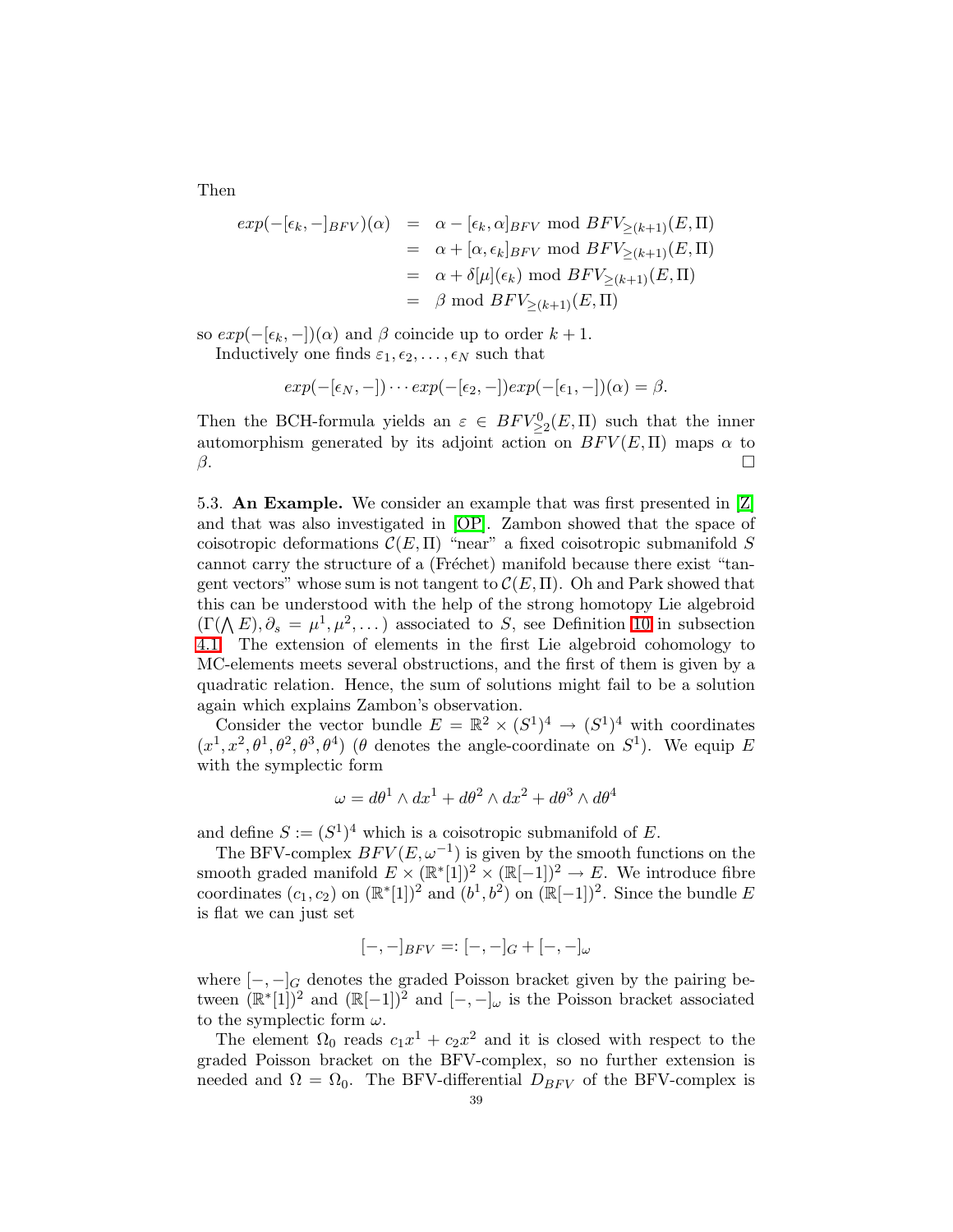Then

$$
\begin{aligned}
exp(-[\epsilon_k, -]_{BFV})(\alpha) &= \alpha - [\epsilon_k, \alpha]_{BFV} \text{ mod } BFV_{\geq(k+1)}(E, \Pi) \\
&= \alpha + [\alpha, \epsilon_k]_{BFV} \text{ mod } BFV_{\geq(k+1)}(E, \Pi) \\
&= \alpha + \delta[\mu](\epsilon_k) \text{ mod } BFV_{\geq(k+1)}(E, \Pi) \\
&= \beta \text{ mod } BFV_{\geq(k+1)}(E, \Pi)
\end{aligned}
$$

so $exp(-[\epsilon_k, -])(\alpha)$ and $\beta$ coincide up to order $k+1$.

Inductively one finds $\varepsilon_1, \epsilon_2, \dots, \epsilon_N$ such that

$$
exp(-[\epsilon_N, -]) \cdots exp(-[\epsilon_2, -]) exp(-[\epsilon_1, -])(\alpha) = \beta.
$$

Then the BCH-formula yields an $\varepsilon \in BFV^0_{\geq 2}(E, \Pi)$ such that the inner automorphism generated by its adjoint action on $BFV(E, \Pi)$ maps $\alpha$ to $\beta$. □

5.3. **An Example.** We consider an example that was first presented in [Z] and that was also investigated in [OP]. Zambon showed that the space of coisotropic deformations $\mathcal{C}(E, \Pi)$ "near" a fixed coisotropic submanifold $S$ cannot carry the structure of a (Fréchet) manifold because there exist "tangent vectors" whose sum is not tangent to $\mathcal{C}(E, \Pi)$. Oh and Park showed that this can be understood with the help of the strong homotopy Lie algebroid $(\Gamma(\bigwedge E), \partial_s = \mu^1, \mu^2, \dots)$ associated to $S$, see Definition 10 in subsection 4.1. The extension of elements in the first Lie algebroid cohomology to MC-elements meets several obstructions, and the first of them is given by a quadratic relation. Hence, the sum of solutions might fail to be a solution again which explains Zambon's observation.

Consider the vector bundle $E = \mathbb{R}^2 \times (S^1)^4 \to (S^1)^4$ with coordinates $(x^1, x^2, \theta^1, \theta^2, \theta^3, \theta^4)$ ($\theta$ denotes the angle-coordinate on $S^1$). We equip $E$ with the symplectic form

$$
\omega = d\theta^1 \wedge dx^1 + d\theta^2 \wedge dx^2 + d\theta^3 \wedge d\theta^4
$$

and define $S := (S^1)^4$ which is a coisotropic submanifold of $E$.

The BFV-complex $BFV(E, \omega^{-1})$ is given by the smooth functions on the smooth graded manifold $E \times (\mathbb{R}^*[1])^2 \times (\mathbb{R}[-1])^2 \to E$. We introduce fibre coordinates $(c_1, c_2)$ on $(\mathbb{R}^*[1])^2$ and $(b^1, b^2)$ on $(\mathbb{R}[-1])^2$. Since the bundle $E$ is flat we can just set

$$
[-,-]_{BFV} =: [-,-]_G + [-,-]_\omega
$$

where $[-,-]_G$ denotes the graded Poisson bracket given by the pairing between $(\mathbb{R}^*[1])^2$ and $(\mathbb{R}[-1])^2$ and $[-,-]_\omega$ is the Poisson bracket associated to the symplectic form $\omega$.

The element $\Omega_0$ reads $c_1 x^1 + c_2 x^2$ and it is closed with respect to the graded Poisson bracket on the BFV-complex, so no further extension is needed and $\Omega = \Omega_0$. The BFV-differential $D_{BFV}$ of the BFV-complex is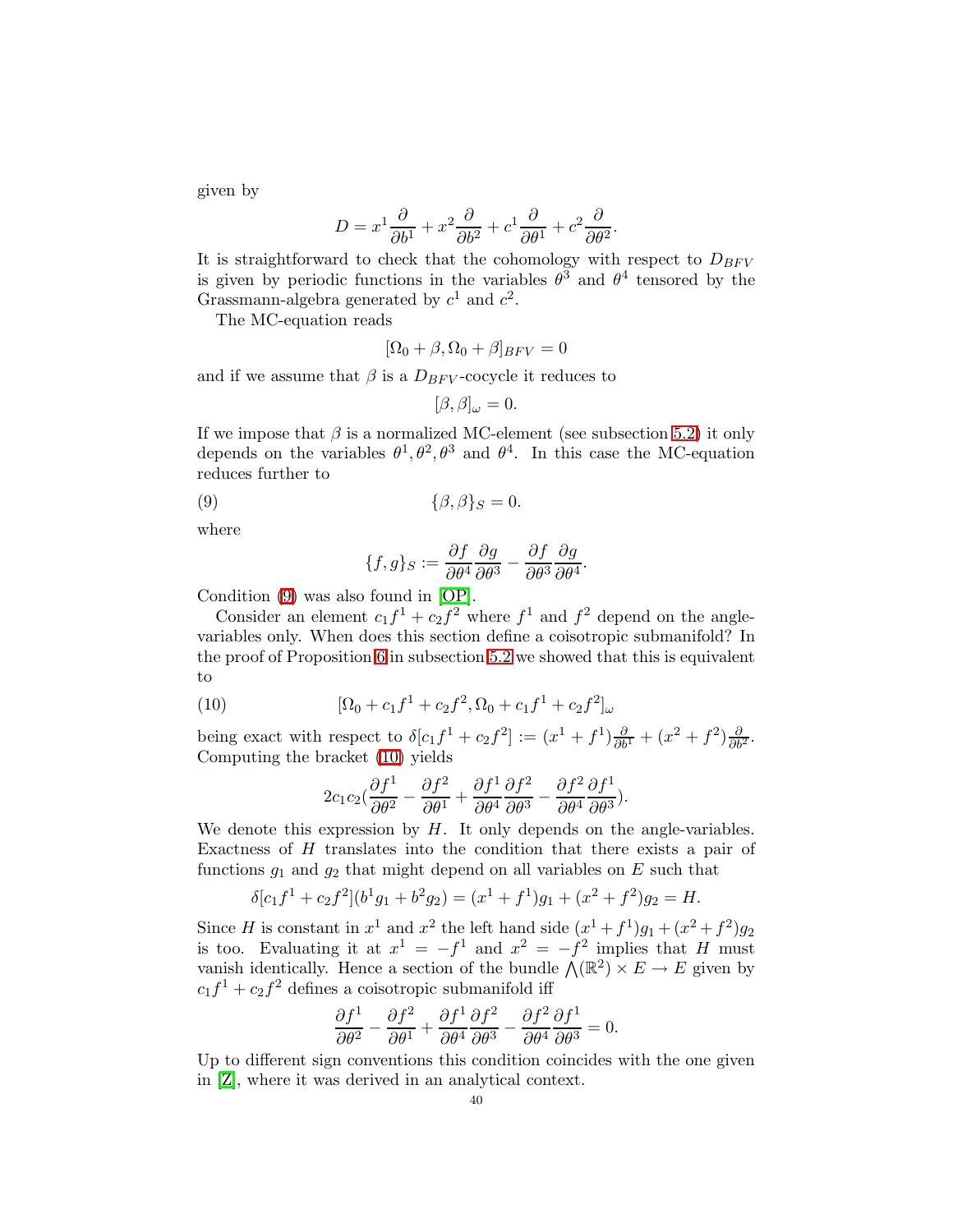given by

$$D = x^1 \frac{\partial}{\partial b^1} + x^2 \frac{\partial}{\partial b^2} + c^1 \frac{\partial}{\partial \theta^1} + c^2 \frac{\partial}{\partial \theta^2}.$$

It is straightforward to check that the cohomology with respect to $D_{BFV}$ is given by periodic functions in the variables $\theta^3$ and $\theta^4$ tensored by the Grassmann-algebra generated by $c^1$ and $c^2$.

The MC-equation reads

$$[\Omega_0 + \beta, \Omega_0 + \beta]_{BFV} = 0$$

and if we assume that $\beta$ is a $D_{BFV}$-cocycle it reduces to

$$[\beta, \beta]_\omega = 0.$$

If we impose that $\beta$ is a normalized MC-element (see subsection 5.2) it only depends on the variables $\theta^1, \theta^2, \theta^3$ and $\theta^4$. In this case the MC-equation reduces further to

$$\{\beta, \beta\}_S = 0. \tag{9}$$

where

$$\{f, g\}_S := \frac{\partial f}{\partial \theta^4} \frac{\partial g}{\partial \theta^3} - \frac{\partial f}{\partial \theta^3} \frac{\partial g}{\partial \theta^4}.$$

Condition (9) was also found in [OP].

Consider an element $c_1 f^1 + c_2 f^2$ where $f^1$ and $f^2$ depend on the angle-variables only. When does this section define a coisotropic submanifold? In the proof of Proposition 6 in subsection 5.2 we showed that this is equivalent to

$$[\Omega_0 + c_1 f^1 + c_2 f^2, \Omega_0 + c_1 f^1 + c_2 f^2]_\omega \tag{10}$$

being exact with respect to $\delta[c_1 f^1 + c_2 f^2] := (x^1 + f^1) \frac{\partial}{\partial b^1} + (x^2 + f^2) \frac{\partial}{\partial b^2}$. Computing the bracket (10) yields

$$2 c_1 c_2 \left( \frac{\partial f^1}{\partial \theta^2} - \frac{\partial f^2}{\partial \theta^1} + \frac{\partial f^1}{\partial \theta^4} \frac{\partial f^2}{\partial \theta^3} - \frac{\partial f^2}{\partial \theta^4} \frac{\partial f^1}{\partial \theta^3} \right).$$

We denote this expression by $H$. It only depends on the angle-variables. Exactness of $H$ translates into the condition that there exists a pair of functions $g_1$ and $g_2$ that might depend on all variables on $E$ such that

$$\delta[c_1 f^1 + c_2 f^2](b^1 g_1 + b^2 g_2) = (x^1 + f^1) g_1 + (x^2 + f^2) g_2 = H.$$

Since $H$ is constant in $x^1$ and $x^2$ the left hand side $(x^1 + f^1) g_1 + (x^2 + f^2) g_2$ is too. Evaluating it at $x^1 = -f^1$ and $x^2 = -f^2$ implies that $H$ must vanish identically. Hence a section of the bundle $\bigwedge(\mathbb{R}^2) \times E \to E$ given by $c_1 f^1 + c_2 f^2$ defines a coisotropic submanifold iff

$$\frac{\partial f^1}{\partial \theta^2} - \frac{\partial f^2}{\partial \theta^1} + \frac{\partial f^1}{\partial \theta^4} \frac{\partial f^2}{\partial \theta^3} - \frac{\partial f^2}{\partial \theta^4} \frac{\partial f^1}{\partial \theta^3} = 0.$$

Up to different sign conventions this condition coincides with the one given in [Z], where it was derived in an analytical context.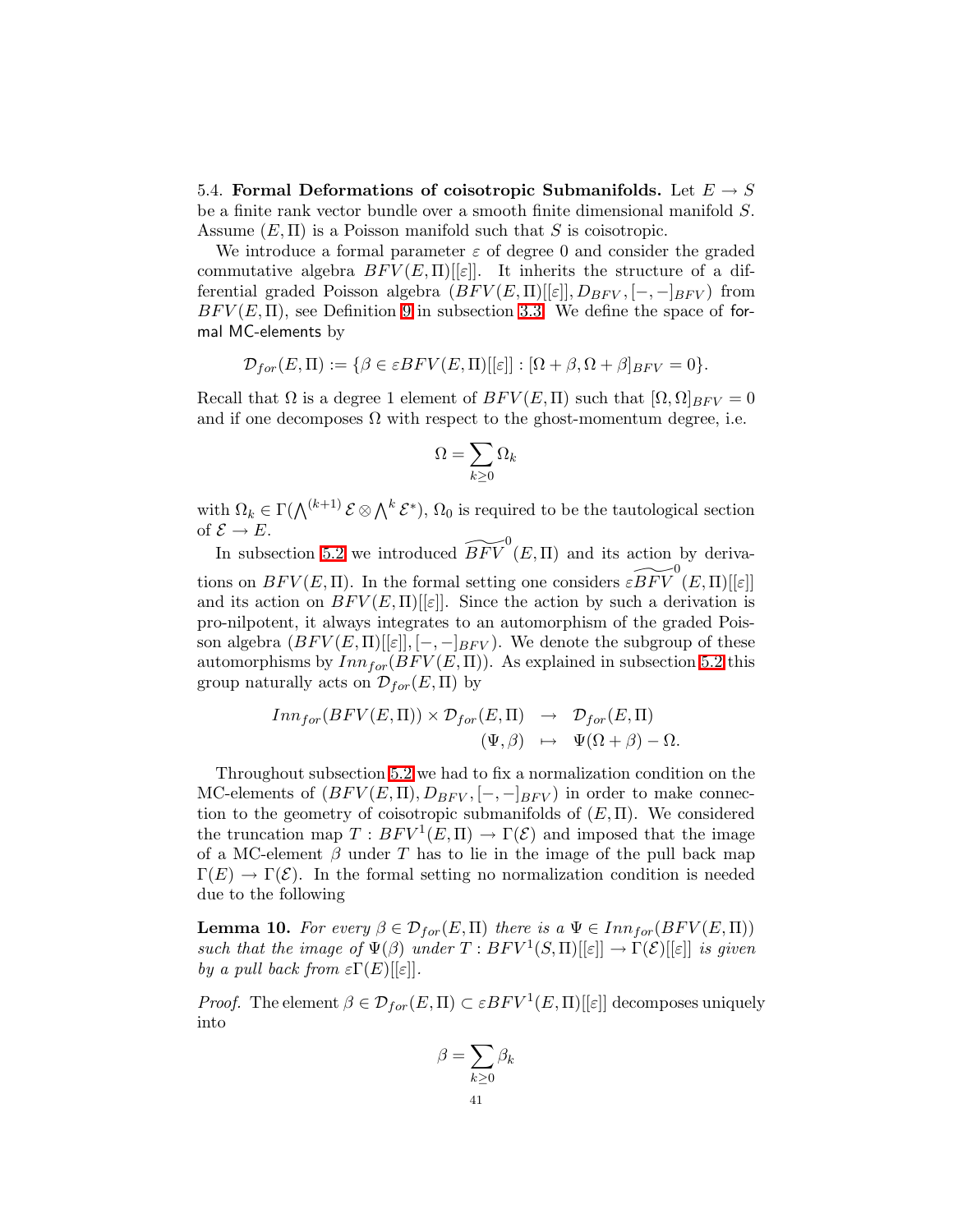5.4. **Formal Deformations of coisotropic Submanifolds.** Let $E \to S$ be a finite rank vector bundle over a smooth finite dimensional manifold $S$. Assume $(E, \Pi)$ is a Poisson manifold such that $S$ is coisotropic.

We introduce a formal parameter $\varepsilon$ of degree 0 and consider the graded commutative algebra $BFV(E,\Pi)[[\varepsilon]]$. It inherits the structure of a differential graded Poisson algebra $(BFV(E,\Pi)[[\varepsilon]], D_{BFV}, [-,-]_{BFV})$ from $BFV(E,\Pi)$, see Definition 9 in subsection 3.3. We define the space of formal MC-elements by

$$\mathcal{D}_{for}(E,\Pi) := \{\beta \in \varepsilon BFV(E,\Pi)[[\varepsilon]] : [\Omega + \beta, \Omega + \beta]_{BFV} = 0\}.$$

Recall that $\Omega$ is a degree 1 element of $BFV(E,\Pi)$ such that $[\Omega,\Omega]_{BFV} = 0$ and if one decomposes $\Omega$ with respect to the ghost-momentum degree, i.e.

$$\Omega = \sum_{k \geq 0} \Omega_k$$

with $\Omega_k \in \Gamma(\bigwedge^{(k+1)} \mathcal{E} \otimes \bigwedge^k \mathcal{E}^*)$, $\Omega_0$ is required to be the tautological section of $\mathcal{E} \to E$.

In subsection 5.2 we introduced $\widetilde{BFV}^0(E,\Pi)$ and its action by derivations on $BFV(E,\Pi)$. In the formal setting one considers $\varepsilon\widetilde{BFV}^0(E,\Pi)[[\varepsilon]]$ and its action on $BFV(E,\Pi)[[\varepsilon]]$. Since the action by such a derivation is pro-nilpotent, it always integrates to an automorphism of the graded Poisson algebra $(BFV(E,\Pi)[[\varepsilon]], [-,-]_{BFV})$. We denote the subgroup of these automorphisms by $Inn_{for}(BFV(E,\Pi))$. As explained in subsection 5.2 this group naturally acts on $\mathcal{D}_{for}(E,\Pi)$ by

$$\begin{array}{rcl} Inn_{for}(BFV(E,\Pi)) \times \mathcal{D}_{for}(E,\Pi) & \to & \mathcal{D}_{for}(E,\Pi) \\ (\Psi,\beta) & \mapsto & \Psi(\Omega+\beta) - \Omega. \end{array}$$

Throughout subsection 5.2 we had to fix a normalization condition on the MC-elements of $(BFV(E,\Pi), D_{BFV}, [-,-]_{BFV})$ in order to make connection to the geometry of coisotropic submanifolds of $(E,\Pi)$. We considered the truncation map $T : BFV^1(E,\Pi) \to \Gamma(\mathcal{E})$ and imposed that the image of a MC-element $\beta$ under $T$ has to lie in the image of the pull back map $\Gamma(E) \to \Gamma(\mathcal{E})$. In the formal setting no normalization condition is needed due to the following

**Lemma 10.** *For every $\beta \in \mathcal{D}_{for}(E,\Pi)$ there is a $\Psi \in Inn_{for}(BFV(E,\Pi))$ such that the image of $\Psi(\beta)$ under $T : BFV^1(S,\Pi)[[\varepsilon]] \to \Gamma(\mathcal{E})[[\varepsilon]]$ is given by a pull back from $\varepsilon\Gamma(E)[[\varepsilon]]$.*

*Proof.* The element $\beta \in \mathcal{D}_{for}(E,\Pi) \subset \varepsilon BFV^1(E,\Pi)[[\varepsilon]]$ decomposes uniquely into

$$\beta = \sum_{k \geq 0} \beta_k$$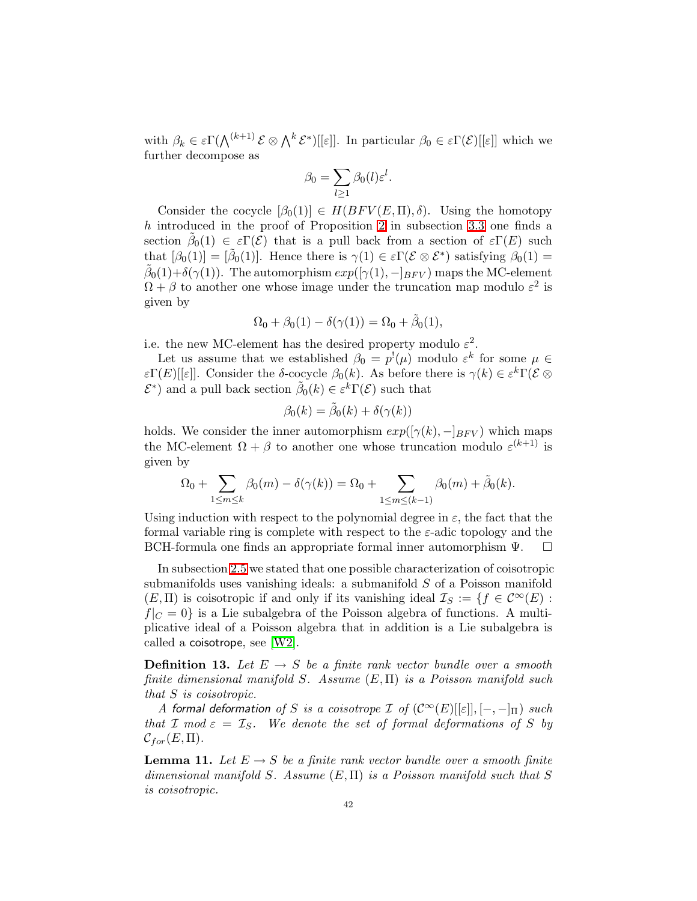with $\beta_k \in \varepsilon\Gamma(\bigwedge^{(k+1)} \mathcal{E} \otimes \bigwedge^k \mathcal{E}^*)[[\varepsilon]]$. In particular $\beta_0 \in \varepsilon\Gamma(\mathcal{E})[[\varepsilon]]$ which we further decompose as

$$\beta_0 = \sum_{l \geq 1} \beta_0(l)\varepsilon^l.$$

Consider the cocycle $[\beta_0(1)] \in H(BFV(E,\Pi),\delta)$. Using the homotopy $h$ introduced in the proof of Proposition 2 in subsection 3.3 one finds a section $\tilde{\beta}_0(1) \in \varepsilon\Gamma(\mathcal{E})$ that is a pull back from a section of $\varepsilon\Gamma(E)$ such that $[\beta_0(1)] = [\tilde{\beta}_0(1)]$. Hence there is $\gamma(1) \in \varepsilon\Gamma(\mathcal{E} \otimes \mathcal{E}^*)$ satisfying $\beta_0(1) = \tilde{\beta}_0(1) + \delta(\gamma(1))$. The automorphism $exp([\gamma(1), -]_{BFV})$ maps the MC-element $\Omega + \beta$ to another one whose image under the truncation map modulo $\varepsilon^2$ is given by

$$\Omega_0 + \beta_0(1) - \delta(\gamma(1)) = \Omega_0 + \tilde{\beta}_0(1),$$

i.e. the new MC-element has the desired property modulo $\varepsilon^2$.

Let us assume that we established $\beta_0 = p^!(\mu)$ modulo $\varepsilon^k$ for some $\mu \in \varepsilon\Gamma(E)[[\varepsilon]]$. Consider the $\delta$-cocycle $\beta_0(k)$. As before there is $\gamma(k) \in \varepsilon^k\Gamma(\mathcal{E} \otimes \mathcal{E}^*)$ and a pull back section $\tilde{\beta}_0(k) \in \varepsilon^k\Gamma(\mathcal{E})$ such that

$$\beta_0(k) = \tilde{\beta}_0(k) + \delta(\gamma(k))$$

holds. We consider the inner automorphism $exp([\gamma(k), -]_{BFV})$ which maps the MC-element $\Omega + \beta$ to another one whose truncation modulo $\varepsilon^{(k+1)}$ is given by

$$\Omega_0 + \sum_{1 \leq m \leq k} \beta_0(m) - \delta(\gamma(k)) = \Omega_0 + \sum_{1 \leq m \leq (k-1)} \beta_0(m) + \tilde{\beta}_0(k).$$

Using induction with respect to the polynomial degree in $\varepsilon$, the fact that the formal variable ring is complete with respect to the $\varepsilon$-adic topology and the BCH-formula one finds an appropriate formal inner automorphism $\Psi$. $\square$

In subsection 2.5 we stated that one possible characterization of coisotropic submanifolds uses vanishing ideals: a submanifold $S$ of a Poisson manifold $(E,\Pi)$ is coisotropic if and only if its vanishing ideal $\mathcal{I}_S := \{f \in \mathcal{C}^\infty(E) : f|_C = 0\}$ is a Lie subalgebra of the Poisson algebra of functions. A multiplicative ideal of a Poisson algebra that in addition is a Lie subalgebra is called a coisotrope, see [W2].

**Definition 13.** *Let $E \to S$ be a finite rank vector bundle over a smooth finite dimensional manifold $S$. Assume $(E,\Pi)$ is a Poisson manifold such that $S$ is coisotropic.*

*A formal deformation of $S$ is a coisotrope $\mathcal{I}$ of $(\mathcal{C}^\infty(E)[[\varepsilon]], [-,-]_\Pi)$ such that $\mathcal{I}$ mod $\varepsilon = \mathcal{I}_S$. We denote the set of formal deformations of $S$ by $\mathcal{C}_{for}(E,\Pi)$.*

**Lemma 11.** *Let $E \to S$ be a finite rank vector bundle over a smooth finite dimensional manifold $S$. Assume $(E,\Pi)$ is a Poisson manifold such that $S$ is coisotropic.*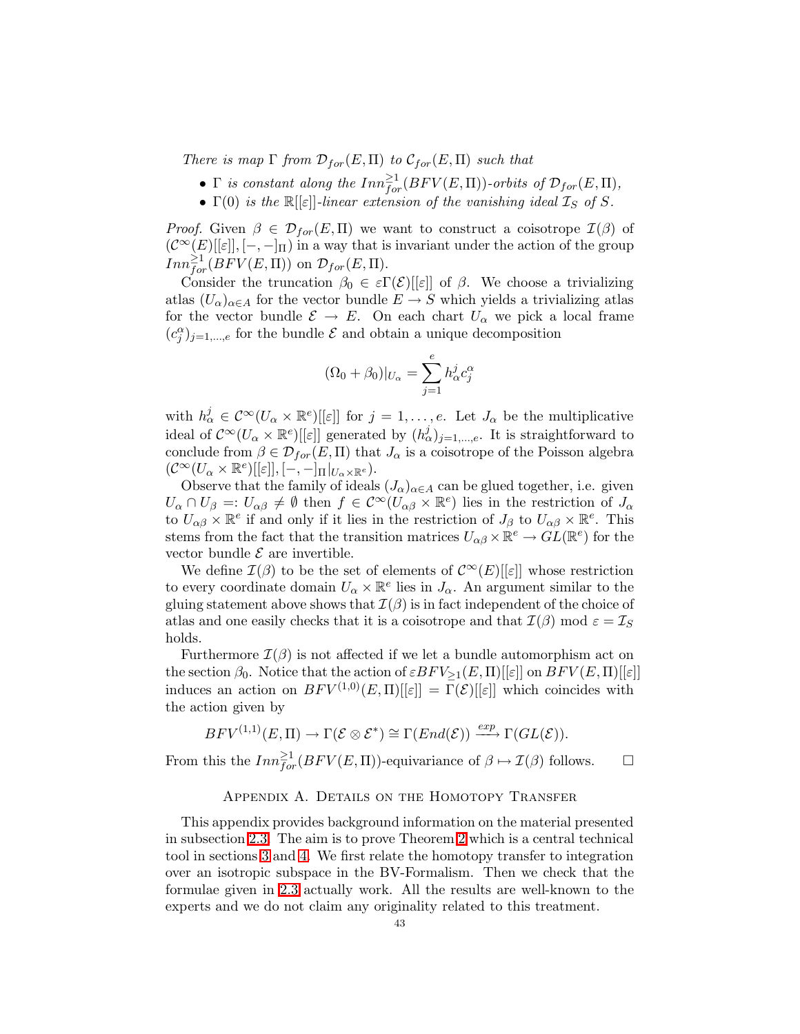*There is map $\Gamma$ from $\mathcal{D}_{for}(E,\Pi)$ to $\mathcal{C}_{for}(E,\Pi)$ such that*

- *$\Gamma$ is constant along the $Inn^{\geq 1}_{for}(BFV(E,\Pi))$-orbits of $\mathcal{D}_{for}(E,\Pi)$,*
- *$\Gamma(0)$ is the $\mathbb{R}[[\varepsilon]]$-linear extension of the vanishing ideal $\mathcal{I}_S$ of $S$.*

*Proof.* Given $\beta \in \mathcal{D}_{for}(E,\Pi)$ we want to construct a coisotrope $\mathcal{I}(\beta)$ of $(\mathcal{C}^\infty(E)[[\varepsilon]],[-,-]_\Pi)$ in a way that is invariant under the action of the group $Inn^{\geq 1}_{for}(BFV(E,\Pi))$ on $\mathcal{D}_{for}(E,\Pi)$.

Consider the truncation $\beta_0 \in \varepsilon\Gamma(\mathcal{E})[[\varepsilon]]$ of $\beta$. We choose a trivializing atlas $(U_\alpha)_{\alpha\in A}$ for the vector bundle $E \to S$ which yields a trivializing atlas for the vector bundle $\mathcal{E} \to E$. On each chart $U_\alpha$ we pick a local frame $(c^\alpha_j)_{j=1,\dots,e}$ for the bundle $\mathcal{E}$ and obtain a unique decomposition

$$(\Omega_0 + \beta_0)|_{U_\alpha} = \sum_{j=1}^{e} h^j_\alpha c^\alpha_j$$

with $h^j_\alpha \in \mathcal{C}^\infty(U_\alpha \times \mathbb{R}^e)[[\varepsilon]]$ for $j = 1,\dots,e$. Let $J_\alpha$ be the multiplicative ideal of $\mathcal{C}^\infty(U_\alpha \times \mathbb{R}^e)[[\varepsilon]]$ generated by $(h^j_\alpha)_{j=1,\dots,e}$. It is straightforward to conclude from $\beta \in \mathcal{D}_{for}(E,\Pi)$ that $J_\alpha$ is a coisotrope of the Poisson algebra $(\mathcal{C}^\infty(U_\alpha \times \mathbb{R}^e)[[\varepsilon]],[-,-]_\Pi|_{U_\alpha\times\mathbb{R}^e})$.

Observe that the family of ideals $(J_\alpha)_{\alpha\in A}$ can be glued together, i.e. given $U_\alpha \cap U_\beta =: U_{\alpha\beta} \neq \emptyset$ then $f \in \mathcal{C}^\infty(U_{\alpha\beta}\times\mathbb{R}^e)$ lies in the restriction of $J_\alpha$ to $U_{\alpha\beta}\times\mathbb{R}^e$ if and only if it lies in the restriction of $J_\beta$ to $U_{\alpha\beta}\times\mathbb{R}^e$. This stems from the fact that the transition matrices $U_{\alpha\beta}\times\mathbb{R}^e \to GL(\mathbb{R}^e)$ for the vector bundle $\mathcal{E}$ are invertible.

We define $\mathcal{I}(\beta)$ to be the set of elements of $\mathcal{C}^\infty(E)[[\varepsilon]]$ whose restriction to every coordinate domain $U_\alpha \times \mathbb{R}^e$ lies in $J_\alpha$. An argument similar to the gluing statement above shows that $\mathcal{I}(\beta)$ is in fact independent of the choice of atlas and one easily checks that it is a coisotrope and that $\mathcal{I}(\beta)$ mod $\varepsilon = \mathcal{I}_S$ holds.

Furthermore $\mathcal{I}(\beta)$ is not affected if we let a bundle automorphism act on the section $\beta_0$. Notice that the action of $\varepsilon BFV_{\geq 1}(E,\Pi)[[\varepsilon]]$ on $BFV(E,\Pi)[[\varepsilon]]$ induces an action on $BFV^{(1,0)}(E,\Pi)[[\varepsilon]] = \Gamma(\mathcal{E})[[\varepsilon]]$ which coincides with the action given by

$$BFV^{(1,1)}(E,\Pi) \to \Gamma(\mathcal{E}\otimes\mathcal{E}^*) \cong \Gamma(End(\mathcal{E})) \xrightarrow{exp} \Gamma(GL(\mathcal{E})).$$

From this the $Inn^{\geq 1}_{for}(BFV(E,\Pi))$-equivariance of $\beta \mapsto \mathcal{I}(\beta)$ follows. $\square$

## Appendix A. Details on the Homotopy Transfer

This appendix provides background information on the material presented in subsection 2.3. The aim is to prove Theorem 2 which is a central technical tool in sections 3 and 4. We first relate the homotopy transfer to integration over an isotropic subspace in the BV-Formalism. Then we check that the formulae given in 2.3 actually work. All the results are well-known to the experts and we do not claim any originality related to this treatment.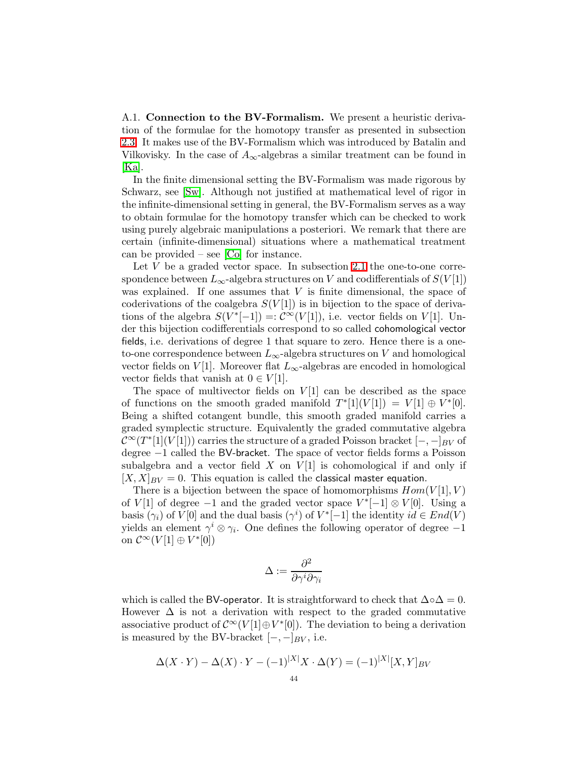A.1. **Connection to the BV-Formalism.** We present a heuristic derivation of the formulae for the homotopy transfer as presented in subsection 2.3. It makes use of the BV-Formalism which was introduced by Batalin and Vilkovisky. In the case of $A_\infty$-algebras a similar treatment can be found in [Ka].

In the finite dimensional setting the BV-Formalism was made rigorous by Schwarz, see [Sw]. Although not justified at mathematical level of rigor in the infinite-dimensional setting in general, the BV-Formalism serves as a way to obtain formulae for the homotopy transfer which can be checked to work using purely algebraic manipulations a posteriori. We remark that there are certain (infinite-dimensional) situations where a mathematical treatment can be provided – see [Co] for instance.

Let $V$ be a graded vector space. In subsection 2.1 the one-to-one correspondence between $L_\infty$-algebra structures on $V$ and codifferentials of $S(V[1])$ was explained. If one assumes that $V$ is finite dimensional, the space of coderivations of the coalgebra $S(V[1])$ is in bijection to the space of derivations of the algebra $S(V^*[-1]) =: \mathcal{C}^\infty(V[1])$, i.e. vector fields on $V[1]$. Under this bijection codifferentials correspond to so called cohomological vector fields, i.e. derivations of degree 1 that square to zero. Hence there is a one-to-one correspondence between $L_\infty$-algebra structures on $V$ and homological vector fields on $V[1]$. Moreover flat $L_\infty$-algebras are encoded in homological vector fields that vanish at $0 \in V[1]$.

The space of multivector fields on $V[1]$ can be described as the space of functions on the smooth graded manifold $T^*[1](V[1]) = V[1] \oplus V^*[0]$. Being a shifted cotangent bundle, this smooth graded manifold carries a graded symplectic structure. Equivalently the graded commutative algebra $\mathcal{C}^\infty(T^*[1](V[1]))$ carries the structure of a graded Poisson bracket $[-,-]_{BV}$ of degree $-1$ called the BV-bracket. The space of vector fields forms a Poisson subalgebra and a vector field $X$ on $V[1]$ is cohomological if and only if $[X, X]_{BV} = 0$. This equation is called the classical master equation.

There is a bijection between the space of homomorphisms $Hom(V[1], V)$ of $V[1]$ of degree $-1$ and the graded vector space $V^*[-1] \otimes V[0]$. Using a basis $(\gamma_i)$ of $V[0]$ and the dual basis $(\gamma^i)$ of $V^*[-1]$ the identity $id \in End(V)$ yields an element $\gamma^i \otimes \gamma_i$. One defines the following operator of degree $-1$ on $\mathcal{C}^\infty(V[1] \oplus V^*[0])$

$$\Delta := \frac{\partial^2}{\partial \gamma^i \partial \gamma_i}$$

which is called the BV-operator. It is straightforward to check that $\Delta \circ \Delta = 0$. However $\Delta$ is not a derivation with respect to the graded commutative associative product of $\mathcal{C}^\infty(V[1] \oplus V^*[0])$. The deviation to being a derivation is measured by the BV-bracket $[-,-]_{BV}$, i.e.

$$\Delta(X \cdot Y) - \Delta(X) \cdot Y - (-1)^{|X|} X \cdot \Delta(Y) = (-1)^{|X|}[X, Y]_{BV}$$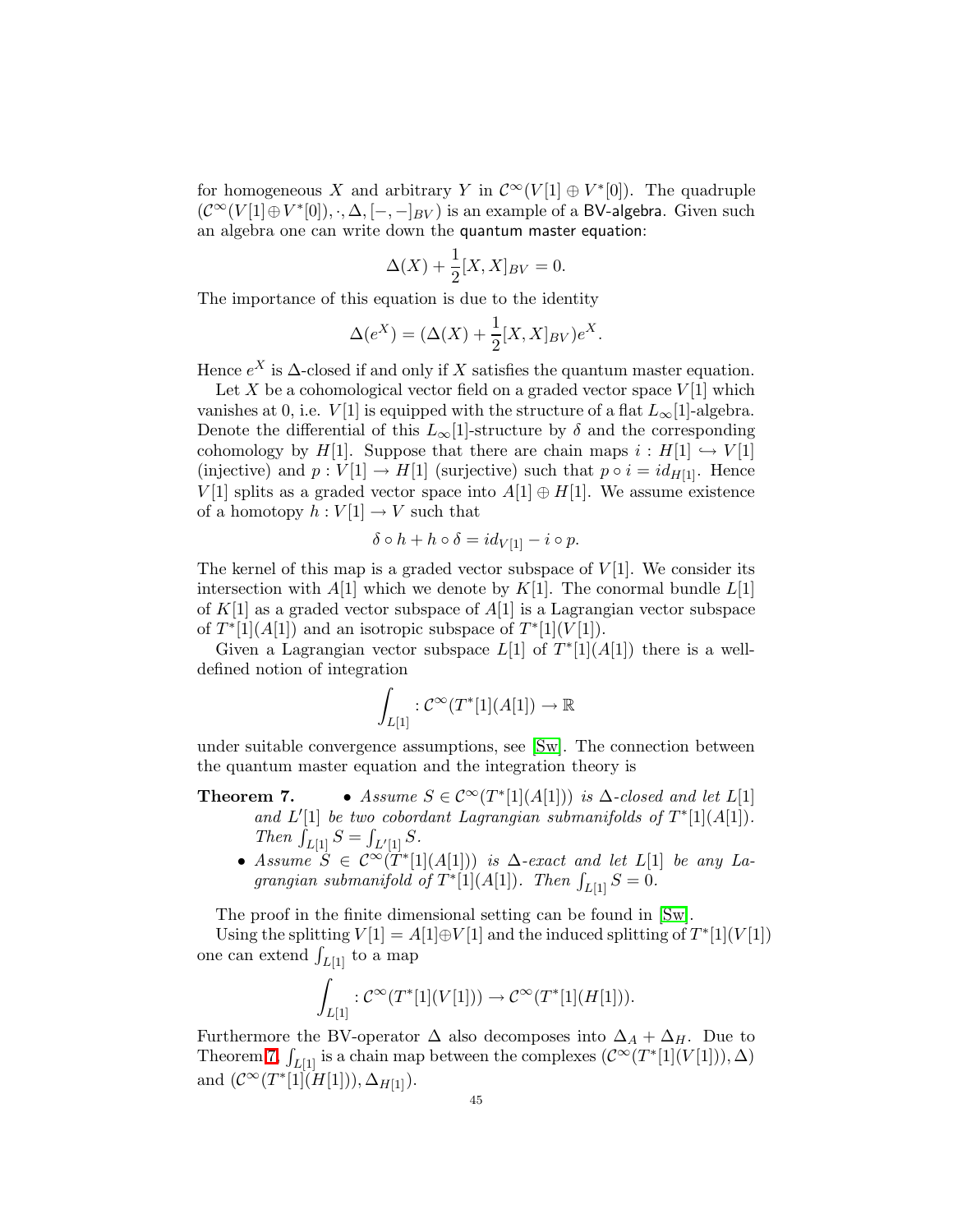for homogeneous $X$ and arbitrary $Y$ in $\mathcal{C}^\infty(V[1] \oplus V^*[0])$. The quadruple $(\mathcal{C}^\infty(V[1] \oplus V^*[0]), \cdot, \Delta, [-,-]_{BV})$ is an example of a BV-algebra. Given such an algebra one can write down the quantum master equation:

$$\Delta(X) + \frac{1}{2}[X, X]_{BV} = 0.$$

The importance of this equation is due to the identity

$$\Delta(e^X) = (\Delta(X) + \frac{1}{2}[X, X]_{BV})e^X.$$

Hence $e^X$ is $\Delta$-closed if and only if $X$ satisfies the quantum master equation.

Let $X$ be a cohomological vector field on a graded vector space $V[1]$ which vanishes at 0, i.e. $V[1]$ is equipped with the structure of a flat $L_\infty[1]$-algebra. Denote the differential of this $L_\infty[1]$-structure by $\delta$ and the corresponding cohomology by $H[1]$. Suppose that there are chain maps $i : H[1] \hookrightarrow V[1]$ (injective) and $p : V[1] \to H[1]$ (surjective) such that $p \circ i = id_{H[1]}$. Hence $V[1]$ splits as a graded vector space into $A[1] \oplus H[1]$. We assume existence of a homotopy $h : V[1] \to V$ such that

$$\delta \circ h + h \circ \delta = id_{V[1]} - i \circ p.$$

The kernel of this map is a graded vector subspace of $V[1]$. We consider its intersection with $A[1]$ which we denote by $K[1]$. The conormal bundle $L[1]$ of $K[1]$ as a graded vector subspace of $A[1]$ is a Lagrangian vector subspace of $T^*[1](A[1])$ and an isotropic subspace of $T^*[1](V[1])$.

Given a Lagrangian vector subspace $L[1]$ of $T^*[1](A[1])$ there is a well-defined notion of integration

$$\int_{L[1]} : \mathcal{C}^\infty(T^*[1](A[1]) \to \mathbb{R}$$

under suitable convergence assumptions, see [Sw]. The connection between the quantum master equation and the integration theory is

**Theorem 7.**
- *Assume $S \in \mathcal{C}^\infty(T^*[1](A[1]))$ is $\Delta$-closed and let $L[1]$ and $L'[1]$ be two cobordant Lagrangian submanifolds of $T^*[1](A[1])$. Then $\int_{L[1]} S = \int_{L'[1]} S$.*
- *Assume $S \in \mathcal{C}^\infty(T^*[1](A[1]))$ is $\Delta$-exact and let $L[1]$ be any Lagrangian submanifold of $T^*[1](A[1])$. Then $\int_{L[1]} S = 0$.*

The proof in the finite dimensional setting can be found in [Sw].

Using the splitting $V[1] = A[1] \oplus V[1]$ and the induced splitting of $T^*[1](V[1])$ one can extend $\int_{L[1]}$ to a map

$$\int_{L[1]} : \mathcal{C}^\infty(T^*[1](V[1])) \to \mathcal{C}^\infty(T^*[1](H[1])).$$

Furthermore the BV-operator $\Delta$ also decomposes into $\Delta_A + \Delta_H$. Due to Theorem 7, $\int_{L[1]}$ is a chain map between the complexes $(\mathcal{C}^\infty(T^*[1](V[1])), \Delta)$ and $(\mathcal{C}^\infty(T^*[1](H[1])), \Delta_{H[1]})$.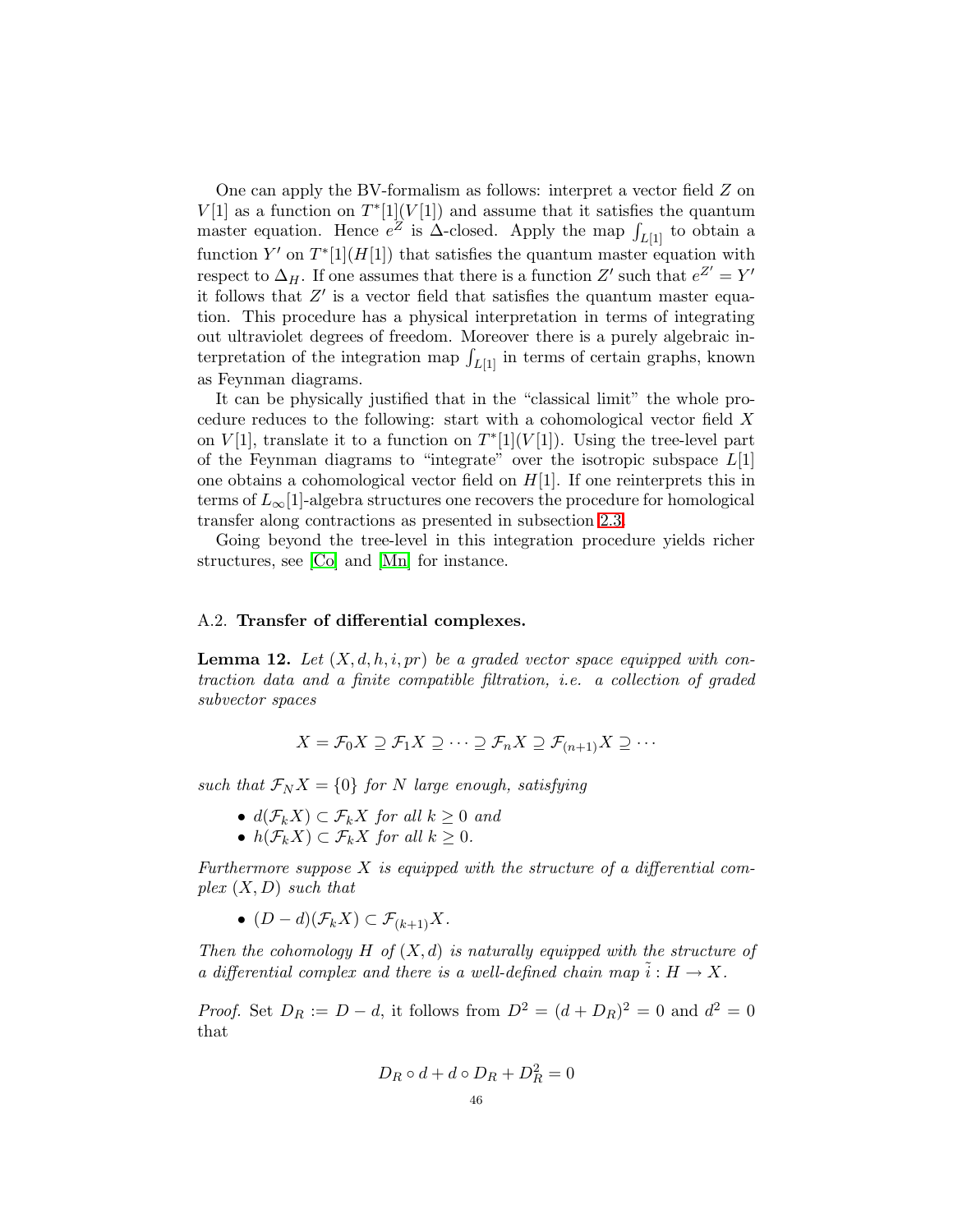One can apply the BV-formalism as follows: interpret a vector field $Z$ on $V[1]$ as a function on $T^*[1](V[1])$ and assume that it satisfies the quantum master equation. Hence $e^Z$ is $\Delta$-closed. Apply the map $\int_{L[1]}$ to obtain a function $Y'$ on $T^*[1](H[1])$ that satisfies the quantum master equation with respect to $\Delta_H$. If one assumes that there is a function $Z'$ such that $e^{Z'} = Y'$ it follows that $Z'$ is a vector field that satisfies the quantum master equation. This procedure has a physical interpretation in terms of integrating out ultraviolet degrees of freedom. Moreover there is a purely algebraic interpretation of the integration map $\int_{L[1]}$ in terms of certain graphs, known as Feynman diagrams.

It can be physically justified that in the "classical limit" the whole procedure reduces to the following: start with a cohomological vector field $X$ on $V[1]$, translate it to a function on $T^*[1](V[1])$. Using the tree-level part of the Feynman diagrams to "integrate" over the isotropic subspace $L[1]$ one obtains a cohomological vector field on $H[1]$. If one reinterprets this in terms of $L_\infty[1]$-algebra structures one recovers the procedure for homological transfer along contractions as presented in subsection 2.3.

Going beyond the tree-level in this integration procedure yields richer structures, see [Co] and [Mn] for instance.

## A.2. Transfer of differential complexes.

**Lemma 12.** *Let $(X, d, h, i, pr)$ be a graded vector space equipped with contraction data and a finite compatible filtration, i.e. a collection of graded subvector spaces*

$$X = \mathcal{F}_0 X \supseteq \mathcal{F}_1 X \supseteq \cdots \supseteq \mathcal{F}_n X \supseteq \mathcal{F}_{(n+1)} X \supseteq \cdots$$

*such that $\mathcal{F}_N X = \{0\}$ for $N$ large enough, satisfying*

- *$d(\mathcal{F}_k X) \subset \mathcal{F}_k X$ for all $k \geq 0$ and*
- *$h(\mathcal{F}_k X) \subset \mathcal{F}_k X$ for all $k \geq 0$.*

*Furthermore suppose $X$ is equipped with the structure of a differential complex $(X, D)$ such that*

- *$(D - d)(\mathcal{F}_k X) \subset \mathcal{F}_{(k+1)} X$.*

*Then the cohomology $H$ of $(X, d)$ is naturally equipped with the structure of a differential complex and there is a well-defined chain map $\tilde{i} : H \to X$.*

*Proof.* Set $D_R := D - d$, it follows from $D^2 = (d + D_R)^2 = 0$ and $d^2 = 0$ that

$$D_R \circ d + d \circ D_R + D_R^2 = 0$$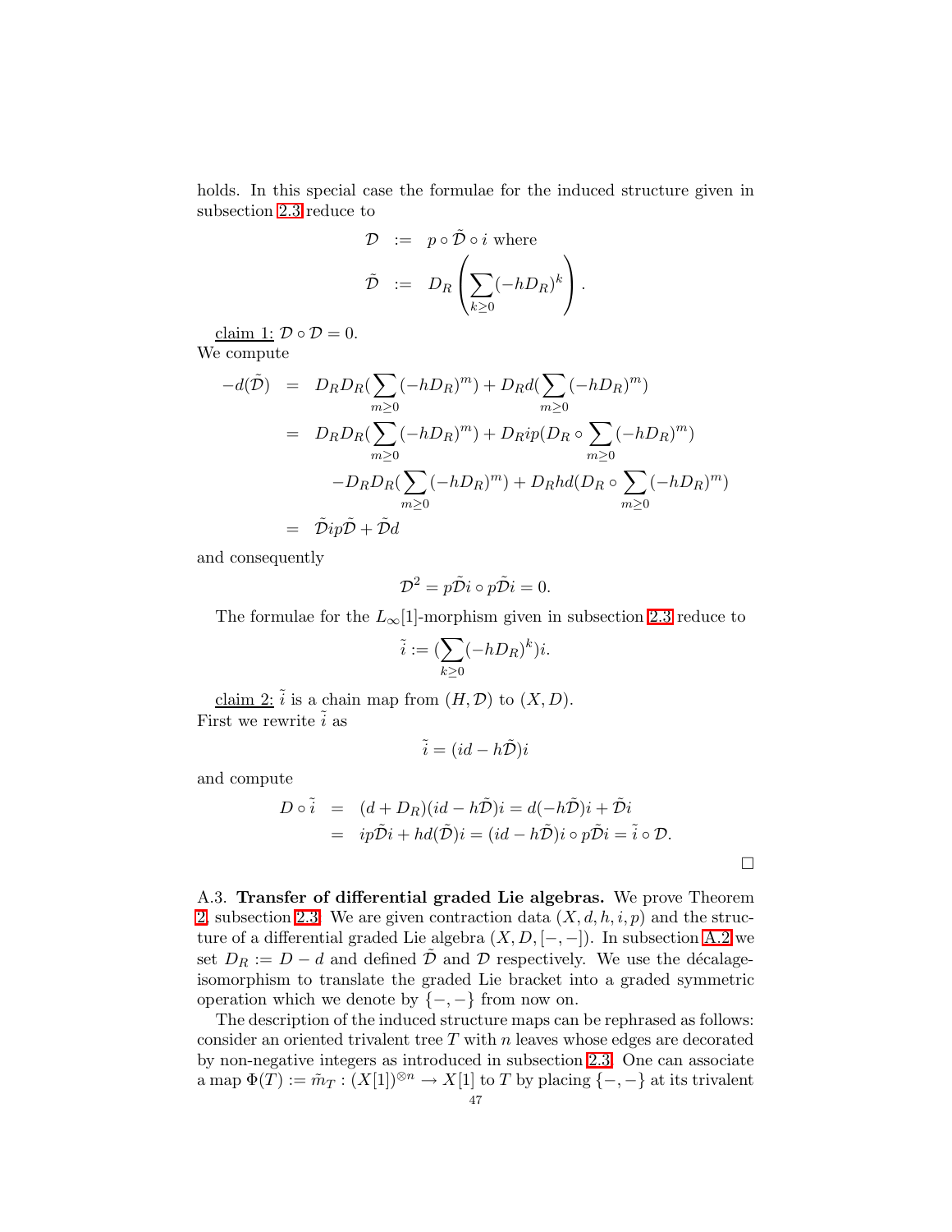holds. In this special case the formulae for the induced structure given in subsection 2.3 reduce to

$$
\begin{aligned}
\mathcal{D} &:= p \circ \tilde{\mathcal{D}} \circ i \text{ where} \\
\tilde{\mathcal{D}} &:= D_R \left( \sum_{k \geq 0} (-hD_R)^k \right).
\end{aligned}
$$

claim 1: $\mathcal{D} \circ \mathcal{D} = 0$.
We compute

$$
\begin{aligned}
-d(\tilde{\mathcal{D}}) &= D_R D_R (\sum_{m\geq 0} (-hD_R)^m) + D_R d(\sum_{m \geq 0}(-hD_R)^m) \\
&= D_R D_R (\sum_{m\geq 0} (-hD_R)^m) + D_R ip(D_R \circ \sum_{m \geq 0}(-hD_R)^m) \\
&\quad - D_R D_R (\sum_{m\geq 0} (-hD_R)^m) + D_R hd(D_R \circ \sum_{m \geq 0}(-hD_R)^m) \\
&= \tilde{\mathcal{D}} ip \tilde{\mathcal{D}} + \tilde{\mathcal{D}} d
\end{aligned}
$$

and consequently

$$
\mathcal{D}^2 = p\tilde{\mathcal{D}}i \circ p\tilde{\mathcal{D}}i = 0.
$$

The formulae for the $L_\infty[1]$-morphism given in subsection 2.3 reduce to

$$
\tilde{i} := (\sum_{k\geq 0}(-hD_R)^k)i.
$$

claim 2: $\tilde{i}$ is a chain map from $(H, \mathcal{D})$ to $(X, D)$.
First we rewrite $\tilde{i}$ as

$$
\tilde{i} = (id - h\tilde{\mathcal{D}})i
$$

and compute

$$
\begin{aligned}
D \circ \tilde{i} &= (d + D_R)(id - h\tilde{\mathcal{D}})i = d(-h\tilde{\mathcal{D}})i + \tilde{\mathcal{D}}i \\
&= ip\tilde{\mathcal{D}}i + hd(\tilde{\mathcal{D}})i = (id - h\tilde{\mathcal{D}})i \circ p\tilde{\mathcal{D}}i = \tilde{i} \circ \mathcal{D}.
\end{aligned}
$$

□

A.3. **Transfer of differential graded Lie algebras.** We prove Theorem 2, subsection 2.3. We are given contraction data $(X, d, h, i, p)$ and the structure of a differential graded Lie algebra $(X, D, [-,-])$. In subsection A.2 we set $D_R := D - d$ and defined $\tilde{\mathcal{D}}$ and $\mathcal{D}$ respectively. We use the décalage-isomorphism to translate the graded Lie bracket into a graded symmetric operation which we denote by $\{-,-\}$ from now on.

The description of the induced structure maps can be rephrased as follows: consider an oriented trivalent tree $T$ with $n$ leaves whose edges are decorated by non-negative integers as introduced in subsection 2.3. One can associate a map $\Phi(T) := \tilde{m}_T : (X[1])^{\otimes n} \to X[1]$ to $T$ by placing $\{-,-\}$ at its trivalent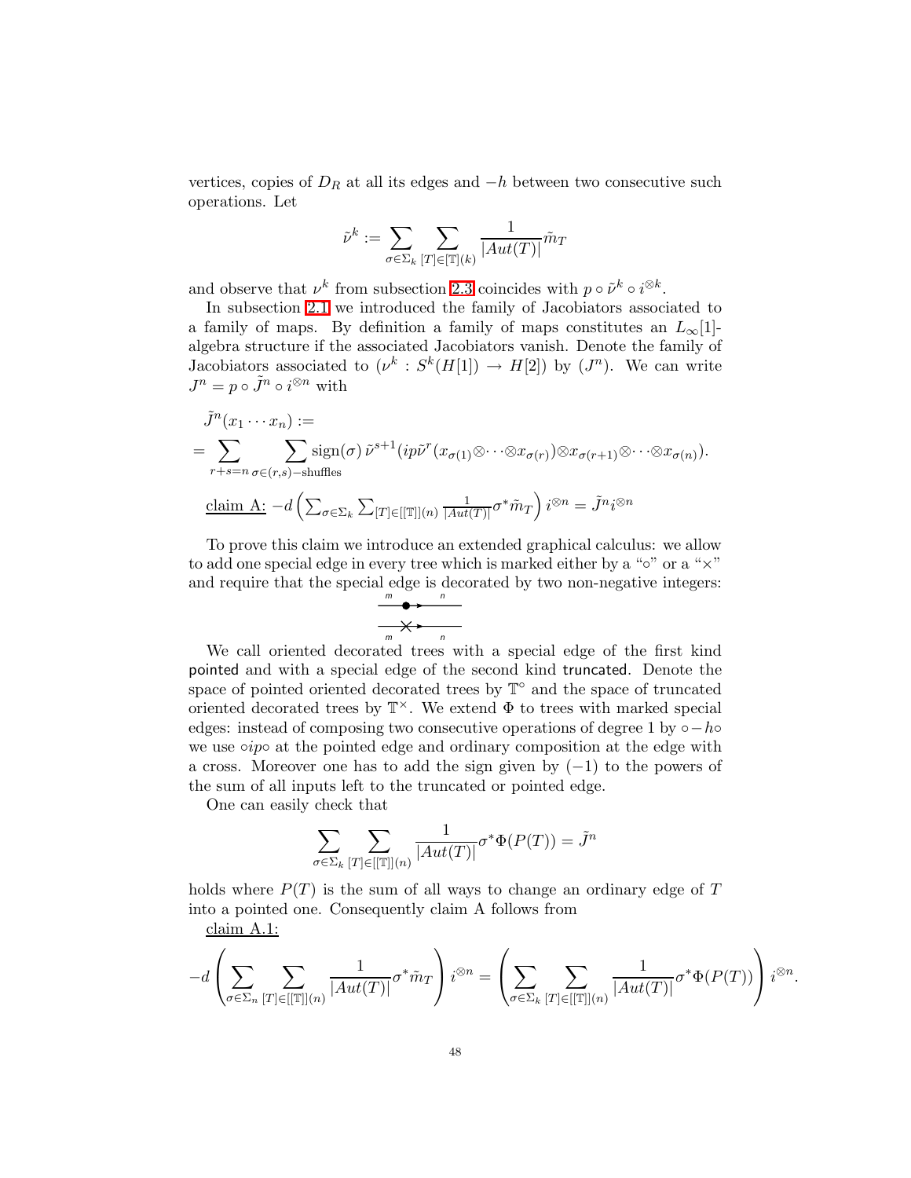vertices, copies of $D_R$ at all its edges and $-h$ between two consecutive such operations. Let

$$\tilde{\nu}^k := \sum_{\sigma\in\Sigma_k}\sum_{[T]\in[\mathbb{T}](k)} \frac{1}{|Aut(T)|}\tilde{m}_T$$

and observe that $\nu^k$ from subsection 2.3 coincides with $p\circ\tilde{\nu}^k\circ i^{\otimes k}$.

In subsection 2.1 we introduced the family of Jacobiators associated to a family of maps. By definition a family of maps constitutes an $L_\infty[1]$-algebra structure if the associated Jacobiators vanish. Denote the family of Jacobiators associated to $(\nu^k : S^k(H[1]) \to H[2])$ by $(J^n)$. We can write $J^n = p\circ\tilde{J}^n\circ i^{\otimes n}$ with

$$\begin{aligned}
&\tilde{J}^n(x_1\cdots x_n) := \\
&= \sum_{r+s=n}\sum_{\sigma\in(r,s)-\text{shuffles}} \text{sign}(\sigma)\,\tilde{\nu}^{s+1}(ip\tilde{\nu}^r(x_{\sigma(1)}\otimes\cdots\otimes x_{\sigma(r)})\otimes x_{\sigma(r+1)}\otimes\cdots\otimes x_{\sigma(n)}).
\end{aligned}$$

claim A: $-d\left(\sum_{\sigma\in\Sigma_k}\sum_{[T]\in[[\mathbb{T}]](n)}\frac{1}{|Aut(T)|}\sigma^*\tilde{m}_T\right)i^{\otimes n} = \tilde{J}^n i^{\otimes n}$

To prove this claim we introduce an extended graphical calculus: we allow to add one special edge in every tree which is marked either by a "$\circ$" or a "$\times$" and require that the special edge is decorated by two non-negative integers:

$$\overset{m}{\longrightarrow}\!\bullet\!\overset{n}{\longrightarrow} \qquad \underset{m}{\longrightarrow}\!\times\!\underset{n}{\longrightarrow}$$

We call oriented decorated trees with a special edge of the first kind pointed and with a special edge of the second kind truncated. Denote the space of pointed oriented decorated trees by $\mathbb{T}^\circ$ and the space of truncated oriented decorated trees by $\mathbb{T}^\times$. We extend $\Phi$ to trees with marked special edges: instead of composing two consecutive operations of degree 1 by $\circ - h\circ$ we use $\circ ip \circ$ at the pointed edge and ordinary composition at the edge with a cross. Moreover one has to add the sign given by $(-1)$ to the powers of the sum of all inputs left to the truncated or pointed edge.

One can easily check that

$$\sum_{\sigma\in\Sigma_k}\sum_{[T]\in[[\mathbb{T}]](n)}\frac{1}{|Aut(T)|}\sigma^*\Phi(P(T)) = \tilde{J}^n$$

holds where $P(T)$ is the sum of all ways to change an ordinary edge of $T$ into a pointed one. Consequently claim A follows from

claim A.1:

$$-d\left(\sum_{\sigma\in\Sigma_n}\sum_{[T]\in[[\mathbb{T}]](n)}\frac{1}{|Aut(T)|}\sigma^*\tilde{m}_T\right)i^{\otimes n} = \left(\sum_{\sigma\in\Sigma_k}\sum_{[T]\in[[\mathbb{T}]](n)}\frac{1}{|Aut(T)|}\sigma^*\Phi(P(T))\right)i^{\otimes n}.$$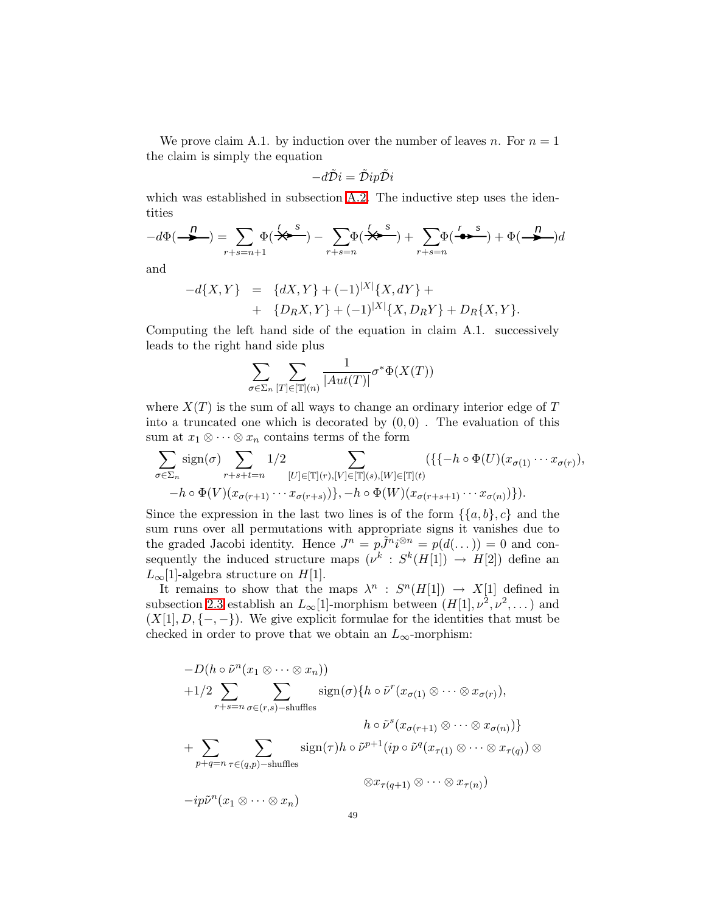We prove claim A.1. by induction over the number of leaves $n$. For $n = 1$ the claim is simply the equation

$$-d\tilde{\mathcal{D}}i = \tilde{\mathcal{D}}ip\tilde{\mathcal{D}}i$$

which was established in subsection A.2. The inductive step uses the identities

$$-d\Phi(\xrightarrow{\;n\;}) = \sum_{r+s=n+1} \Phi(\overset{r\quad s}{\times\!\!\!\longrightarrow}) - \sum_{r+s=n} \Phi(\overset{r\quad s}{\times\!\!\!\longrightarrow}) + \sum_{r+s=n} \Phi(\overset{r\quad s}{\bullet\!\!\longrightarrow}) + \Phi(\xrightarrow{\;n\;})d$$

and

$$\begin{aligned} -d\{X,Y\} &= \{dX,Y\} + (-1)^{|X|}\{X,dY\} + \\ &+ \{D_R X, Y\} + (-1)^{|X|}\{X, D_R Y\} + D_R\{X,Y\}. \end{aligned}$$

Computing the left hand side of the equation in claim A.1. successively leads to the right hand side plus

$$\sum_{\sigma\in\Sigma_n} \sum_{[T]\in[\mathbb{T}](n)} \frac{1}{|Aut(T)|} \sigma^*\Phi(X(T))$$

where $X(T)$ is the sum of all ways to change an ordinary interior edge of $T$ into a truncated one which is decorated by $(0,0)$ . The evaluation of this sum at $x_1 \otimes \cdots \otimes x_n$ contains terms of the form

$$\begin{aligned} &\sum_{\sigma\in\Sigma_n} \mathrm{sign}(\sigma) \sum_{r+s+t=n} 1/2 \sum_{[U]\in[\mathbb{T}](r),[V]\in[\mathbb{T}](s),[W]\in[\mathbb{T}](t)} (\{\{-h\circ\Phi(U)(x_{\sigma(1)}\cdots x_{\sigma(r)}), \\ &\quad -h\circ\Phi(V)(x_{\sigma(r+1)}\cdots x_{\sigma(r+s)})\}, -h\circ\Phi(W)(x_{\sigma(r+s+1)}\cdots x_{\sigma(n)})\}). \end{aligned}$$

Since the expression in the last two lines is of the form $\{\{a,b\},c\}$ and the sum runs over all permutations with appropriate signs it vanishes due to the graded Jacobi identity. Hence $J^n = p\tilde{J}^n i^{\otimes n} = p(d(\dots)) = 0$ and consequently the induced structure maps $(\nu^k : S^k(H[1]) \to H[2])$ define an $L_\infty[1]$-algebra structure on $H[1]$.

It remains to show that the maps $\lambda^n : S^n(H[1]) \to X[1]$ defined in subsection 2.3 establish an $L_\infty[1]$-morphism between $(H[1], \nu^2, \nu^2, \dots)$ and $(X[1], D, \{-,-\})$. We give explicit formulae for the identities that must be checked in order to prove that we obtain an $L_\infty$-morphism:

$$\begin{aligned} &-D(h\circ\tilde{\nu}^n(x_1\otimes\cdots\otimes x_n)) \\ &+1/2 \sum_{r+s=n} \sum_{\sigma\in(r,s)-\text{shuffles}} \mathrm{sign}(\sigma)\{h\circ\tilde{\nu}^r(x_{\sigma(1)}\otimes\cdots\otimes x_{\sigma(r)}), \\ &\qquad\qquad h\circ\tilde{\nu}^s(x_{\sigma(r+1)}\otimes\cdots\otimes x_{\sigma(n)})\} \\ &+ \sum_{p+q=n} \sum_{\tau\in(q,p)-\text{shuffles}} \mathrm{sign}(\tau) h\circ\tilde{\nu}^{p+1}(ip\circ\tilde{\nu}^q(x_{\tau(1)}\otimes\cdots\otimes x_{\tau(q)})\otimes \\ &\qquad\qquad \otimes x_{\tau(q+1)}\otimes\cdots\otimes x_{\tau(n)}) \\ &-ip\tilde{\nu}^n(x_1\otimes\cdots\otimes x_n) \end{aligned}$$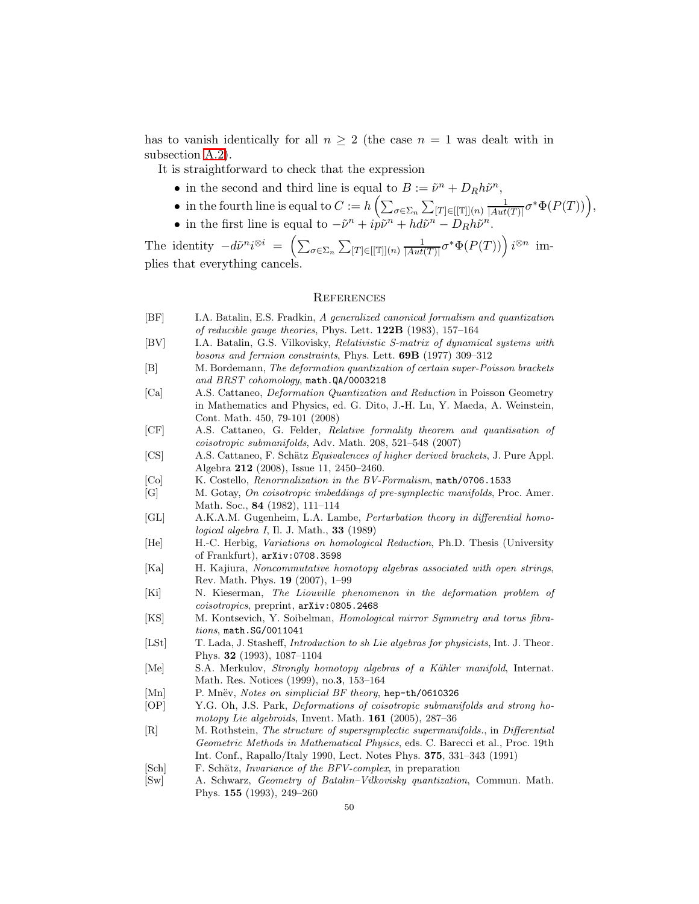has to vanish identically for all $n \geq 2$ (the case $n = 1$ was dealt with in subsection A.2).

It is straightforward to check that the expression

- in the second and third line is equal to $B := \tilde{\nu}^n + D_R h \tilde{\nu}^n$,
- in the fourth line is equal to $C := h\left(\sum_{\sigma \in \Sigma_n} \sum_{[T] \in [[\mathbb{T}]](n)} \frac{1}{|Aut(T)|} \sigma^* \Phi(P(T))\right)$,
- in the first line is equal to $-\tilde{\nu}^n + ip\tilde{\nu}^n + hd\tilde{\nu}^n - D_R h \tilde{\nu}^n$.

The identity $-d\tilde{\nu}^n i^{\otimes i} = \left(\sum_{\sigma \in \Sigma_n} \sum_{[T] \in [[\mathbb{T}]](n)} \frac{1}{|Aut(T)|} \sigma^* \Phi(P(T))\right) i^{\otimes n}$ implies that everything cancels.

## References

- [BF] I.A. Batalin, E.S. Fradkin, *A generalized canonical formalism and quantization of reducible gauge theories*, Phys. Lett. **122B** (1983), 157–164
- [BV] I.A. Batalin, G.S. Vilkovisky, *Relativistic S-matrix of dynamical systems with bosons and fermion constraints*, Phys. Lett. **69B** (1977) 309–312
- [B] M. Bordemann, *The deformation quantization of certain super-Poisson brackets and BRST cohomology*, math.QA/0003218
- [Ca] A.S. Cattaneo, *Deformation Quantization and Reduction* in Poisson Geometry in Mathematics and Physics, ed. G. Dito, J.-H. Lu, Y. Maeda, A. Weinstein, Cont. Math. 450, 79-101 (2008)
- [CF] A.S. Cattaneo, G. Felder, *Relative formality theorem and quantisation of coisotropic submanifolds*, Adv. Math. 208, 521–548 (2007)
- [CS] A.S. Cattaneo, F. Schätz *Equivalences of higher derived brackets*, J. Pure Appl. Algebra **212** (2008), Issue 11, 2450–2460.
- [Co] K. Costello, *Renormalization in the BV-Formalism*, math/0706.1533
- [G] M. Gotay, *On coisotropic imbeddings of pre-symplectic manifolds*, Proc. Amer. Math. Soc., **84** (1982), 111–114
- [GL] A.K.A.M. Gugenheim, L.A. Lambe, *Perturbation theory in differential homological algebra I*, Il. J. Math., **33** (1989)
- [He] H.-C. Herbig, *Variations on homological Reduction*, Ph.D. Thesis (University of Frankfurt), arXiv:0708.3598
- [Ka] H. Kajiura, *Noncommutative homotopy algebras associated with open strings*, Rev. Math. Phys. **19** (2007), 1–99
- [Ki] N. Kieserman, *The Liouville phenomenon in the deformation problem of coisotropics*, preprint, arXiv:0805.2468
- [KS] M. Kontsevich, Y. Soibelman, *Homological mirror Symmetry and torus fibrations*, math.SG/0011041
- [LSt] T. Lada, J. Stasheff, *Introduction to sh Lie algebras for physicists*, Int. J. Theor. Phys. **32** (1993), 1087–1104
- [Me] S.A. Merkulov, *Strongly homotopy algebras of a Kähler manifold*, Internat. Math. Res. Notices (1999), no.**3**, 153–164
- [Mn] P. Mnëv, *Notes on simplicial BF theory*, hep-th/0610326
- [OP] Y.G. Oh, J.S. Park, *Deformations of coisotropic submanifolds and strong homotopy Lie algebroids*, Invent. Math. **161** (2005), 287–36
- [R] M. Rothstein, *The structure of supersymplectic supermanifolds.*, in *Differential Geometric Methods in Mathematical Physics*, eds. C. Barecci et al., Proc. 19th Int. Conf., Rapallo/Italy 1990, Lect. Notes Phys. **375**, 331–343 (1991)
- [Sch] F. Schätz, *Invariance of the BFV-complex*, in preparation
- [Sw] A. Schwarz, *Geometry of Batalin–Vilkovisky quantization*, Commun. Math. Phys. **155** (1993), 249–260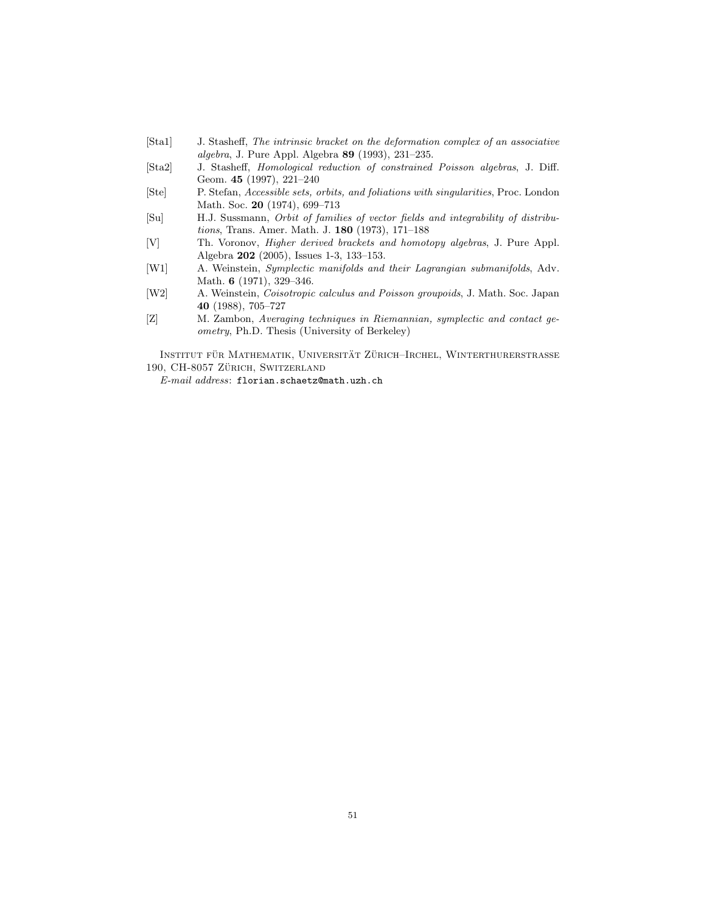[Sta1] J. Stasheff, *The intrinsic bracket on the deformation complex of an associative algebra*, J. Pure Appl. Algebra **89** (1993), 231–235.

[Sta2] J. Stasheff, *Homological reduction of constrained Poisson algebras*, J. Diff. Geom. **45** (1997), 221–240

[Ste] P. Stefan, *Accessible sets, orbits, and foliations with singularities*, Proc. London Math. Soc. **20** (1974), 699–713

[Su] H.J. Sussmann, *Orbit of families of vector fields and integrability of distributions*, Trans. Amer. Math. J. **180** (1973), 171–188

[V] Th. Voronov, *Higher derived brackets and homotopy algebras*, J. Pure Appl. Algebra **202** (2005), Issues 1-3, 133–153.

[W1] A. Weinstein, *Symplectic manifolds and their Lagrangian submanifolds*, Adv. Math. **6** (1971), 329–346.

[W2] A. Weinstein, *Coisotropic calculus and Poisson groupoids*, J. Math. Soc. Japan **40** (1988), 705–727

[Z] M. Zambon, *Averaging techniques in Riemannian, symplectic and contact geometry*, Ph.D. Thesis (University of Berkeley)

Institut für Mathematik, Universität Zürich–Irchel, Winterthurerstrasse 190, CH-8057 Zürich, Switzerland

*E-mail address*: florian.schaetz@math.uzh.ch